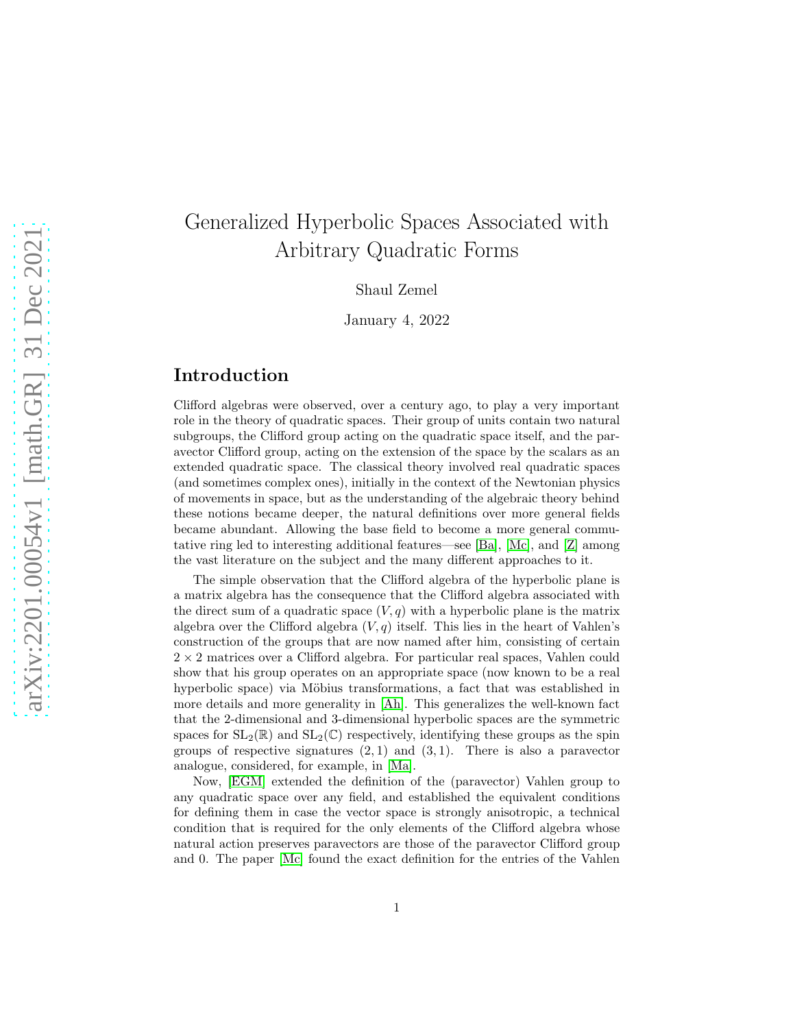# Generalized Hyperbolic Spaces Associated with Arbitrary Quadratic Forms

Shaul Zemel

January 4, 2022

## Introduction

Clifford algebras were observed, over a century ago, to play a very important role in the theory of quadratic spaces. Their group of units contain two natural subgroups, the Clifford group acting on the quadratic space itself, and the paravector Clifford group, acting on the extension of the space by the scalars as an extended quadratic space. The classical theory involved real quadratic spaces (and sometimes complex ones), initially in the context of the Newtonian physics of movements in space, but as the understanding of the algebraic theory behind these notions became deeper, the natural definitions over more general fields became abundant. Allowing the base field to become a more general commutative ring led to interesting additional features—see [Ba], [Mc], and [Z] among the vast literature on the subject and the many different approaches to it.

The simple observation that the Clifford algebra of the hyperbolic plane is a matrix algebra has the consequence that the Clifford algebra associated with the direct sum of a quadratic space $(V, q)$ with a hyperbolic plane is the matrix algebra over the Clifford algebra $(V, q)$ itself. This lies in the heart of Vahlen's construction of the groups that are now named after him, consisting of certain $2 \times 2$ matrices over a Clifford algebra. For particular real spaces, Vahlen could show that his group operates on an appropriate space (now known to be a real hyperbolic space) via Möbius transformations, a fact that was established in more details and more generality in [Ah]. This generalizes the well-known fact that the 2-dimensional and 3-dimensional hyperbolic spaces are the symmetric spaces for $\mathrm{SL}_2(\mathbb{R})$ and $\mathrm{SL}_2(\mathbb{C})$ respectively, identifying these groups as the spin groups of respective signatures $(2, 1)$ and $(3, 1)$. There is also a paravector analogue, considered, for example, in [Ma].

Now, [EGM] extended the definition of the (paravector) Vahlen group to any quadratic space over any field, and established the equivalent conditions for defining them in case the vector space is strongly anisotropic, a technical condition that is required for the only elements of the Clifford algebra whose natural action preserves paravectors are those of the paravector Clifford group and 0. The paper [Mc] found the exact definition for the entries of the Vahlen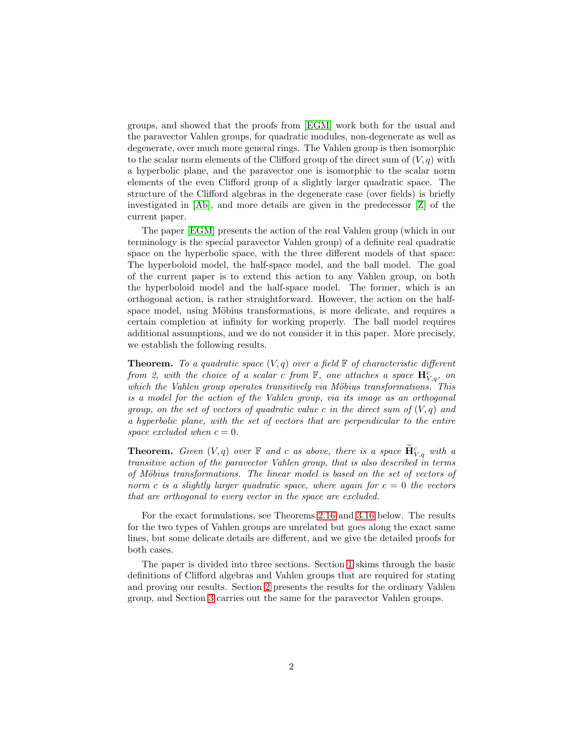groups, and showed that the proofs from [EGM] work both for the usual and the paravector Vahlen groups, for quadratic modules, non-degenerate as well as degenerate, over much more general rings. The Vahlen group is then isomorphic to the scalar norm elements of the Clifford group of the direct sum of $(V, q)$ with a hyperbolic plane, and the paravector one is isomorphic to the scalar norm elements of the even Clifford group of a slightly larger quadratic space. The structure of the Clifford algebras in the degenerate case (over fields) is briefly investigated in [Ab], and more details are given in the predecessor [Z] of the current paper.

The paper [EGM] presents the action of the real Vahlen group (which in our terminology is the special paravector Vahlen group) of a definite real quadratic space on the hyperbolic space, with the three different models of that space: The hyperboloid model, the half-space model, and the ball model. The goal of the current paper is to extend this action to any Vahlen group, on both the hyperboloid model and the half-space model. The former, which is an orthogonal action, is rather straightforward. However, the action on the half-space model, using Möbius transformations, is more delicate, and requires a certain completion at infinity for working properly. The ball model requires additional assumptions, and we do not consider it in this paper. More precisely, we establish the following results.

**Theorem.** *To a quadratic space $(V, q)$ over a field $\mathbb{F}$ of characteristic different from 2, with the choice of a scalar $c$ from $\mathbb{F}$, one attaches a space $\mathbf{H}^{c}_{V,q}$, on which the Vahlen group operates transitively via Möbius transformations. This is a model for the action of the Vahlen group, via its image as an orthogonal group, on the set of vectors of quadratic value $c$ in the direct sum of $(V, q)$ and a hyperbolic plane, with the set of vectors that are perpendicular to the entire space excluded when $c = 0$.*

**Theorem.** *Given $(V, q)$ over $\mathbb{F}$ and $c$ as above, there is a space $\widetilde{\mathbf{H}}^{c}_{V,q}$ with a transitive action of the paravector Vahlen group, that is also described in terms of Möbius transformations. The linear model is based on the set of vectors of norm $c$ is a slightly larger quadratic space, where again for $c = 0$ the vectors that are orthogonal to every vector in the space are excluded.*

For the exact formulations, see Theorems 2.16 and 3.16 below. The results for the two types of Vahlen groups are unrelated but goes along the exact same lines, but some delicate details are different, and we give the detailed proofs for both cases.

The paper is divided into three sections. Section 1 skims through the basic definitions of Clifford algebras and Vahlen groups that are required for stating and proving our results. Section 2 presents the results for the ordinary Vahlen group, and Section 3 carries out the same for the paravector Vahlen groups.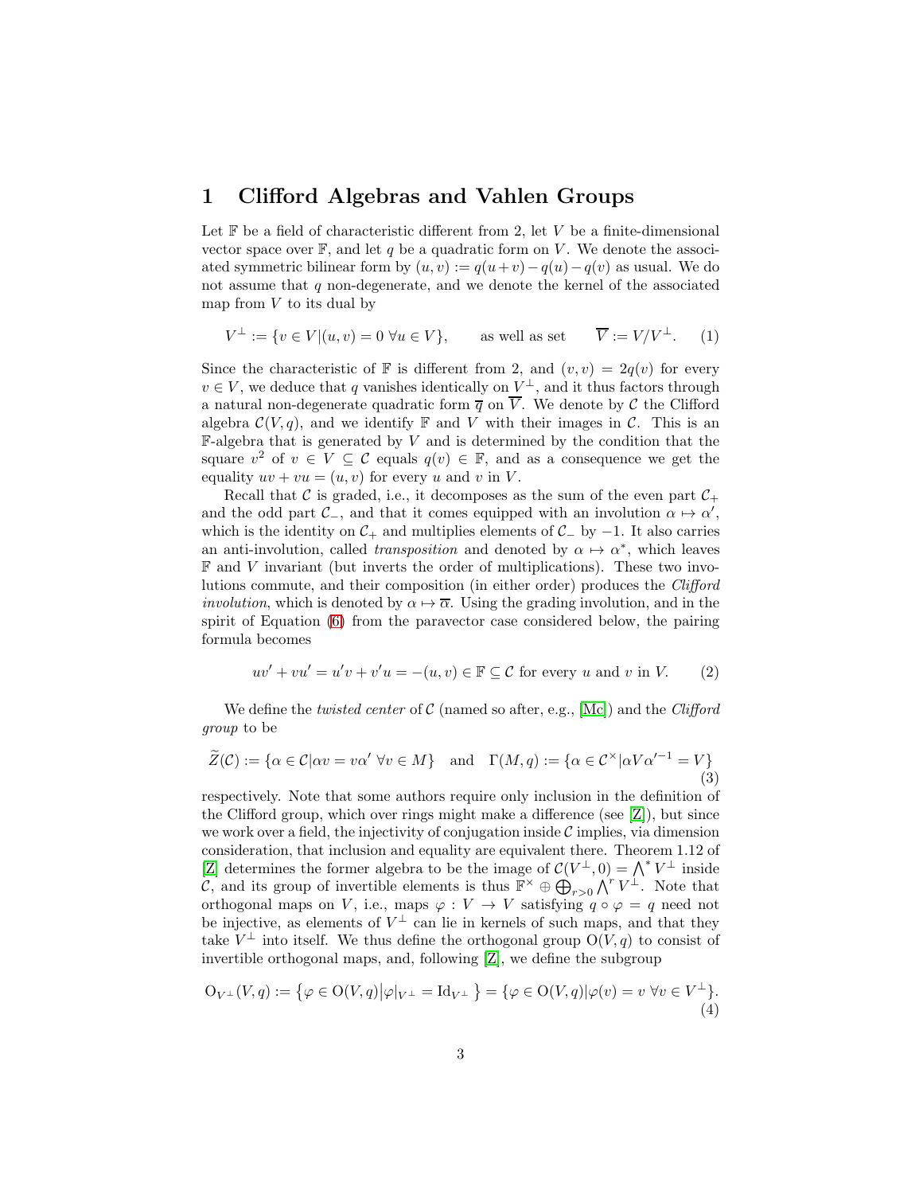# 1 Clifford Algebras and Vahlen Groups

Let $\mathbb{F}$ be a field of characteristic different from 2, let $V$ be a finite-dimensional vector space over $\mathbb{F}$, and let $q$ be a quadratic form on $V$. We denote the associated symmetric bilinear form by $(u,v) := q(u+v) - q(u) - q(v)$ as usual. We do not assume that $q$ non-degenerate, and we denote the kernel of the associated map from $V$ to its dual by

$$V^{\perp} := \{v \in V | (u,v) = 0 \ \forall u \in V\}, \qquad \text{as well as set} \qquad \overline{V} := V/V^{\perp}. \tag{1}$$

Since the characteristic of $\mathbb{F}$ is different from 2, and $(v,v) = 2q(v)$ for every $v \in V$, we deduce that $q$ vanishes identically on $V^{\perp}$, and it thus factors through a natural non-degenerate quadratic form $\overline{q}$ on $\overline{V}$. We denote by $\mathcal{C}$ the Clifford algebra $\mathcal{C}(V,q)$, and we identify $\mathbb{F}$ and $V$ with their images in $\mathcal{C}$. This is an $\mathbb{F}$-algebra that is generated by $V$ and is determined by the condition that the square $v^2$ of $v \in V \subseteq \mathcal{C}$ equals $q(v) \in \mathbb{F}$, and as a consequence we get the equality $uv + vu = (u,v)$ for every $u$ and $v$ in $V$.

Recall that $\mathcal{C}$ is graded, i.e., it decomposes as the sum of the even part $\mathcal{C}_+$ and the odd part $\mathcal{C}_-$, and that it comes equipped with an involution $\alpha \mapsto \alpha'$, which is the identity on $\mathcal{C}_+$ and multiplies elements of $\mathcal{C}_-$ by $-1$. It also carries an anti-involution, called *transposition* and denoted by $\alpha \mapsto \alpha^*$, which leaves $\mathbb{F}$ and $V$ invariant (but inverts the order of multiplications). These two involutions commute, and their composition (in either order) produces the *Clifford involution*, which is denoted by $\alpha \mapsto \overline{\alpha}$. Using the grading involution, and in the spirit of Equation (6) from the paravector case considered below, the pairing formula becomes

$$uv' + vu' = u'v + v'u = -(u,v) \in \mathbb{F} \subseteq \mathcal{C} \text{ for every } u \text{ and } v \text{ in } V. \tag{2}$$

We define the *twisted center* of $\mathcal{C}$ (named so after, e.g., [Mc]) and the *Clifford group* to be

$$\widetilde{Z}(\mathcal{C}) := \{\alpha \in \mathcal{C} | \alpha v = v\alpha' \ \forall v \in M\} \quad \text{and} \quad \Gamma(M,q) := \{\alpha \in \mathcal{C}^{\times} | \alpha V \alpha'^{-1} = V\} \tag{3}$$

respectively. Note that some authors require only inclusion in the definition of the Clifford group, which over rings might make a difference (see [Z]), but since we work over a field, the injectivity of conjugation inside $\mathcal{C}$ implies, via dimension consideration, that inclusion and equality are equivalent there. Theorem 1.12 of [Z] determines the former algebra to be the image of $\mathcal{C}(V^{\perp}, 0) = \bigwedge^* V^{\perp}$ inside $\mathcal{C}$, and its group of invertible elements is thus $\mathbb{F}^{\times} \oplus \bigoplus_{r>0} \bigwedge^r V^{\perp}$. Note that orthogonal maps on $V$, i.e., maps $\varphi : V \to V$ satisfying $q \circ \varphi = q$ need not be injective, as elements of $V^{\perp}$ can lie in kernels of such maps, and that they take $V^{\perp}$ into itself. We thus define the orthogonal group $\mathrm{O}(V,q)$ to consist of invertible orthogonal maps, and, following [Z], we define the subgroup

$$\mathrm{O}_{V^{\perp}}(V,q) := \left\{\varphi \in \mathrm{O}(V,q) \big| \varphi|_{V^{\perp}} = \mathrm{Id}_{V^{\perp}} \right\} = \{\varphi \in \mathrm{O}(V,q) | \varphi(v) = v \ \forall v \in V^{\perp}\}. \tag{4}$$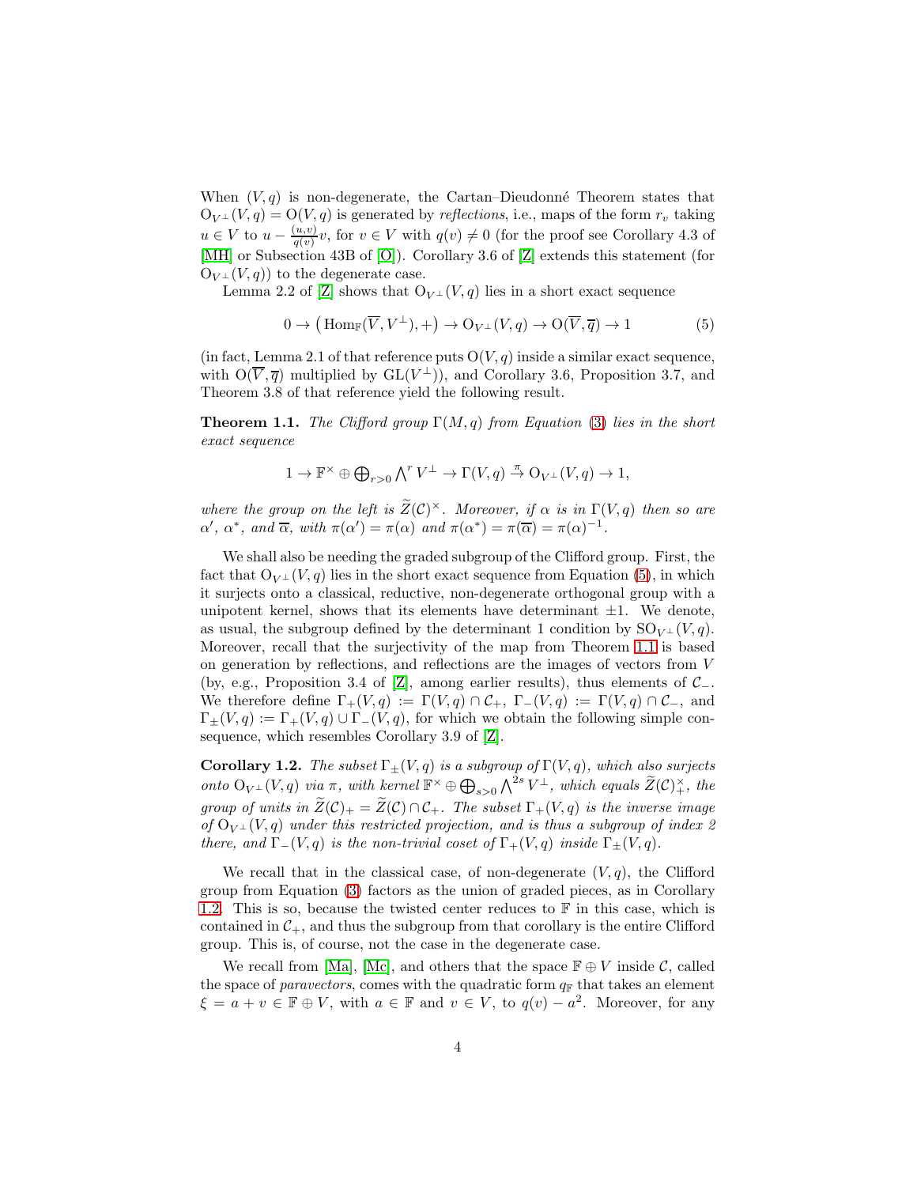When $(V,q)$ is non-degenerate, the Cartan–Dieudonné Theorem states that $\mathrm{O}_{V^{\perp}}(V,q)=\mathrm{O}(V,q)$ is generated by *reflections*, i.e., maps of the form $r_v$ taking $u\in V$ to $u-\frac{(u,v)}{q(v)}v$, for $v\in V$ with $q(v)\neq 0$ (for the proof see Corollary 4.3 of [MH] or Subsection 43B of [O]). Corollary 3.6 of [Z] extends this statement (for $\mathrm{O}_{V^{\perp}}(V,q)$) to the degenerate case.

Lemma 2.2 of [Z] shows that $\mathrm{O}_{V^{\perp}}(V,q)$ lies in a short exact sequence

$$0\to\big(\mathrm{Hom}_{\mathbb{F}}(\overline{V},V^{\perp}),+\big)\to\mathrm{O}_{V^{\perp}}(V,q)\to\mathrm{O}(\overline{V},\overline{q})\to 1 \tag{5}$$

(in fact, Lemma 2.1 of that reference puts $\mathrm{O}(V,q)$ inside a similar exact sequence, with $\mathrm{O}(\overline{V},\overline{q})$ multiplied by $\mathrm{GL}(V^{\perp})$), and Corollary 3.6, Proposition 3.7, and Theorem 3.8 of that reference yield the following result.

**Theorem 1.1.** *The Clifford group $\Gamma(M,q)$ from Equation (3) lies in the short exact sequence*

$$1\to\mathbb{F}^{\times}\oplus\textstyle\bigoplus_{r>0}\bigwedge^{r}V^{\perp}\to\Gamma(V,q)\overset{\pi}{\to}\mathrm{O}_{V^{\perp}}(V,q)\to 1,$$

*where the group on the left is $\widetilde{Z}(\mathcal{C})^{\times}$. Moreover, if $\alpha$ is in $\Gamma(V,q)$ then so are $\alpha'$, $\alpha^{*}$, and $\overline{\alpha}$, with $\pi(\alpha')=\pi(\alpha)$ and $\pi(\alpha^{*})=\pi(\overline{\alpha})=\pi(\alpha)^{-1}$.*

We shall also be needing the graded subgroup of the Clifford group. First, the fact that $\mathrm{O}_{V^{\perp}}(V,q)$ lies in the short exact sequence from Equation (5), in which it surjects onto a classical, reductive, non-degenerate orthogonal group with a unipotent kernel, shows that its elements have determinant $\pm1$. We denote, as usual, the subgroup defined by the determinant 1 condition by $\mathrm{SO}_{V^{\perp}}(V,q)$. Moreover, recall that the surjectivity of the map from Theorem 1.1 is based on generation by reflections, and reflections are the images of vectors from $V$ (by, e.g., Proposition 3.4 of [Z], among earlier results), thus elements of $\mathcal{C}_{-}$. We therefore define $\Gamma_{+}(V,q):=\Gamma(V,q)\cap\mathcal{C}_{+}$, $\Gamma_{-}(V,q):=\Gamma(V,q)\cap\mathcal{C}_{-}$, and $\Gamma_{\pm}(V,q):=\Gamma_{+}(V,q)\cup\Gamma_{-}(V,q)$, for which we obtain the following simple consequence, which resembles Corollary 3.9 of [Z].

**Corollary 1.2.** *The subset $\Gamma_{\pm}(V,q)$ is a subgroup of $\Gamma(V,q)$, which also surjects onto $\mathrm{O}_{V^{\perp}}(V,q)$ via $\pi$, with kernel $\mathbb{F}^{\times}\oplus\bigoplus_{s>0}\bigwedge^{2s}V^{\perp}$, which equals $\widetilde{Z}(\mathcal{C})_{+}^{\times}$, the group of units in $\widetilde{Z}(\mathcal{C})_{+}=\widetilde{Z}(\mathcal{C})\cap\mathcal{C}_{+}$. The subset $\Gamma_{+}(V,q)$ is the inverse image of $\mathrm{O}_{V^{\perp}}(V,q)$ under this restricted projection, and is thus a subgroup of index 2 there, and $\Gamma_{-}(V,q)$ is the non-trivial coset of $\Gamma_{+}(V,q)$ inside $\Gamma_{\pm}(V,q)$.*

We recall that in the classical case, of non-degenerate $(V,q)$, the Clifford group from Equation (3) factors as the union of graded pieces, as in Corollary 1.2. This is so, because the twisted center reduces to $\mathbb{F}$ in this case, which is contained in $\mathcal{C}_{+}$, and thus the subgroup from that corollary is the entire Clifford group. This is, of course, not the case in the degenerate case.

We recall from [Ma], [Mc], and others that the space $\mathbb{F}\oplus V$ inside $\mathcal{C}$, called the space of *paravectors*, comes with the quadratic form $q_{\mathbb{F}}$ that takes an element $\xi=a+v\in\mathbb{F}\oplus V$, with $a\in\mathbb{F}$ and $v\in V$, to $q(v)-a^{2}$. Moreover, for any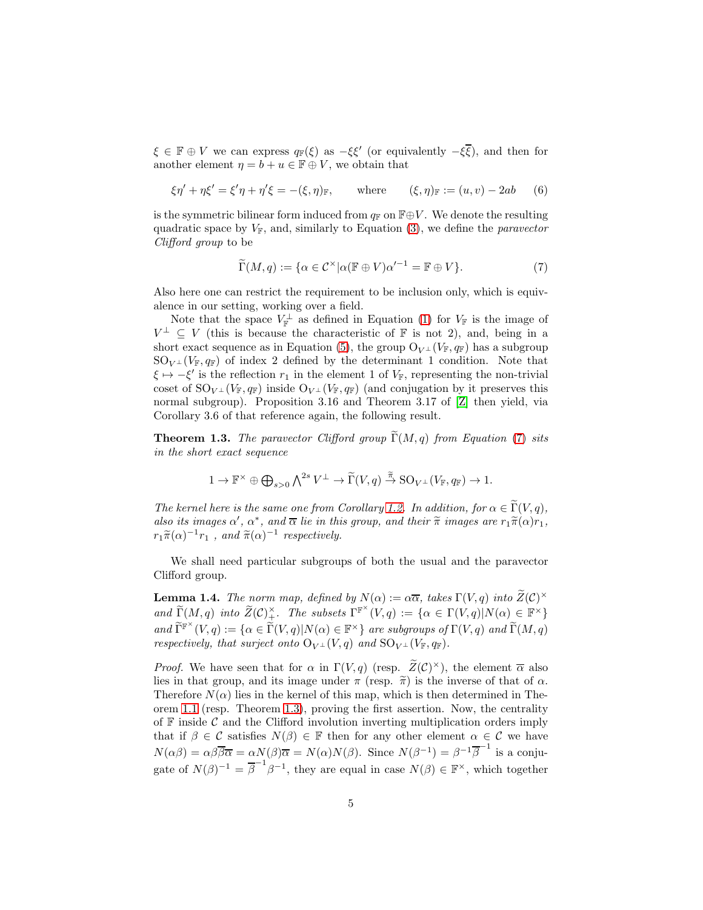$\xi \in \mathbb{F} \oplus V$ we can express $q_{\mathbb{F}}(\xi)$ as $-\xi\xi'$ (or equivalently $-\xi\overline{\xi}$), and then for another element $\eta = b + u \in \mathbb{F} \oplus V$, we obtain that

$$\xi\eta' + \eta\xi' = \xi'\eta + \eta'\xi = -(\xi, \eta)_{\mathbb{F}}, \qquad \text{where} \qquad (\xi, \eta)_{\mathbb{F}} := (u, v) - 2ab \tag{6}$$

is the symmetric bilinear form induced from $q_{\mathbb{F}}$ on $\mathbb{F} \oplus V$. We denote the resulting quadratic space by $V_{\mathbb{F}}$, and, similarly to Equation (3), we define the *paravector Clifford group* to be

$$\widetilde{\Gamma}(M, q) := \{\alpha \in \mathcal{C}^{\times} | \alpha(\mathbb{F} \oplus V)\alpha'^{-1} = \mathbb{F} \oplus V\}. \tag{7}$$

Also here one can restrict the requirement to be inclusion only, which is equivalence in our setting, working over a field.

Note that the space $V_{\mathbb{F}}^{\perp}$ as defined in Equation (1) for $V_{\mathbb{F}}$ is the image of $V^{\perp} \subseteq V$ (this is because the characteristic of $\mathbb{F}$ is not 2), and, being in a short exact sequence as in Equation (5), the group $\mathrm{O}_{V^{\perp}}(V_{\mathbb{F}}, q_{\mathbb{F}})$ has a subgroup $\mathrm{SO}_{V^{\perp}}(V_{\mathbb{F}}, q_{\mathbb{F}})$ of index 2 defined by the determinant 1 condition. Note that $\xi \mapsto -\xi'$ is the reflection $r_1$ in the element 1 of $V_{\mathbb{F}}$, representing the non-trivial coset of $\mathrm{SO}_{V^{\perp}}(V_{\mathbb{F}}, q_{\mathbb{F}})$ inside $\mathrm{O}_{V^{\perp}}(V_{\mathbb{F}}, q_{\mathbb{F}})$ (and conjugation by it preserves this normal subgroup). Proposition 3.16 and Theorem 3.17 of [Z] then yield, via Corollary 3.6 of that reference again, the following result.

**Theorem 1.3.** *The paravector Clifford group $\widetilde{\Gamma}(M, q)$ from Equation (7) sits in the short exact sequence*

$$1 \to \mathbb{F}^{\times} \oplus \bigoplus_{s>0} \bigwedge^{2s} V^{\perp} \to \widetilde{\Gamma}(V, q) \xrightarrow{\widetilde{\pi}} \mathrm{SO}_{V^{\perp}}(V_{\mathbb{F}}, q_{\mathbb{F}}) \to 1.$$

*The kernel here is the same one from Corollary 1.2. In addition, for $\alpha \in \widetilde{\Gamma}(V, q)$, also its images $\alpha'$, $\alpha^*$, and $\overline{\alpha}$ lie in this group, and their $\widetilde{\pi}$ images are $r_1\widetilde{\pi}(\alpha)r_1$, $r_1\widetilde{\pi}(\alpha)^{-1}r_1$ , and $\widetilde{\pi}(\alpha)^{-1}$ respectively.*

We shall need particular subgroups of both the usual and the paravector Clifford group.

**Lemma 1.4.** *The norm map, defined by $N(\alpha) := \alpha\overline{\alpha}$, takes $\Gamma(V, q)$ into $\widetilde{Z}(\mathcal{C})^{\times}$ and $\widetilde{\Gamma}(M, q)$ into $\widetilde{Z}(\mathcal{C})^{\times}_{+}$. The subsets $\Gamma^{\mathbb{F}^{\times}}(V, q) := \{\alpha \in \Gamma(V, q) | N(\alpha) \in \mathbb{F}^{\times}\}$ and $\widetilde{\Gamma}^{\mathbb{F}^{\times}}(V, q) := \{\alpha \in \widetilde{\Gamma}(V, q) | N(\alpha) \in \mathbb{F}^{\times}\}$ are subgroups of $\Gamma(V, q)$ and $\widetilde{\Gamma}(M, q)$ respectively, that surject onto $\mathrm{O}_{V^{\perp}}(V, q)$ and $\mathrm{SO}_{V^{\perp}}(V_{\mathbb{F}}, q_{\mathbb{F}})$.*

*Proof.* We have seen that for $\alpha$ in $\Gamma(V, q)$ (resp. $\widetilde{Z}(\mathcal{C})^{\times}$), the element $\overline{\alpha}$ also lies in that group, and its image under $\pi$ (resp. $\widetilde{\pi}$) is the inverse of that of $\alpha$. Therefore $N(\alpha)$ lies in the kernel of this map, which is then determined in Theorem 1.1 (resp. Theorem 1.3), proving the first assertion. Now, the centrality of $\mathbb{F}$ inside $\mathcal{C}$ and the Clifford involution inverting multiplication orders imply that if $\beta \in \mathcal{C}$ satisfies $N(\beta) \in \mathbb{F}$ then for any other element $\alpha \in \mathcal{C}$ we have $N(\alpha\beta) = \alpha\beta\overline{\beta}\overline{\alpha} = \alpha N(\beta)\overline{\alpha} = N(\alpha)N(\beta)$. Since $N(\beta^{-1}) = \beta^{-1}\overline{\beta}^{-1}$ is a conjugate of $N(\beta)^{-1} = \overline{\beta}^{-1}\beta^{-1}$, they are equal in case $N(\beta) \in \mathbb{F}^{\times}$, which together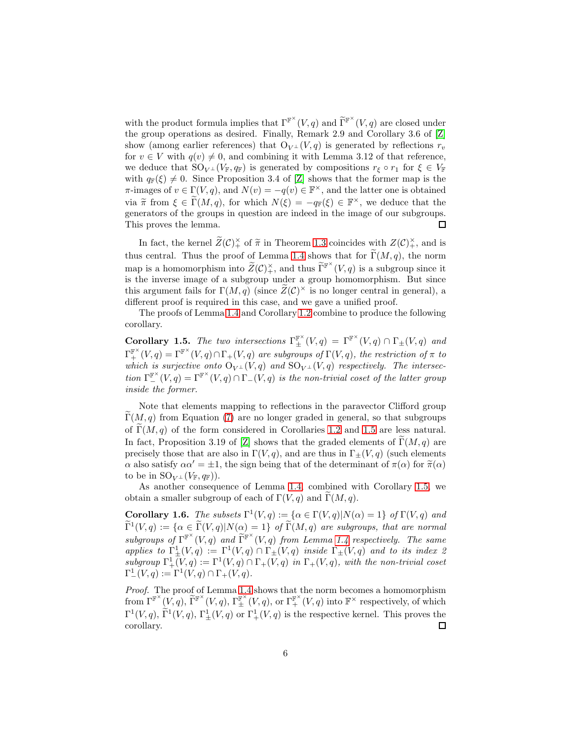with the product formula implies that $\Gamma^{\mathbb{F}^\times}(V,q)$ and $\widetilde{\Gamma}^{\mathbb{F}^\times}(V,q)$ are closed under the group operations as desired. Finally, Remark 2.9 and Corollary 3.6 of [Z] show (among earlier references) that $\mathrm{O}_{V^\perp}(V,q)$ is generated by reflections $r_v$ for $v \in V$ with $q(v) \neq 0$, and combining it with Lemma 3.12 of that reference, we deduce that $\mathrm{SO}_{V^\perp}(V_\mathbb{F},q_\mathbb{F})$ is generated by compositions $r_\xi \circ r_1$ for $\xi \in V_\mathbb{F}$ with $q_\mathbb{F}(\xi) \neq 0$. Since Proposition 3.4 of [Z] shows that the former map is the $\pi$-images of $v \in \Gamma(V,q)$, and $N(v) = -q(v) \in \mathbb{F}^\times$, and the latter one is obtained via $\widetilde{\pi}$ from $\xi \in \widetilde{\Gamma}(M,q)$, for which $N(\xi) = -q_\mathbb{F}(\xi) \in \mathbb{F}^\times$, we deduce that the generators of the groups in question are indeed in the image of our subgroups. This proves the lemma. ◻

In fact, the kernel $\widetilde{Z}(\mathcal{C})_+^\times$ of $\widetilde{\pi}$ in Theorem 1.3 coincides with $Z(\mathcal{C})_+^\times$, and is thus central. Thus the proof of Lemma 1.4 shows that for $\widetilde{\Gamma}(M,q)$, the norm map is a homomorphism into $\widetilde{Z}(\mathcal{C})_+^\times$, and thus $\widetilde{\Gamma}^{\mathbb{F}^\times}(V,q)$ is a subgroup since it is the inverse image of a subgroup under a group homomorphism. But since this argument fails for $\Gamma(M,q)$ (since $\widetilde{Z}(\mathcal{C})^\times$ is no longer central in general), a different proof is required in this case, and we gave a unified proof.

The proofs of Lemma 1.4 and Corollary 1.2 combine to produce the following corollary.

**Corollary 1.5.** *The two intersections $\Gamma_\pm^{\mathbb{F}^\times}(V,q) = \Gamma^{\mathbb{F}^\times}(V,q) \cap \Gamma_\pm(V,q)$ and $\Gamma_+^{\mathbb{F}^\times}(V,q) = \Gamma^{\mathbb{F}^\times}(V,q) \cap \Gamma_+(V,q)$ are subgroups of $\Gamma(V,q)$, the restriction of $\pi$ to which is surjective onto $\mathrm{O}_{V^\perp}(V,q)$ and $\mathrm{SO}_{V^\perp}(V,q)$ respectively. The intersection $\Gamma_-^{\mathbb{F}^\times}(V,q) = \Gamma^{\mathbb{F}^\times}(V,q) \cap \Gamma_-(V,q)$ is the non-trivial coset of the latter group inside the former.*

Note that elements mapping to reflections in the paravector Clifford group $\widetilde{\Gamma}(M,q)$ from Equation (7) are no longer graded in general, so that subgroups of $\widetilde{\Gamma}(M,q)$ of the form considered in Corollaries 1.2 and 1.5 are less natural. In fact, Proposition 3.19 of [Z] shows that the graded elements of $\widetilde{\Gamma}(M,q)$ are precisely those that are also in $\Gamma(V,q)$, and are thus in $\Gamma_\pm(V,q)$ (such elements $\alpha$ also satisfy $\alpha\alpha' = \pm 1$, the sign being that of the determinant of $\pi(\alpha)$ for $\widetilde{\pi}(\alpha)$ to be in $\mathrm{SO}_{V^\perp}(V_\mathbb{F},q_\mathbb{F})$).

As another consequence of Lemma 1.4, combined with Corollary 1.5, we obtain a smaller subgroup of each of $\Gamma(V,q)$ and $\widetilde{\Gamma}(M,q)$.

**Corollary 1.6.** *The subsets $\Gamma^1(V,q) := \{\alpha \in \Gamma(V,q) | N(\alpha) = 1\}$ of $\Gamma(V,q)$ and $\widetilde{\Gamma}^1(V,q) := \{\alpha \in \widetilde{\Gamma}(V,q) | N(\alpha) = 1\}$ of $\widetilde{\Gamma}(M,q)$ are subgroups, that are normal subgroups of $\Gamma^{\mathbb{F}^\times}(V,q)$ and $\widetilde{\Gamma}^{\mathbb{F}^\times}(V,q)$ from Lemma 1.4 respectively. The same applies to $\Gamma_\pm^1(V,q) := \Gamma^1(V,q) \cap \Gamma_\pm(V,q)$ inside $\Gamma_\pm(V,q)$ and to its index 2 subgroup $\Gamma_+^1(V,q) := \Gamma^1(V,q) \cap \Gamma_+(V,q)$ in $\Gamma_+(V,q)$, with the non-trivial coset $\Gamma_-^1(V,q) := \Gamma^1(V,q) \cap \Gamma_+(V,q)$.*

*Proof.* The proof of Lemma 1.4 shows that the norm becomes a homomorphism from $\Gamma^{\mathbb{F}^\times}(V,q)$, $\widetilde{\Gamma}^{\mathbb{F}^\times}(V,q)$, $\Gamma_\pm^{\mathbb{F}^\times}(V,q)$, or $\Gamma_+^{\mathbb{F}^\times}(V,q)$ into $\mathbb{F}^\times$ respectively, of which $\Gamma^1(V,q)$, $\widetilde{\Gamma}^1(V,q)$, $\Gamma_\pm^1(V,q)$ or $\Gamma_+^1(V,q)$ is the respective kernel. This proves the corollary. ◻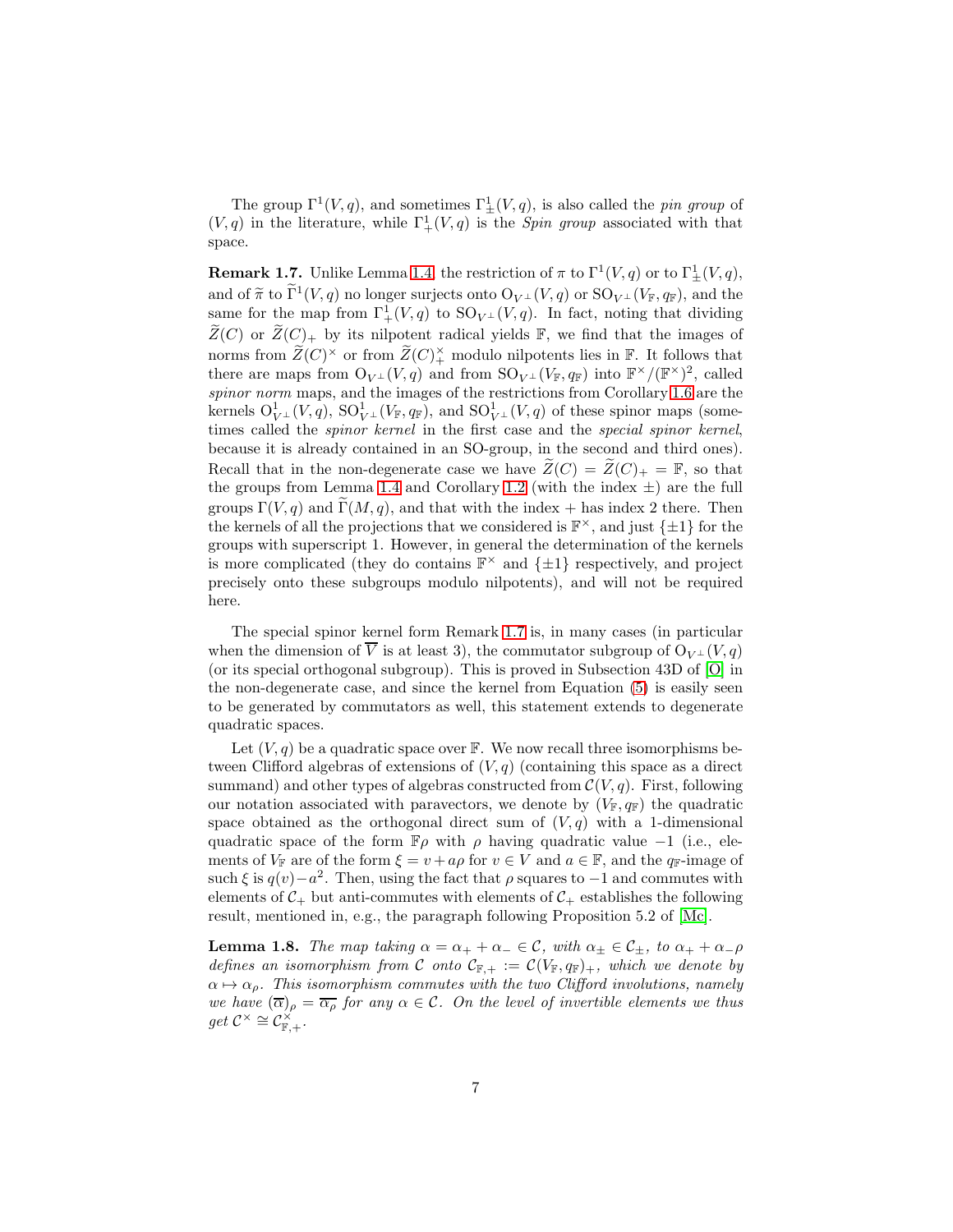The group $\Gamma^1(V,q)$, and sometimes $\Gamma^1_\pm(V,q)$, is also called the *pin group* of $(V,q)$ in the literature, while $\Gamma^1_+(V,q)$ is the *Spin group* associated with that space.

**Remark 1.7.** Unlike Lemma 1.4, the restriction of $\pi$ to $\Gamma^1(V,q)$ or to $\Gamma^1_\pm(V,q)$, and of $\widetilde{\pi}$ to $\widetilde{\Gamma}^1(V,q)$ no longer surjects onto $\mathrm{O}_{V^\perp}(V,q)$ or $\mathrm{SO}_{V^\perp}(V_{\mathbb{F}},q_{\mathbb{F}})$, and the same for the map from $\Gamma^1_+(V,q)$ to $\mathrm{SO}_{V^\perp}(V,q)$. In fact, noting that dividing $\widetilde{Z}(C)$ or $\widetilde{Z}(C)_+$ by its nilpotent radical yields $\mathbb{F}$, we find that the images of norms from $\widetilde{Z}(C)^\times$ or from $\widetilde{Z}(C)_+^\times$ modulo nilpotents lies in $\mathbb{F}$. It follows that there are maps from $\mathrm{O}_{V^\perp}(V,q)$ and from $\mathrm{SO}_{V^\perp}(V_{\mathbb{F}},q_{\mathbb{F}})$ into $\mathbb{F}^\times/(\mathbb{F}^\times)^2$, called *spinor norm* maps, and the images of the restrictions from Corollary 1.6 are the kernels $\mathrm{O}^1_{V^\perp}(V,q)$, $\mathrm{SO}^1_{V^\perp}(V_{\mathbb{F}},q_{\mathbb{F}})$, and $\mathrm{SO}^1_{V^\perp}(V,q)$ of these spinor maps (sometimes called the *spinor kernel* in the first case and the *special spinor kernel*, because it is already contained in an SO-group, in the second and third ones). Recall that in the non-degenerate case we have $\widetilde{Z}(C)=\widetilde{Z}(C)_+=\mathbb{F}$, so that the groups from Lemma 1.4 and Corollary 1.2 (with the index $\pm$) are the full groups $\Gamma(V,q)$ and $\widetilde{\Gamma}(M,q)$, and that with the index $+$ has index 2 there. Then the kernels of all the projections that we considered is $\mathbb{F}^\times$, and just $\{\pm1\}$ for the groups with superscript 1. However, in general the determination of the kernels is more complicated (they do contains $\mathbb{F}^\times$ and $\{\pm1\}$ respectively, and project precisely onto these subgroups modulo nilpotents), and will not be required here.

The special spinor kernel form Remark 1.7 is, in many cases (in particular when the dimension of $\overline{V}$ is at least 3), the commutator subgroup of $\mathrm{O}_{V^\perp}(V,q)$ (or its special orthogonal subgroup). This is proved in Subsection 43D of [O] in the non-degenerate case, and since the kernel from Equation (5) is easily seen to be generated by commutators as well, this statement extends to degenerate quadratic spaces.

Let $(V,q)$ be a quadratic space over $\mathbb{F}$. We now recall three isomorphisms between Clifford algebras of extensions of $(V,q)$ (containing this space as a direct summand) and other types of algebras constructed from $\mathcal{C}(V,q)$. First, following our notation associated with paravectors, we denote by $(V_{\mathbb{F}},q_{\mathbb{F}})$ the quadratic space obtained as the orthogonal direct sum of $(V,q)$ with a 1-dimensional quadratic space of the form $\mathbb{F}\rho$ with $\rho$ having quadratic value $-1$ (i.e., elements of $V_{\mathbb{F}}$ are of the form $\xi=v+a\rho$ for $v\in V$ and $a\in\mathbb{F}$, and the $q_{\mathbb{F}}$-image of such $\xi$ is $q(v)-a^2$. Then, using the fact that $\rho$ squares to $-1$ and commutes with elements of $\mathcal{C}_+$ but anti-commutes with elements of $\mathcal{C}_+$ establishes the following result, mentioned in, e.g., the paragraph following Proposition 5.2 of [Mc].

**Lemma 1.8.** *The map taking $\alpha=\alpha_+ + \alpha_-\in\mathcal{C}$, with $\alpha_\pm\in\mathcal{C}_\pm$, to $\alpha_+ + \alpha_-\rho$ defines an isomorphism from $\mathcal{C}$ onto $\mathcal{C}_{\mathbb{F},+}:=\mathcal{C}(V_{\mathbb{F}},q_{\mathbb{F}})_+$, which we denote by $\alpha\mapsto\alpha_\rho$. This isomorphism commutes with the two Clifford involutions, namely we have $(\overline{\alpha})_\rho=\overline{\alpha_\rho}$ for any $\alpha\in\mathcal{C}$. On the level of invertible elements we thus get $\mathcal{C}^\times\cong\mathcal{C}^\times_{\mathbb{F},+}$.*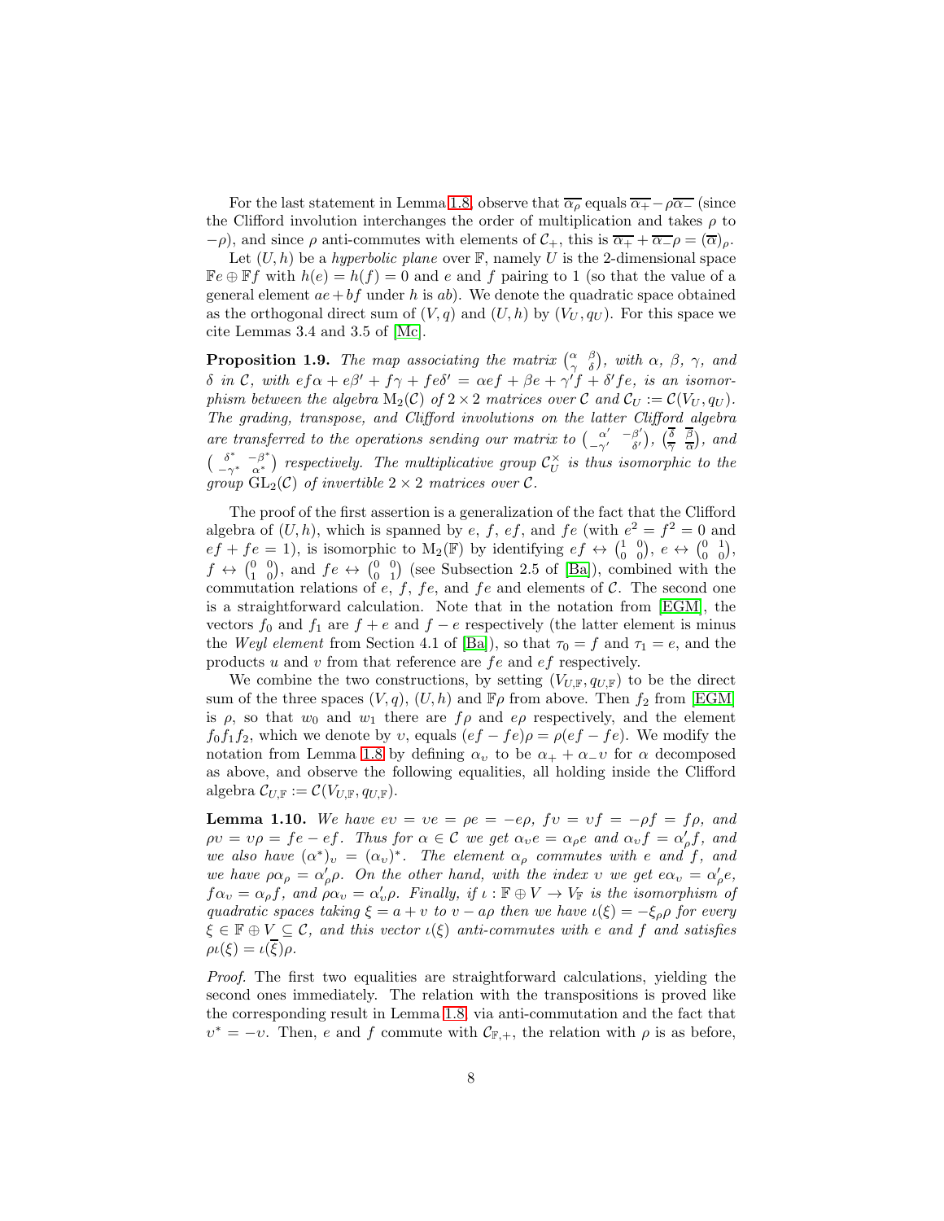For the last statement in Lemma 1.8, observe that $\overline{\alpha_\rho}$ equals $\overline{\alpha_+}-\rho\overline{\alpha_-}$ (since the Clifford involution interchanges the order of multiplication and takes $\rho$ to $-\rho$), and since $\rho$ anti-commutes with elements of $\mathcal{C}_+$, this is $\overline{\alpha_+}+\overline{\alpha_-}\rho=(\overline{\alpha})_\rho$.

Let $(U,h)$ be a *hyperbolic plane* over $\mathbb{F}$, namely $U$ is the 2-dimensional space $\mathbb{F}e\oplus\mathbb{F}f$ with $h(e)=h(f)=0$ and $e$ and $f$ pairing to 1 (so that the value of a general element $ae+bf$ under $h$ is $ab$). We denote the quadratic space obtained as the orthogonal direct sum of $(V,q)$ and $(U,h)$ by $(V_U,q_U)$. For this space we cite Lemmas 3.4 and 3.5 of [Mc].

**Proposition 1.9.** *The map associating the matrix $\begin{pmatrix}\alpha & \beta \\ \gamma & \delta\end{pmatrix}$, with $\alpha$, $\beta$, $\gamma$, and $\delta$ in $\mathcal{C}$, with $ef\alpha+e\beta'+f\gamma+fe\delta'=\alpha ef+\beta e+\gamma' f+\delta' fe$, is an isomorphism between the algebra $\mathrm{M}_2(\mathcal{C})$ of $2\times 2$ matrices over $\mathcal{C}$ and $\mathcal{C}_U:=\mathcal{C}(V_U,q_U)$. The grading, transpose, and Clifford involutions on the latter Clifford algebra are transferred to the operations sending our matrix to $\begin{pmatrix}\alpha' & -\beta' \\ -\gamma' & \delta'\end{pmatrix}$, $\begin{pmatrix}\overline{\delta} & \overline{\beta} \\ \overline{\gamma} & \overline{\alpha}\end{pmatrix}$, and $\begin{pmatrix}\delta^* & -\beta^* \\ -\gamma^* & \alpha^*\end{pmatrix}$ respectively. The multiplicative group $\mathcal{C}_U^\times$ is thus isomorphic to the group $\mathrm{GL}_2(\mathcal{C})$ of invertible $2\times 2$ matrices over $\mathcal{C}$.*

The proof of the first assertion is a generalization of the fact that the Clifford algebra of $(U,h)$, which is spanned by $e$, $f$, $ef$, and $fe$ (with $e^2=f^2=0$ and $ef+fe=1$), is isomorphic to $\mathrm{M}_2(\mathbb{F})$ by identifying $ef\leftrightarrow\begin{pmatrix}1 & 0 \\ 0 & 0\end{pmatrix}$, $e\leftrightarrow\begin{pmatrix}0 & 1 \\ 0 & 0\end{pmatrix}$, $f\leftrightarrow\begin{pmatrix}0 & 0 \\ 1 & 0\end{pmatrix}$, and $fe\leftrightarrow\begin{pmatrix}0 & 0 \\ 0 & 1\end{pmatrix}$ (see Subsection 2.5 of [Ba]), combined with the commutation relations of $e$, $f$, $fe$, and $fe$ and elements of $\mathcal{C}$. The second one is a straightforward calculation. Note that in the notation from [EGM], the vectors $f_0$ and $f_1$ are $f+e$ and $f-e$ respectively (the latter element is minus the *Weyl element* from Section 4.1 of [Ba]), so that $\tau_0=f$ and $\tau_1=e$, and the products $u$ and $v$ from that reference are $fe$ and $ef$ respectively.

We combine the two constructions, by setting $(V_{U,\mathbb{F}},q_{U,\mathbb{F}})$ to be the direct sum of the three spaces $(V,q)$, $(U,h)$ and $\mathbb{F}\rho$ from above. Then $f_2$ from [EGM] is $\rho$, so that $w_0$ and $w_1$ there are $f\rho$ and $e\rho$ respectively, and the element $f_0f_1f_2$, which we denote by $\upsilon$, equals $(ef-fe)\rho=\rho(ef-fe)$. We modify the notation from Lemma 1.8 by defining $\alpha_\upsilon$ to be $\alpha_++\alpha_-\upsilon$ for $\alpha$ decomposed as above, and observe the following equalities, all holding inside the Clifford algebra $\mathcal{C}_{U,\mathbb{F}}:=\mathcal{C}(V_{U,\mathbb{F}},q_{U,\mathbb{F}})$.

**Lemma 1.10.** *We have $e\upsilon=\upsilon e=\rho e=-e\rho$, $f\upsilon=\upsilon f=-\rho f=f\rho$, and $\rho\upsilon=\upsilon\rho=fe-ef$. Thus for $\alpha\in\mathcal{C}$ we get $\alpha_\upsilon e=\alpha_\rho e$ and $\alpha_\upsilon f=\alpha'_\rho f$, and we also have $(\alpha^*)_\upsilon=(\alpha_\upsilon)^*$. The element $\alpha_\rho$ commutes with $e$ and $f$, and we have $\rho\alpha_\rho=\alpha'_\rho\rho$. On the other hand, with the index $\upsilon$ we get $e\alpha_\upsilon=\alpha'_\rho e$, $f\alpha_\upsilon=\alpha_\rho f$, and $\rho\alpha_\upsilon=\alpha'_\upsilon\rho$. Finally, if $\iota:\mathbb{F}\oplus V\to V_{\mathbb{F}}$ is the isomorphism of quadratic spaces taking $\xi=a+v$ to $v-a\rho$ then we have $\iota(\xi)=-\xi_\rho\rho$ for every $\xi\in\mathbb{F}\oplus V\subseteq\mathcal{C}$, and this vector $\iota(\xi)$ anti-commutes with $e$ and $f$ and satisfies $\rho\iota(\xi)=\iota(\overline{\xi})\rho$.*

*Proof.* The first two equalities are straightforward calculations, yielding the second ones immediately. The relation with the transpositions is proved like the corresponding result in Lemma 1.8, via anti-commutation and the fact that $\upsilon^*=-\upsilon$. Then, $e$ and $f$ commute with $\mathcal{C}_{\mathbb{F},+}$, the relation with $\rho$ is as before,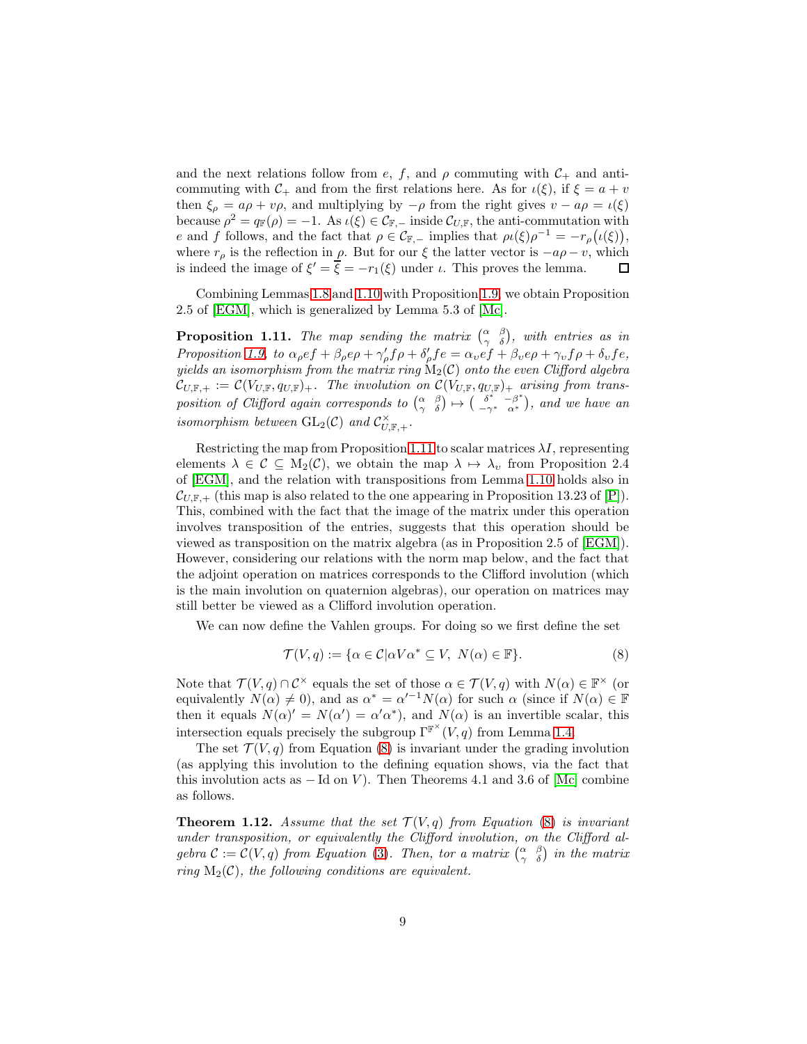and the next relations follow from $e$, $f$, and $\rho$ commuting with $\mathcal{C}_+$ and anti-commuting with $\mathcal{C}_+$ and from the first relations here. As for $\iota(\xi)$, if $\xi = a + v$ then $\xi_\rho = a\rho + v\rho$, and multiplying by $-\rho$ from the right gives $v - a\rho = \iota(\xi)$ because $\rho^2 = q_{\mathbb{F}}(\rho) = -1$. As $\iota(\xi) \in \mathcal{C}_{\mathbb{F},-}$ inside $\mathcal{C}_{U,\mathbb{F}}$, the anti-commutation with $e$ and $f$ follows, and the fact that $\rho \in \mathcal{C}_{\mathbb{F},-}$ implies that $\rho\iota(\xi)\rho^{-1} = -r_\rho\big(\iota(\xi)\big)$, where $r_\rho$ is the reflection in $\rho$. But for our $\xi$ the latter vector is $-a\rho - v$, which is indeed the image of $\xi' = \overline{\xi} = -r_1(\xi)$ under $\iota$. This proves the lemma. ◻

Combining Lemmas 1.8 and 1.10 with Proposition 1.9, we obtain Proposition 2.5 of [EGM], which is generalized by Lemma 5.3 of [Mc].

**Proposition 1.11.** *The map sending the matrix $\left(\begin{smallmatrix} \alpha & \beta \\ \gamma & \delta \end{smallmatrix}\right)$, with entries as in Proposition 1.9, to $\alpha_\rho ef + \beta_\rho e\rho + \gamma'_\rho f\rho + \delta'_\rho fe = \alpha_v ef + \beta_v e\rho + \gamma_v f\rho + \delta_v fe$, yields an isomorphism from the matrix ring $\mathrm{M}_2(\mathcal{C})$ onto the even Clifford algebra $\mathcal{C}_{U,\mathbb{F},+} := \mathcal{C}(V_{U,\mathbb{F}}, q_{U,\mathbb{F}})_+$. The involution on $\mathcal{C}(V_{U,\mathbb{F}}, q_{U,\mathbb{F}})_+$ arising from transposition of Clifford again corresponds to $\left(\begin{smallmatrix} \alpha & \beta \\ \gamma & \delta \end{smallmatrix}\right) \mapsto \left(\begin{smallmatrix} \delta^* & -\beta^* \\ -\gamma^* & \alpha^* \end{smallmatrix}\right)$, and we have an isomorphism between $\mathrm{GL}_2(\mathcal{C})$ and $\mathcal{C}_{U,\mathbb{F},+}^\times$.*

Restricting the map from Proposition 1.11 to scalar matrices $\lambda I$, representing elements $\lambda \in \mathcal{C} \subseteq \mathrm{M}_2(\mathcal{C})$, we obtain the map $\lambda \mapsto \lambda_v$ from Proposition 2.4 of [EGM], and the relation with transpositions from Lemma 1.10 holds also in $\mathcal{C}_{U,\mathbb{F},+}$ (this map is also related to the one appearing in Proposition 13.23 of [P]). This, combined with the fact that the image of the matrix under this operation involves transposition of the entries, suggests that this operation should be viewed as transposition on the matrix algebra (as in Proposition 2.5 of [EGM]). However, considering our relations with the norm map below, and the fact that the adjoint operation on matrices corresponds to the Clifford involution (which is the main involution on quaternion algebras), our operation on matrices may still better be viewed as a Clifford involution operation.

We can now define the Vahlen groups. For doing so we first define the set

$$\mathcal{T}(V,q) := \{\alpha \in \mathcal{C} | \alpha V \alpha^* \subseteq V,\ N(\alpha) \in \mathbb{F}\}. \tag{8}$$

Note that $\mathcal{T}(V,q) \cap \mathcal{C}^\times$ equals the set of those $\alpha \in \mathcal{T}(V,q)$ with $N(\alpha) \in \mathbb{F}^\times$ (or equivalently $N(\alpha) \neq 0$), and as $\alpha^* = \alpha'^{-1}N(\alpha)$ for such $\alpha$ (since if $N(\alpha) \in \mathbb{F}$ then it equals $N(\alpha)' = N(\alpha') = \alpha'\alpha^*$), and $N(\alpha)$ is an invertible scalar, this intersection equals precisely the subgroup $\Gamma^{\mathbb{F}^\times}(V,q)$ from Lemma 1.4.

The set $\mathcal{T}(V,q)$ from Equation (8) is invariant under the grading involution (as applying this involution to the defining equation shows, via the fact that this involution acts as $-\mathrm{Id}$ on $V$). Then Theorems 4.1 and 3.6 of [Mc] combine as follows.

**Theorem 1.12.** *Assume that the set $\mathcal{T}(V,q)$ from Equation (8) is invariant under transposition, or equivalently the Clifford involution, on the Clifford algebra $\mathcal{C} := \mathcal{C}(V,q)$ from Equation (3). Then, tor a matrix $\left(\begin{smallmatrix} \alpha & \beta \\ \gamma & \delta \end{smallmatrix}\right)$ in the matrix ring $\mathrm{M}_2(\mathcal{C})$, the following conditions are equivalent.*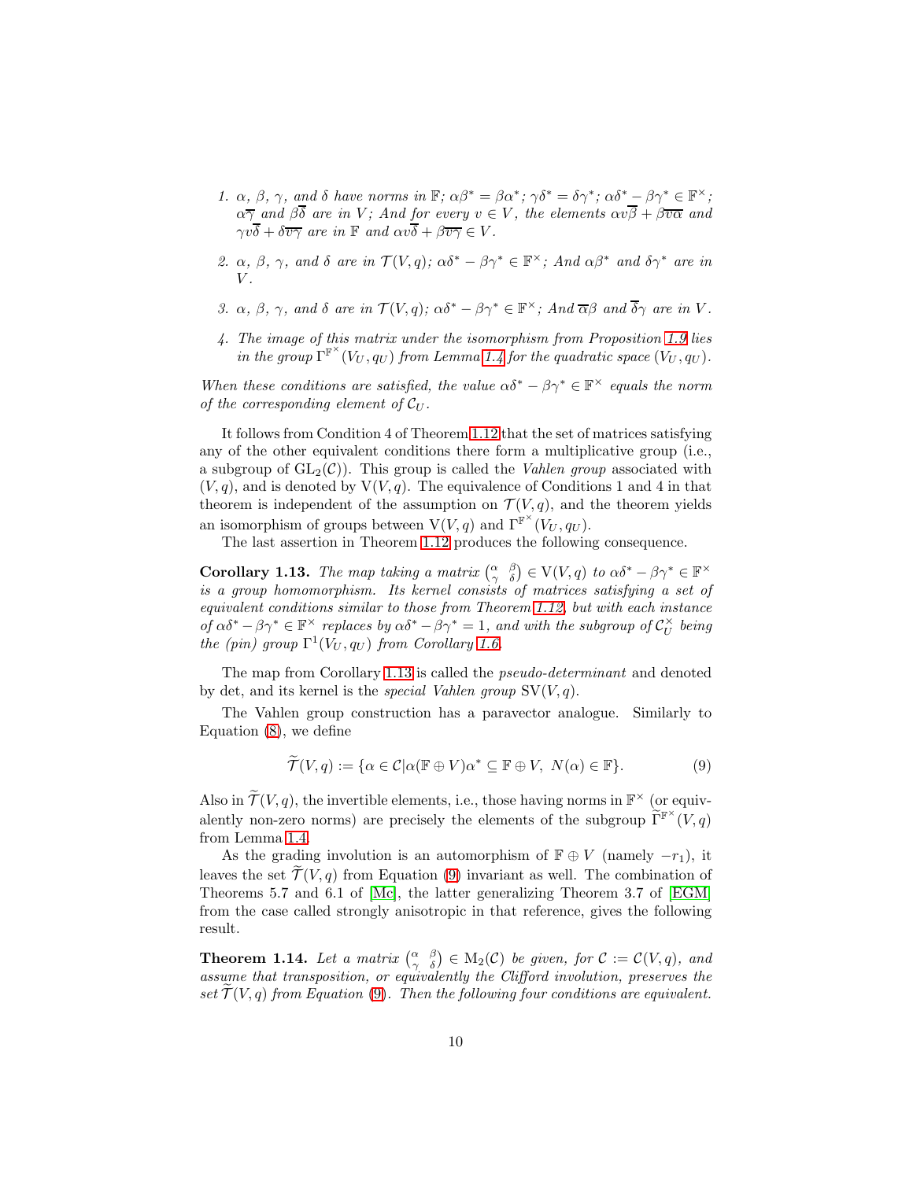1. $\alpha$, $\beta$, $\gamma$, and $\delta$ have norms in $\mathbb{F}$; $\alpha\beta^* = \beta\alpha^*$; $\gamma\delta^* = \delta\gamma^*$; $\alpha\delta^* - \beta\gamma^* \in \mathbb{F}^\times$; $\alpha\overline{\gamma}$ and $\beta\overline{\delta}$ are in $V$; And for every $v \in V$, the elements $\alpha v\overline{\beta} + \beta\overline{v\alpha}$ and $\gamma v\overline{\delta} + \delta\overline{v\gamma}$ are in $\mathbb{F}$ and $\alpha v\overline{\delta} + \beta\overline{v\gamma} \in V$.

2. $\alpha$, $\beta$, $\gamma$, and $\delta$ are in $\mathcal{T}(V,q)$; $\alpha\delta^* - \beta\gamma^* \in \mathbb{F}^\times$; And $\alpha\beta^*$ and $\delta\gamma^*$ are in $V$.

3. $\alpha$, $\beta$, $\gamma$, and $\delta$ are in $\mathcal{T}(V,q)$; $\alpha\delta^* - \beta\gamma^* \in \mathbb{F}^\times$; And $\overline{\alpha}\beta$ and $\overline{\delta}\gamma$ are in $V$.

4. The image of this matrix under the isomorphism from Proposition 1.9 lies in the group $\Gamma^{\mathbb{F}^\times}(V_U, q_U)$ from Lemma 1.4 for the quadratic space $(V_U, q_U)$.

*When these conditions are satisfied, the value $\alpha\delta^* - \beta\gamma^* \in \mathbb{F}^\times$ equals the norm of the corresponding element of $\mathcal{C}_U$.*

It follows from Condition 4 of Theorem 1.12 that the set of matrices satisfying any of the other equivalent conditions there form a multiplicative group (i.e., a subgroup of $\mathrm{GL}_2(\mathcal{C})$). This group is called the *Vahlen group* associated with $(V,q)$, and is denoted by $\mathrm{V}(V,q)$. The equivalence of Conditions 1 and 4 in that theorem is independent of the assumption on $\mathcal{T}(V,q)$, and the theorem yields an isomorphism of groups between $\mathrm{V}(V,q)$ and $\Gamma^{\mathbb{F}^\times}(V_U, q_U)$.

The last assertion in Theorem 1.12 produces the following consequence.

**Corollary 1.13.** *The map taking a matrix $\begin{pmatrix} \alpha & \beta \\ \gamma & \delta \end{pmatrix} \in \mathrm{V}(V,q)$ to $\alpha\delta^* - \beta\gamma^* \in \mathbb{F}^\times$ is a group homomorphism. Its kernel consists of matrices satisfying a set of equivalent conditions similar to those from Theorem 1.12, but with each instance of $\alpha\delta^* - \beta\gamma^* \in \mathbb{F}^\times$ replaces by $\alpha\delta^* - \beta\gamma^* = 1$, and with the subgroup of $\mathcal{C}_U^\times$ being the (pin) group $\Gamma^1(V_U, q_U)$ from Corollary 1.6.*

The map from Corollary 1.13 is called the *pseudo-determinant* and denoted by det, and its kernel is the *special Vahlen group* $\mathrm{SV}(V,q)$.

The Vahlen group construction has a paravector analogue. Similarly to Equation (8), we define

$$\widetilde{\mathcal{T}}(V,q) := \{\alpha \in \mathcal{C} | \alpha(\mathbb{F} \oplus V)\alpha^* \subseteq \mathbb{F} \oplus V,\ N(\alpha) \in \mathbb{F}\}. \tag{9}$$

Also in $\widetilde{\mathcal{T}}(V,q)$, the invertible elements, i.e., those having norms in $\mathbb{F}^\times$ (or equivalently non-zero norms) are precisely the elements of the subgroup $\widetilde{\Gamma}^{\mathbb{F}^\times}(V,q)$ from Lemma 1.4.

As the grading involution is an automorphism of $\mathbb{F} \oplus V$ (namely $-r_1$), it leaves the set $\widetilde{\mathcal{T}}(V,q)$ from Equation (9) invariant as well. The combination of Theorems 5.7 and 6.1 of [Mc], the latter generalizing Theorem 3.7 of [EGM] from the case called strongly anisotropic in that reference, gives the following result.

**Theorem 1.14.** *Let a matrix $\begin{pmatrix} \alpha & \beta \\ \gamma & \delta \end{pmatrix} \in \mathrm{M}_2(\mathcal{C})$ be given, for $\mathcal{C} := \mathcal{C}(V,q)$, and assume that transposition, or equivalently the Clifford involution, preserves the set $\widetilde{\mathcal{T}}(V,q)$ from Equation (9). Then the following four conditions are equivalent.*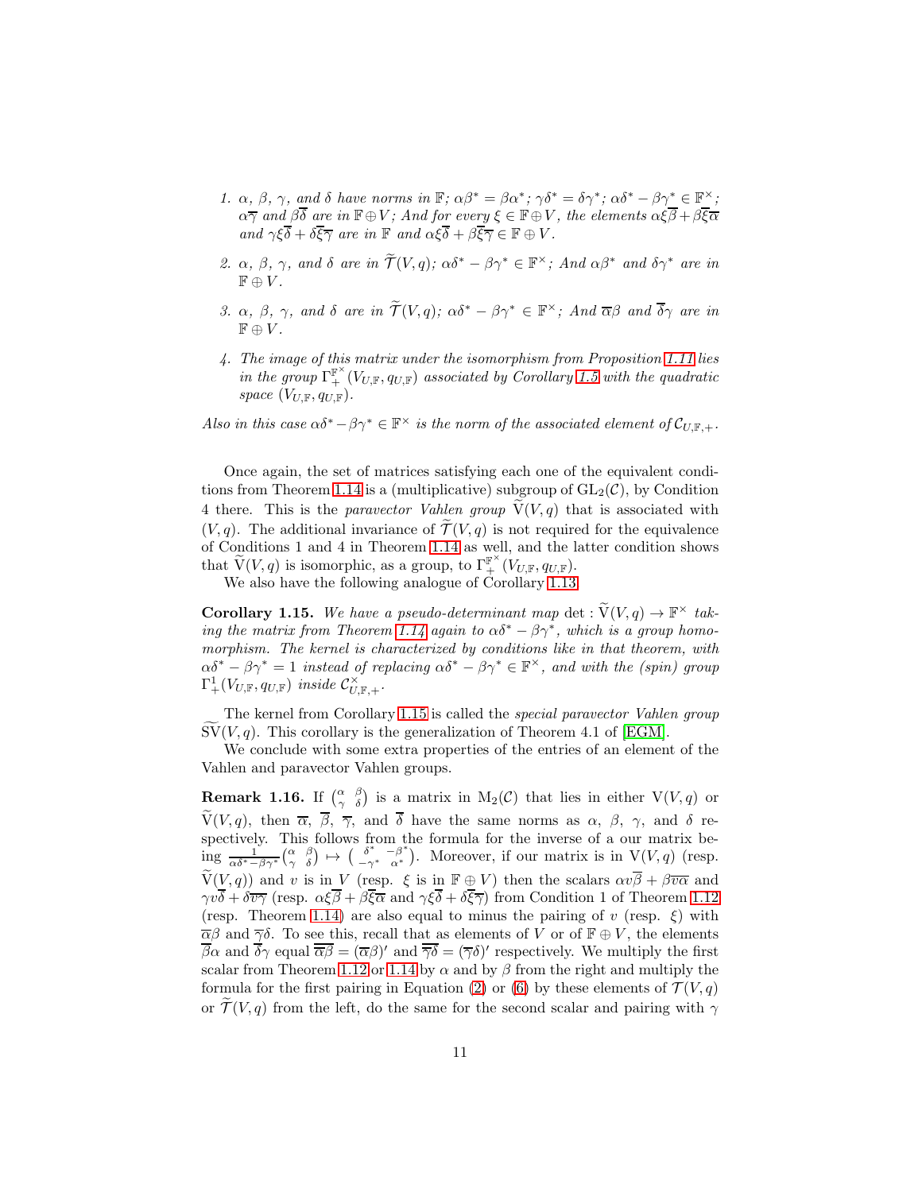1. $\alpha$, $\beta$, $\gamma$, and $\delta$ have norms in $\mathbb{F}$; $\alpha\beta^* = \beta\alpha^*$; $\gamma\delta^* = \delta\gamma^*$; $\alpha\delta^* - \beta\gamma^* \in \mathbb{F}^\times$; $\alpha\overline{\gamma}$ and $\beta\overline{\delta}$ are in $\mathbb{F} \oplus V$; And for every $\xi \in \mathbb{F} \oplus V$, the elements $\alpha\xi\overline{\beta} + \beta\overline{\xi}\overline{\alpha}$ and $\gamma\xi\overline{\delta} + \delta\overline{\xi}\overline{\gamma}$ are in $\mathbb{F}$ and $\alpha\xi\overline{\delta} + \beta\overline{\xi}\overline{\gamma} \in \mathbb{F} \oplus V$.

2. $\alpha$, $\beta$, $\gamma$, and $\delta$ are in $\widetilde{\mathcal{T}}(V,q)$; $\alpha\delta^* - \beta\gamma^* \in \mathbb{F}^\times$; And $\alpha\beta^*$ and $\delta\gamma^*$ are in $\mathbb{F} \oplus V$.

3. $\alpha$, $\beta$, $\gamma$, and $\delta$ are in $\widetilde{\mathcal{T}}(V,q)$; $\alpha\delta^* - \beta\gamma^* \in \mathbb{F}^\times$; And $\overline{\alpha}\beta$ and $\overline{\delta}\gamma$ are in $\mathbb{F} \oplus V$.

4. The image of this matrix under the isomorphism from Proposition 1.11 lies in the group $\Gamma_+^{\mathbb{F}^\times}(V_{U,\mathbb{F}}, q_{U,\mathbb{F}})$ associated by Corollary 1.5 with the quadratic space $(V_{U,\mathbb{F}}, q_{U,\mathbb{F}})$.

*Also in this case $\alpha\delta^* - \beta\gamma^* \in \mathbb{F}^\times$ is the norm of the associated element of $\mathcal{C}_{U,\mathbb{F},+}$.*

Once again, the set of matrices satisfying each one of the equivalent conditions from Theorem 1.14 is a (multiplicative) subgroup of $\mathrm{GL}_2(\mathcal{C})$, by Condition 4 there. This is the *paravector Vahlen group* $\widetilde{\mathrm{V}}(V,q)$ that is associated with $(V,q)$. The additional invariance of $\widetilde{\mathcal{T}}(V,q)$ is not required for the equivalence of Conditions 1 and 4 in Theorem 1.14 as well, and the latter condition shows that $\widetilde{\mathrm{V}}(V,q)$ is isomorphic, as a group, to $\Gamma_+^{\mathbb{F}^\times}(V_{U,\mathbb{F}}, q_{U,\mathbb{F}})$.

We also have the following analogue of Corollary 1.13.

**Corollary 1.15.** *We have a pseudo-determinant map $\det : \widetilde{\mathrm{V}}(V,q) \to \mathbb{F}^\times$ taking the matrix from Theorem 1.14 again to $\alpha\delta^* - \beta\gamma^*$, which is a group homomorphism. The kernel is characterized by conditions like in that theorem, with $\alpha\delta^* - \beta\gamma^* = 1$ instead of replacing $\alpha\delta^* - \beta\gamma^* \in \mathbb{F}^\times$, and with the (spin) group $\Gamma_+^1(V_{U,\mathbb{F}}, q_{U,\mathbb{F}})$ inside $\mathcal{C}_{U,\mathbb{F},+}^\times$.*

The kernel from Corollary 1.15 is called the *special paravector Vahlen group* $\widetilde{\mathrm{SV}}(V,q)$. This corollary is the generalization of Theorem 4.1 of [EGM].

We conclude with some extra properties of the entries of an element of the Vahlen and paravector Vahlen groups.

**Remark 1.16.** If $\begin{pmatrix} \alpha & \beta \\ \gamma & \delta \end{pmatrix}$ is a matrix in $\mathrm{M}_2(\mathcal{C})$ that lies in either $\mathrm{V}(V,q)$ or $\widetilde{\mathrm{V}}(V,q)$, then $\overline{\alpha}$, $\overline{\beta}$, $\overline{\gamma}$, and $\overline{\delta}$ have the same norms as $\alpha$, $\beta$, $\gamma$, and $\delta$ respectively. This follows from the formula for the inverse of a our matrix being $\frac{1}{\alpha\delta^* - \beta\gamma^*}\begin{pmatrix} \alpha & \beta \\ \gamma & \delta \end{pmatrix} \mapsto \begin{pmatrix} \delta^* & -\beta^* \\ -\gamma^* & \alpha^* \end{pmatrix}$. Moreover, if our matrix is in $\mathrm{V}(V,q)$ (resp. $\widetilde{\mathrm{V}}(V,q)$) and $v$ is in $V$ (resp. $\xi$ is in $\mathbb{F} \oplus V$) then the scalars $\alpha v\overline{\beta} + \beta\overline{v}\overline{\alpha}$ and $\gamma v\overline{\delta} + \delta\overline{v}\overline{\gamma}$ (resp. $\alpha\xi\overline{\beta} + \beta\overline{\xi}\overline{\alpha}$ and $\gamma\xi\overline{\delta} + \delta\overline{\xi}\overline{\gamma}$) from Condition 1 of Theorem 1.12 (resp. Theorem 1.14) are also equal to minus the pairing of $v$ (resp. $\xi$) with $\overline{\alpha}\beta$ and $\overline{\gamma}\delta$. To see this, recall that as elements of $V$ or of $\mathbb{F} \oplus V$, the elements $\overline{\beta}\alpha$ and $\overline{\delta}\gamma$ equal $\overline{\overline{\alpha}\beta} = (\overline{\alpha}\beta)'$ and $\overline{\overline{\gamma}\delta} = (\overline{\gamma}\delta)'$ respectively. We multiply the first scalar from Theorem 1.12 or 1.14 by $\alpha$ and by $\beta$ from the right and multiply the formula for the first pairing in Equation (2) or (6) by these elements of $\mathcal{T}(V,q)$ or $\widetilde{\mathcal{T}}(V,q)$ from the left, do the same for the second scalar and pairing with $\gamma$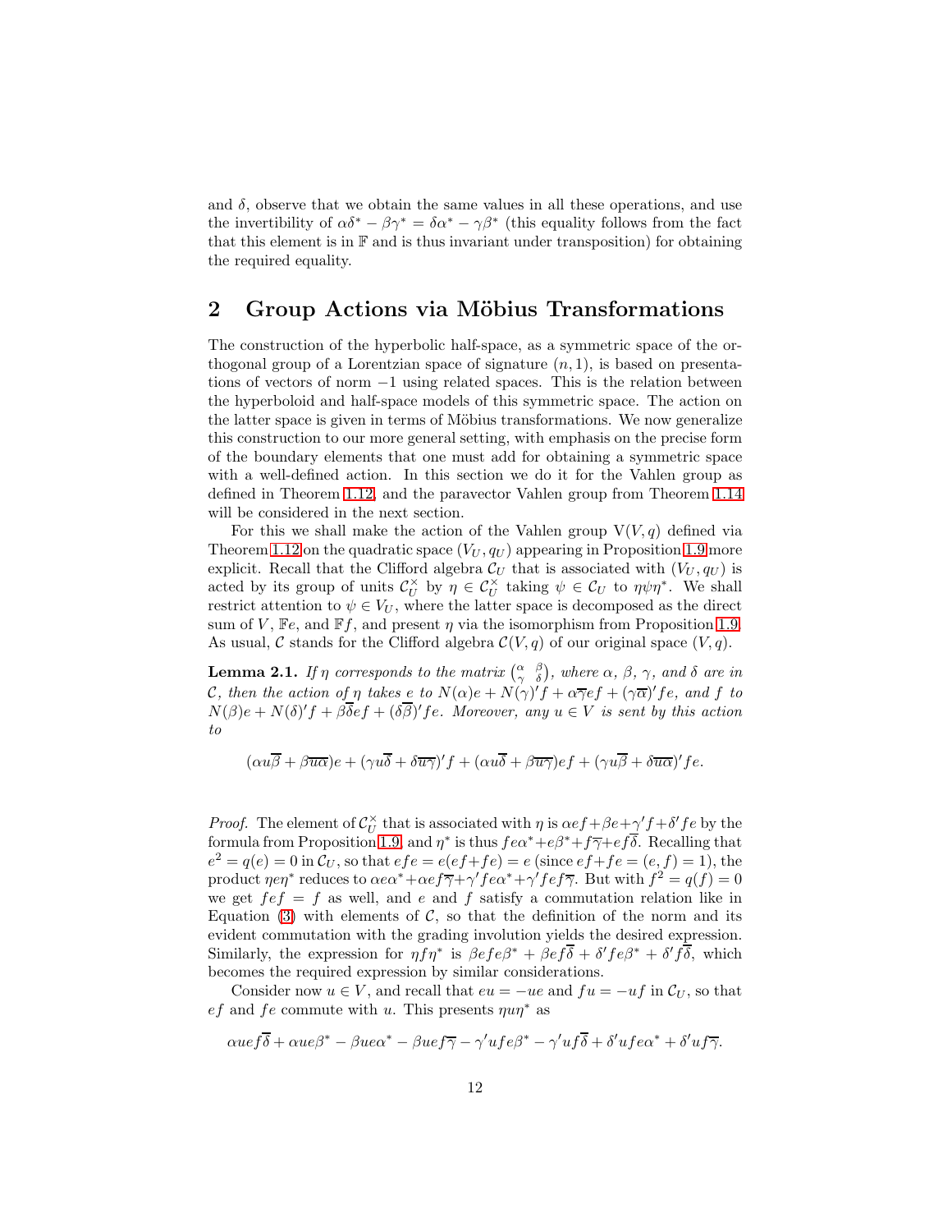and $\delta$, observe that we obtain the same values in all these operations, and use the invertibility of $\alpha\delta^* - \beta\gamma^* = \delta\alpha^* - \gamma\beta^*$ (this equality follows from the fact that this element is in $\mathbb{F}$ and is thus invariant under transposition) for obtaining the required equality.

## 2 Group Actions via Möbius Transformations

The construction of the hyperbolic half-space, as a symmetric space of the orthogonal group of a Lorentzian space of signature $(n, 1)$, is based on presentations of vectors of norm $-1$ using related spaces. This is the relation between the hyperboloid and half-space models of this symmetric space. The action on the latter space is given in terms of Möbius transformations. We now generalize this construction to our more general setting, with emphasis on the precise form of the boundary elements that one must add for obtaining a symmetric space with a well-defined action. In this section we do it for the Vahlen group as defined in Theorem 1.12, and the paravector Vahlen group from Theorem 1.14 will be considered in the next section.

For this we shall make the action of the Vahlen group $\mathrm{V}(V, q)$ defined via Theorem 1.12 on the quadratic space $(V_U, q_U)$ appearing in Proposition 1.9 more explicit. Recall that the Clifford algebra $\mathcal{C}_U$ that is associated with $(V_U, q_U)$ is acted by its group of units $\mathcal{C}_U^\times$ by $\eta \in \mathcal{C}_U^\times$ taking $\psi \in \mathcal{C}_U$ to $\eta\psi\eta^*$. We shall restrict attention to $\psi \in V_U$, where the latter space is decomposed as the direct sum of $V$, $\mathbb{F}e$, and $\mathbb{F}f$, and present $\eta$ via the isomorphism from Proposition 1.9. As usual, $\mathcal{C}$ stands for the Clifford algebra $\mathcal{C}(V, q)$ of our original space $(V, q)$.

**Lemma 2.1.** *If $\eta$ corresponds to the matrix $\begin{pmatrix} \alpha & \beta \\ \gamma & \delta \end{pmatrix}$, where $\alpha$, $\beta$, $\gamma$, and $\delta$ are in $\mathcal{C}$, then the action of $\eta$ takes $e$ to $N(\alpha)e + N(\gamma)'f + \alpha\overline{\gamma}ef + (\gamma\overline{\alpha})'fe$, and $f$ to $N(\beta)e + N(\delta)'f + \beta\overline{\delta}ef + (\delta\overline{\beta})'fe$. Moreover, any $u \in V$ is sent by this action to*

$$(\alpha u\overline{\beta} + \beta\overline{u\alpha})e + (\gamma u\overline{\delta} + \delta\overline{u\gamma})'f + (\alpha u\overline{\delta} + \beta\overline{u\gamma})ef + (\gamma u\overline{\beta} + \delta\overline{u\alpha})'fe.$$

*Proof.* The element of $\mathcal{C}_U^\times$ that is associated with $\eta$ is $\alpha ef + \beta e + \gamma' f + \delta' fe$ by the formula from Proposition 1.9, and $\eta^*$ is thus $fe\alpha^* + e\beta^* + f\overline{\gamma} + ef\overline{\delta}$. Recalling that $e^2 = q(e) = 0$ in $\mathcal{C}_U$, so that $efe = e(ef + fe) = e$ (since $ef + fe = (e, f) = 1$), the product $\eta e\eta^*$ reduces to $\alpha e\alpha^* + \alpha ef\overline{\gamma} + \gamma' fe\alpha^* + \gamma' fef\overline{\gamma}$. But with $f^2 = q(f) = 0$ we get $fef = f$ as well, and $e$ and $f$ satisfy a commutation relation like in Equation (3) with elements of $\mathcal{C}$, so that the definition of the norm and its evident commutation with the grading involution yields the desired expression. Similarly, the expression for $\eta f\eta^*$ is $\beta efe\beta^* + \beta ef\overline{\delta} + \delta' fe\beta^* + \delta' f\overline{\delta}$, which becomes the required expression by similar considerations.

Consider now $u \in V$, and recall that $eu = -ue$ and $fu = -uf$ in $\mathcal{C}_U$, so that $ef$ and $fe$ commute with $u$. This presents $\eta u\eta^*$ as

$$\alpha uef\overline{\delta} + \alpha ue\beta^* - \beta ue\alpha^* - \beta uef\overline{\gamma} - \gamma' ufe\beta^* - \gamma' uf\overline{\delta} + \delta' ufe\alpha^* + \delta' uf\overline{\gamma}.$$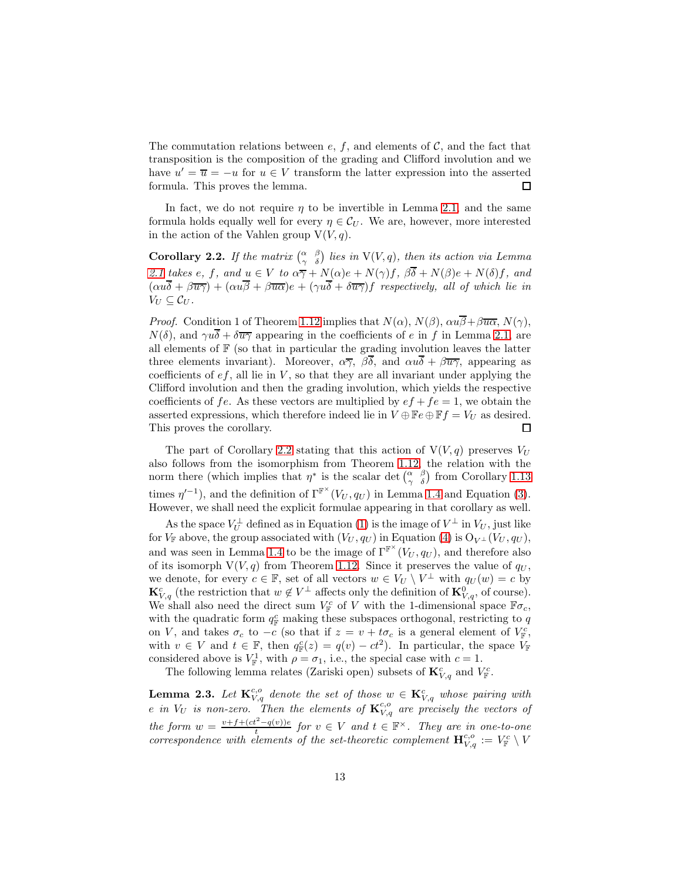The commutation relations between $e$, $f$, and elements of $\mathcal{C}$, and the fact that transposition is the composition of the grading and Clifford involution and we have $u' = \overline{u} = -u$ for $u \in V$ transform the latter expression into the asserted formula. This proves the lemma. $\square$

In fact, we do not require $\eta$ to be invertible in Lemma 2.1, and the same formula holds equally well for every $\eta \in \mathcal{C}_U$. We are, however, more interested in the action of the Vahlen group $\mathrm{V}(V, q)$.

**Corollary 2.2.** *If the matrix $\begin{pmatrix} \alpha & \beta \\ \gamma & \delta \end{pmatrix}$ lies in $\mathrm{V}(V, q)$, then its action via Lemma 2.1 takes $e$, $f$, and $u \in V$ to $\alpha\overline{\gamma} + N(\alpha)e + N(\gamma)f$, $\beta\overline{\delta} + N(\beta)e + N(\delta)f$, and $(\alpha u\overline{\delta} + \beta\overline{u\gamma}) + (\alpha u\overline{\beta} + \beta\overline{u\alpha})e + (\gamma u\overline{\delta} + \delta\overline{u\gamma})f$ respectively, all of which lie in $V_U \subseteq \mathcal{C}_U$.*

*Proof.* Condition 1 of Theorem 1.12 implies that $N(\alpha)$, $N(\beta)$, $\alpha u\overline{\beta} + \beta\overline{u\alpha}$, $N(\gamma)$, $N(\delta)$, and $\gamma u\overline{\delta} + \delta\overline{u\gamma}$ appearing in the coefficients of $e$ in $f$ in Lemma 2.1, are all elements of $\mathbb{F}$ (so that in particular the grading involution leaves the latter three elements invariant). Moreover, $\alpha\overline{\gamma}$, $\beta\overline{\delta}$, and $\alpha u\overline{\delta} + \beta\overline{u\gamma}$, appearing as coefficients of $ef$, all lie in $V$, so that they are all invariant under applying the Clifford involution and then the grading involution, which yields the respective coefficients of $fe$. As these vectors are multiplied by $ef + fe = 1$, we obtain the asserted expressions, which therefore indeed lie in $V \oplus \mathbb{F}e \oplus \mathbb{F}f = V_U$ as desired. This proves the corollary. $\square$

The part of Corollary 2.2 stating that this action of $\mathrm{V}(V, q)$ preserves $V_U$ also follows from the isomorphism from Theorem 1.12, the relation with the norm there (which implies that $\eta^*$ is the scalar $\det\begin{pmatrix} \alpha & \beta \\ \gamma & \delta \end{pmatrix}$ from Corollary 1.13 times $\eta'^{-1}$), and the definition of $\Gamma^{\mathbb{F}^\times}(V_U, q_U)$ in Lemma 1.4 and Equation (3). However, we shall need the explicit formulae appearing in that corollary as well.

As the space $V_U^\perp$ defined as in Equation (1) is the image of $V^\perp$ in $V_U$, just like for $V_\mathbb{F}$ above, the group associated with $(V_U, q_U)$ in Equation (4) is $\mathrm{O}_{V^\perp}(V_U, q_U)$, and was seen in Lemma 1.4 to be the image of $\Gamma^{\mathbb{F}^\times}(V_U, q_U)$, and therefore also of its isomorph $\mathrm{V}(V, q)$ from Theorem 1.12. Since it preserves the value of $q_U$, we denote, for every $c \in \mathbb{F}$, set of all vectors $w \in V_U \setminus V^\perp$ with $q_U(w) = c$ by $\mathbf{K}_{V,q}^c$ (the restriction that $w \notin V^\perp$ affects only the definition of $\mathbf{K}_{V,q}^0$, of course). We shall also need the direct sum $V_\mathbb{F}^c$ of $V$ with the 1-dimensional space $\mathbb{F}\sigma_c$, with the quadratic form $q_\mathbb{F}^c$ making these subspaces orthogonal, restricting to $q$ on $V$, and takes $\sigma_c$ to $-c$ (so that if $z = v + t\sigma_c$ is a general element of $V_\mathbb{F}^c$, with $v \in V$ and $t \in \mathbb{F}$, then $q_\mathbb{F}^c(z) = q(v) - ct^2$). In particular, the space $V_\mathbb{F}$ considered above is $V_\mathbb{F}^1$, with $\rho = \sigma_1$, i.e., the special case with $c = 1$.

The following lemma relates (Zariski open) subsets of $\mathbf{K}_{V,q}^c$ and $V_\mathbb{F}^c$.

**Lemma 2.3.** *Let $\mathbf{K}_{V,q}^{c,o}$ denote the set of those $w \in \mathbf{K}_{V,q}^c$ whose pairing with $e$ in $V_U$ is non-zero. Then the elements of $\mathbf{K}_{V,q}^{c,o}$ are precisely the vectors of the form $w = \frac{v+f+(ct^2-q(v))e}{t}$ for $v \in V$ and $t \in \mathbb{F}^\times$. They are in one-to-one correspondence with elements of the set-theoretic complement $\mathbf{H}_{V,q}^{c,o} := V_\mathbb{F}^c \setminus V$*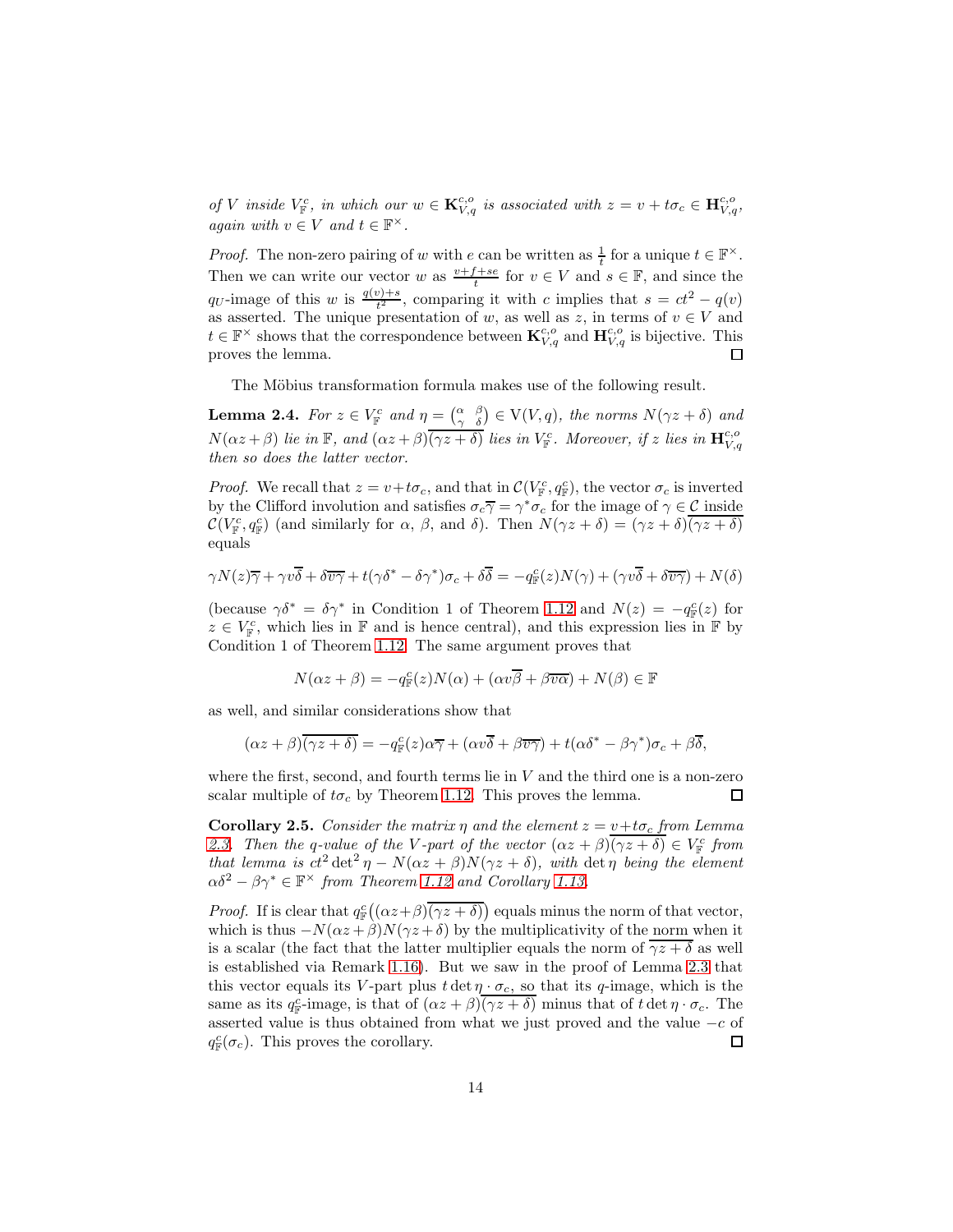*of $V$ inside $V_{\mathbb{F}}^{c}$, in which our $w \in \mathbf{K}_{V,q}^{c,o}$ is associated with $z = v + t\sigma_c \in \mathbf{H}_{V,q}^{c,o}$, again with $v \in V$ and $t \in \mathbb{F}^{\times}$.*

*Proof.* The non-zero pairing of $w$ with $e$ can be written as $\frac{1}{t}$ for a unique $t \in \mathbb{F}^{\times}$. Then we can write our vector $w$ as $\frac{v+f+se}{t}$ for $v \in V$ and $s \in \mathbb{F}$, and since the $q_U$-image of this $w$ is $\frac{q(v)+s}{t^2}$, comparing it with $c$ implies that $s = ct^2 - q(v)$ as asserted. The unique presentation of $w$, as well as $z$, in terms of $v \in V$ and $t \in \mathbb{F}^{\times}$ shows that the correspondence between $\mathbf{K}_{V,q}^{c,o}$ and $\mathbf{H}_{V,q}^{c,o}$ is bijective. This proves the lemma. $\square$

The Möbius transformation formula makes use of the following result.

**Lemma 2.4.** *For $z \in V_{\mathbb{F}}^{c}$ and $\eta = \begin{pmatrix} \alpha & \beta \\ \gamma & \delta \end{pmatrix} \in \mathrm{V}(V,q)$, the norms $N(\gamma z + \delta)$ and $N(\alpha z + \beta)$ lie in $\mathbb{F}$, and $(\alpha z + \beta)\overline{(\gamma z + \delta)}$ lies in $V_{\mathbb{F}}^{c}$. Moreover, if $z$ lies in $\mathbf{H}_{V,q}^{c,o}$ then so does the latter vector.*

*Proof.* We recall that $z = v + t\sigma_c$, and that in $\mathcal{C}(V_{\mathbb{F}}^{c}, q_{\mathbb{F}}^{c})$, the vector $\sigma_c$ is inverted by the Clifford involution and satisfies $\sigma_c\overline{\gamma} = \gamma^*\sigma_c$ for the image of $\gamma \in \mathcal{C}$ inside $\mathcal{C}(V_{\mathbb{F}}^{c}, q_{\mathbb{F}}^{c})$ (and similarly for $\alpha$, $\beta$, and $\delta$). Then $N(\gamma z + \delta) = (\gamma z + \delta)\overline{(\gamma z + \delta)}$ equals

$$\gamma N(z)\overline{\gamma} + \gamma v\overline{\delta} + \delta\overline{v\gamma} + t(\gamma\delta^* - \delta\gamma^*)\sigma_c + \delta\overline{\delta} = -q_{\mathbb{F}}^{c}(z)N(\gamma) + (\gamma v\overline{\delta} + \delta\overline{v\gamma}) + N(\delta)$$

(because $\gamma\delta^* = \delta\gamma^*$ in Condition 1 of Theorem 1.12 and $N(z) = -q_{\mathbb{F}}^{c}(z)$ for $z \in V_{\mathbb{F}}^{c}$, which lies in $\mathbb{F}$ and is hence central), and this expression lies in $\mathbb{F}$ by Condition 1 of Theorem 1.12. The same argument proves that

$$N(\alpha z + \beta) = -q_{\mathbb{F}}^{c}(z)N(\alpha) + (\alpha v\overline{\beta} + \beta\overline{v\alpha}) + N(\beta) \in \mathbb{F}$$

as well, and similar considerations show that

$$(\alpha z + \beta)\overline{(\gamma z + \delta)} = -q_{\mathbb{F}}^{c}(z)\alpha\overline{\gamma} + (\alpha v\overline{\delta} + \beta\overline{v\gamma}) + t(\alpha\delta^* - \beta\gamma^*)\sigma_c + \beta\overline{\delta},$$

where the first, second, and fourth terms lie in $V$ and the third one is a non-zero scalar multiple of $t\sigma_c$ by Theorem 1.12. This proves the lemma. $\square$

**Corollary 2.5.** *Consider the matrix $\eta$ and the element $z = v + t\sigma_c$ from Lemma 2.3. Then the $q$-value of the $V$-part of the vector $(\alpha z + \beta)\overline{(\gamma z + \delta)} \in V_{\mathbb{F}}^{c}$ from that lemma is $ct^2\det^2\eta - N(\alpha z + \beta)N(\gamma z + \delta)$, with $\det\eta$ being the element $\alpha\delta^2 - \beta\gamma^* \in \mathbb{F}^{\times}$ from Theorem 1.12 and Corollary 1.13.*

*Proof.* If is clear that $q_{\mathbb{F}}^{c}\big((\alpha z + \beta)\overline{(\gamma z + \delta)}\big)$ equals minus the norm of that vector, which is thus $-N(\alpha z + \beta)N(\gamma z + \delta)$ by the multiplicativity of the norm when it is a scalar (the fact that the latter multiplier equals the norm of $\overline{\gamma z + \delta}$ as well is established via Remark 1.16). But we saw in the proof of Lemma 2.3 that this vector equals its $V$-part plus $t\det\eta \cdot \sigma_c$, so that its $q$-image, which is the same as its $q_{\mathbb{F}}^{c}$-image, is that of $(\alpha z + \beta)\overline{(\gamma z + \delta)}$ minus that of $t\det\eta \cdot \sigma_c$. The asserted value is thus obtained from what we just proved and the value $-c$ of $q_{\mathbb{F}}^{c}(\sigma_c)$. This proves the corollary. $\square$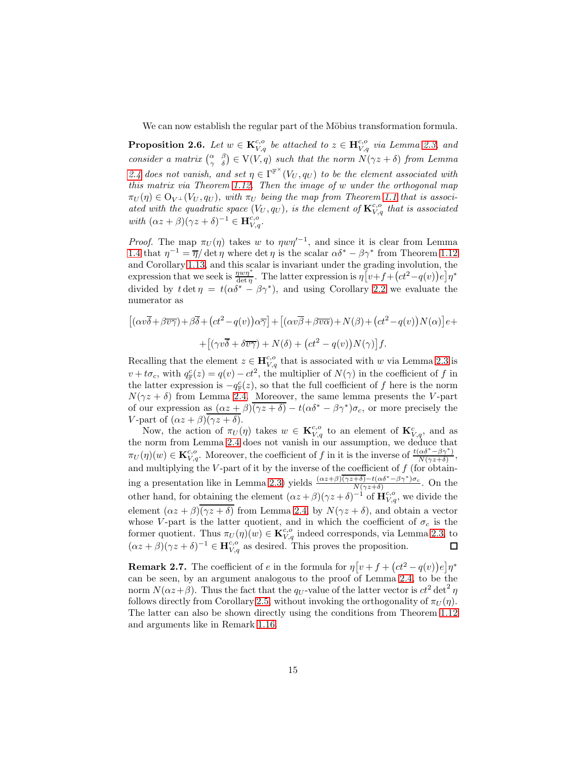We can now establish the regular part of the Möbius transformation formula.

**Proposition 2.6.** *Let $w \in \mathbf{K}_{V,q}^{c,o}$ be attached to $z \in \mathbf{H}_{V,q}^{c,o}$ via Lemma 2.3, and consider a matrix $\begin{pmatrix} \alpha & \beta \\ \gamma & \delta \end{pmatrix} \in \mathrm{V}(V,q)$ such that the norm $N(\gamma z+\delta)$ from Lemma 2.4 does not vanish, and set $\eta \in \Gamma^{\mathbb{F}^{\times}}(V_U,q_U)$ to be the element associated with this matrix via Theorem 1.12. Then the image of $w$ under the orthogonal map $\pi_U(\eta) \in \mathrm{O}_{V^{\perp}}(V_U,q_U)$, with $\pi_U$ being the map from Theorem 1.1 that is associated with the quadratic space $(V_U,q_U)$, is the element of $\mathbf{K}_{V,q}^{c,o}$ that is associated with $(\alpha z+\beta)(\gamma z+\delta)^{-1} \in \mathbf{H}_{V,q}^{c,o}$.*

*Proof.* The map $\pi_U(\eta)$ takes $w$ to $\eta w \eta'^{-1}$, and since it is clear from Lemma 1.4 that $\eta^{-1}=\overline{\eta}/\det\eta$ where $\det\eta$ is the scalar $\alpha\delta^{*}-\beta\gamma^{*}$ from Theorem 1.12 and Corollary 1.13, and this scalar is invariant under the grading involution, the expression that we seek is $\frac{\eta w \eta^{*}}{\det \eta}$. The latter expression is $\eta\big[v+f+\big(ct^{2}-q(v)\big)e\big]\eta^{*}$ divided by $t\det\eta=t(\alpha\delta^{*}-\beta\gamma^{*})$, and using Corollary 2.2 we evaluate the numerator as

$$\big[(\alpha v\overline{\delta}+\beta\overline{v\gamma})+\beta\overline{\delta}+\big(ct^{2}-q(v)\big)\alpha\overline{\gamma}\big]+\big[(\alpha v\overline{\beta}+\beta\overline{v\alpha})+N(\beta)+\big(ct^{2}-q(v)\big)N(\alpha)\big]e+$$
$$+\big[(\gamma v\overline{\delta}+\delta\overline{v\gamma})+N(\delta)+\big(ct^{2}-q(v)\big)N(\gamma)\big]f.$$

Recalling that the element $z \in \mathbf{H}_{V,q}^{c,o}$ that is associated with $w$ via Lemma 2.3 is $v+t\sigma_{c}$, with $q_{\mathbb{F}}^{c}(z)=q(v)-ct^{2}$, the multiplier of $N(\gamma)$ in the coefficient of $f$ in the latter expression is $-q_{\mathbb{F}}^{c}(z)$, so that the full coefficient of $f$ here is the norm $N(\gamma z+\delta)$ from Lemma 2.4. Moreover, the same lemma presents the $V$-part of our expression as $(\alpha z+\beta)\overline{(\gamma z+\delta)}-t(\alpha\delta^{*}-\beta\gamma^{*})\sigma_{c}$, or more precisely the $V$-part of $(\alpha z+\beta)\overline{(\gamma z+\delta)}$.

Now, the action of $\pi_U(\eta)$ takes $w \in \mathbf{K}_{V,q}^{c,o}$ to an element of $\mathbf{K}_{V,q}^{c}$, and as the norm from Lemma 2.4 does not vanish in our assumption, we deduce that $\pi_U(\eta)(w) \in \mathbf{K}_{V,q}^{c,o}$. Moreover, the coefficient of $f$ in it is the inverse of $\frac{t(\alpha\delta^{*}-\beta\gamma^{*})}{N(\gamma z+\delta)}$, and multiplying the $V$-part of it by the inverse of the coefficient of $f$ (for obtaining a presentation like in Lemma 2.3) yields $\frac{(\alpha z+\beta)\overline{(\gamma z+\delta)}-t(\alpha\delta^{*}-\beta\gamma^{*})\sigma_{c}}{N(\gamma z+\delta)}$. On the other hand, for obtaining the element $(\alpha z+\beta)(\gamma z+\delta)^{-1}$ of $\mathbf{H}_{V,q}^{c,o}$, we divide the element $(\alpha z+\beta)\overline{(\gamma z+\delta)}$ from Lemma 2.4 by $N(\gamma z+\delta)$, and obtain a vector whose $V$-part is the latter quotient, and in which the coefficient of $\sigma_{c}$ is the former quotient. Thus $\pi_U(\eta)(w) \in \mathbf{K}_{V,q}^{c,o}$ indeed corresponds, via Lemma 2.3, to $(\alpha z+\beta)(\gamma z+\delta)^{-1} \in \mathbf{H}_{V,q}^{c,o}$ as desired. This proves the proposition. □

**Remark 2.7.** The coefficient of $e$ in the formula for $\eta\big[v+f+\big(ct^{2}-q(v)\big)e\big]\eta^{*}$ can be seen, by an argument analogous to the proof of Lemma 2.4, to be the norm $N(\alpha z+\beta)$. Thus the fact that the $q_U$-value of the latter vector is $ct^{2}\det^{2}\eta$ follows directly from Corollary 2.5, without invoking the orthogonality of $\pi_U(\eta)$. The latter can also be shown directly using the conditions from Theorem 1.12 and arguments like in Remark 1.16.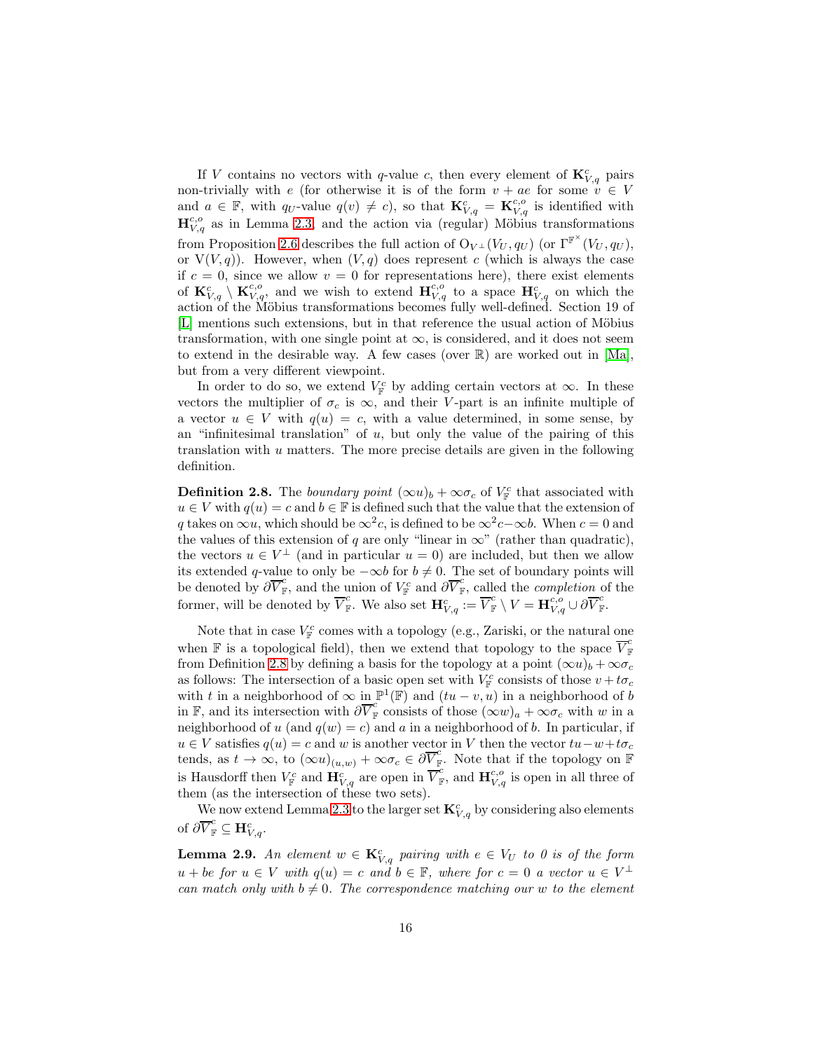If $V$ contains no vectors with $q$-value $c$, then every element of $\mathbf{K}_{V,q}^{c}$ pairs non-trivially with $e$ (for otherwise it is of the form $v + ae$ for some $v \in V$ and $a \in \mathbb{F}$, with $q_U$-value $q(v) \neq c$), so that $\mathbf{K}_{V,q}^{c} = \mathbf{K}_{V,q}^{c,o}$ is identified with $\mathbf{H}_{V,q}^{c,o}$ as in Lemma 2.3, and the action via (regular) Möbius transformations from Proposition 2.6 describes the full action of $\mathrm{O}_{V^{\perp}}(V_U, q_U)$ (or $\Gamma^{\mathbb{F}^{\times}}(V_U, q_U)$, or $\mathrm{V}(V, q)$). However, when $(V, q)$ does represent $c$ (which is always the case if $c = 0$, since we allow $v = 0$ for representations here), there exist elements of $\mathbf{K}_{V,q}^{c} \setminus \mathbf{K}_{V,q}^{c,o}$, and we wish to extend $\mathbf{H}_{V,q}^{c,o}$ to a space $\mathbf{H}_{V,q}^{c}$ on which the action of the Möbius transformations becomes fully well-defined. Section 19 of [L] mentions such extensions, but in that reference the usual action of Möbius transformation, with one single point at $\infty$, is considered, and it does not seem to extend in the desirable way. A few cases (over $\mathbb{R}$) are worked out in [Ma], but from a very different viewpoint.

In order to do so, we extend $V_{\mathbb{F}}^{c}$ by adding certain vectors at $\infty$. In these vectors the multiplier of $\sigma_c$ is $\infty$, and their $V$-part is an infinite multiple of a vector $u \in V$ with $q(u) = c$, with a value determined, in some sense, by an "infinitesimal translation" of $u$, but only the value of the pairing of this translation with $u$ matters. The more precise details are given in the following definition.

**Definition 2.8.** The *boundary point* $(\infty u)_b + \infty\sigma_c$ of $V_{\mathbb{F}}^{c}$ that associated with $u \in V$ with $q(u) = c$ and $b \in \mathbb{F}$ is defined such that the value that the extension of $q$ takes on $\infty u$, which should be $\infty^2 c$, is defined to be $\infty^2 c - \infty b$. When $c = 0$ and the values of this extension of $q$ are only "linear in $\infty$" (rather than quadratic), the vectors $u \in V^{\perp}$ (and in particular $u = 0$) are included, but then we allow its extended $q$-value to only be $-\infty b$ for $b \neq 0$. The set of boundary points will be denoted by $\partial\overline{V}_{\mathbb{F}}^{c}$, and the union of $V_{\mathbb{F}}^{c}$ and $\partial\overline{V}_{\mathbb{F}}^{c}$, called the *completion* of the former, will be denoted by $\overline{V}_{\mathbb{F}}^{c}$. We also set $\mathbf{H}_{V,q}^{c} := \overline{V}_{\mathbb{F}}^{c} \setminus V = \mathbf{H}_{V,q}^{c,o} \cup \partial\overline{V}_{\mathbb{F}}^{c}$.

Note that in case $V_{\mathbb{F}}^{c}$ comes with a topology (e.g., Zariski, or the natural one when $\mathbb{F}$ is a topological field), then we extend that topology to the space $\overline{V}_{\mathbb{F}}^{c}$ from Definition 2.8 by defining a basis for the topology at a point $(\infty u)_b + \infty\sigma_c$ as follows: The intersection of a basic open set with $V_{\mathbb{F}}^{c}$ consists of those $v + t\sigma_c$ with $t$ in a neighborhood of $\infty$ in $\mathbb{P}^1(\mathbb{F})$ and $(tu - v, u)$ in a neighborhood of $b$ in $\mathbb{F}$, and its intersection with $\partial\overline{V}_{\mathbb{F}}^{c}$ consists of those $(\infty w)_a + \infty\sigma_c$ with $w$ in a neighborhood of $u$ (and $q(w) = c$) and $a$ in a neighborhood of $b$. In particular, if $u \in V$ satisfies $q(u) = c$ and $w$ is another vector in $V$ then the vector $tu - w + t\sigma_c$ tends, as $t \to \infty$, to $(\infty u)_{(u,w)} + \infty\sigma_c \in \partial\overline{V}_{\mathbb{F}}^{c}$. Note that if the topology on $\mathbb{F}$ is Hausdorff then $V_{\mathbb{F}}^{c}$ and $\mathbf{H}_{V,q}^{c}$ are open in $\overline{V}_{\mathbb{F}}^{c}$, and $\mathbf{H}_{V,q}^{c,o}$ is open in all three of them (as the intersection of these two sets).

We now extend Lemma 2.3 to the larger set $\mathbf{K}_{V,q}^{c}$ by considering also elements of $\partial\overline{V}_{\mathbb{F}}^{c} \subseteq \mathbf{H}_{V,q}^{c}$.

**Lemma 2.9.** *An element $w \in \mathbf{K}_{V,q}^{c}$ pairing with $e \in V_U$ to 0 is of the form $u + be$ for $u \in V$ with $q(u) = c$ and $b \in \mathbb{F}$, where for $c = 0$ a vector $u \in V^{\perp}$ can match only with $b \neq 0$. The correspondence matching our $w$ to the element*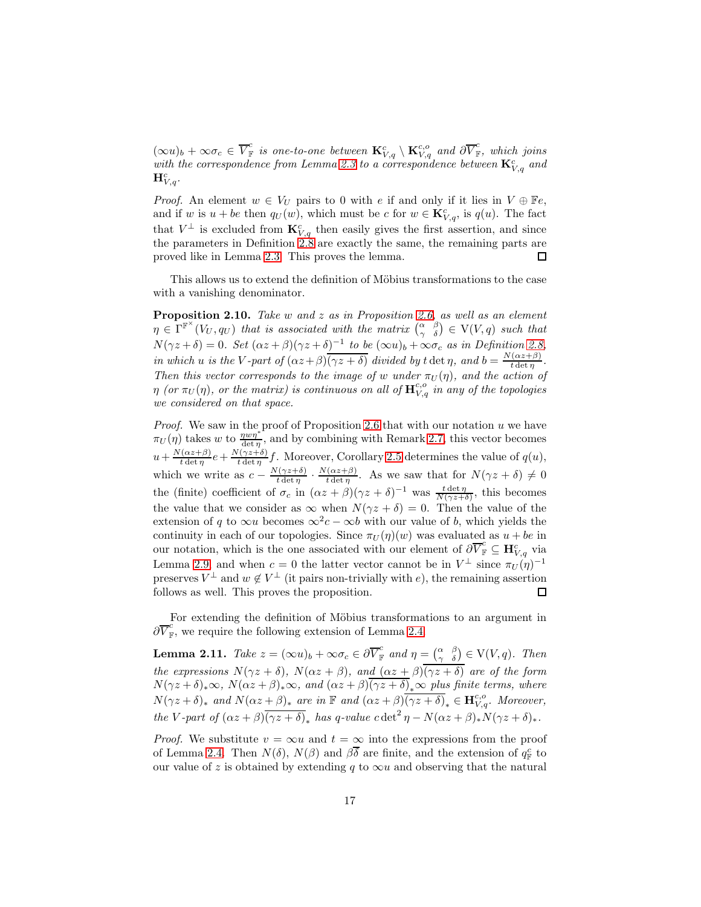*$(\infty u)_b + \infty\sigma_c \in \overline{V}^c_{\mathbb{F}}$ is one-to-one between $\mathbf{K}^c_{V,q} \setminus \mathbf{K}^{c,o}_{V,q}$ and $\partial\overline{V}^c_{\mathbb{F}}$, which joins with the correspondence from Lemma 2.3 to a correspondence between $\mathbf{K}^c_{V,q}$ and $\mathbf{H}^c_{V,q}$.*

*Proof.* An element $w \in V_U$ pairs to 0 with $e$ if and only if it lies in $V \oplus \mathbb{F}e$, and if $w$ is $u + be$ then $q_U(w)$, which must be $c$ for $w \in \mathbf{K}^c_{V,q}$, is $q(u)$. The fact that $V^\perp$ is excluded from $\mathbf{K}^c_{V,q}$ then easily gives the first assertion, and since the parameters in Definition 2.8 are exactly the same, the remaining parts are proved like in Lemma 2.3. This proves the lemma. □

This allows us to extend the definition of Möbius transformations to the case with a vanishing denominator.

**Proposition 2.10.** *Take $w$ and $z$ as in Proposition 2.6, as well as an element $\eta \in \Gamma^{\mathbb{F}^\times}(V_U, q_U)$ that is associated with the matrix $\begin{pmatrix} \alpha & \beta \\ \gamma & \delta \end{pmatrix} \in \mathrm{V}(V,q)$ such that $N(\gamma z+\delta) = 0$. Set $(\alpha z+\beta)(\gamma z+\delta)^{-1}$ to be $(\infty u)_b + \infty\sigma_c$ as in Definition 2.8, in which $u$ is the $V$-part of $(\alpha z+\beta)\overline{(\gamma z+\delta)}$ divided by $t\det\eta$, and $b = \frac{N(\alpha z+\beta)}{t\det\eta}$. Then this vector corresponds to the image of $w$ under $\pi_U(\eta)$, and the action of $\eta$ (or $\pi_U(\eta)$, or the matrix) is continuous on all of $\mathbf{H}^{c,o}_{V,q}$ in any of the topologies we considered on that space.*

*Proof.* We saw in the proof of Proposition 2.6 that with our notation $u$ we have $\pi_U(\eta)$ takes $w$ to $\frac{\eta w\eta^*}{\det\eta}$, and by combining with Remark 2.7, this vector becomes $u + \frac{N(\alpha z+\beta)}{t\det\eta}e + \frac{N(\gamma z+\delta)}{t\det\eta}f$. Moreover, Corollary 2.5 determines the value of $q(u)$, which we write as $c - \frac{N(\gamma z+\delta)}{t\det\eta} \cdot \frac{N(\alpha z+\beta)}{t\det\eta}$. As we saw that for $N(\gamma z+\delta) \neq 0$ the (finite) coefficient of $\sigma_c$ in $(\alpha z+\beta)(\gamma z+\delta)^{-1}$ was $\frac{t\det\eta}{N(\gamma z+\delta)}$, this becomes the value that we consider as $\infty$ when $N(\gamma z+\delta) = 0$. Then the value of the extension of $q$ to $\infty u$ becomes $\infty^2 c - \infty b$ with our value of $b$, which yields the continuity in each of our topologies. Since $\pi_U(\eta)(w)$ was evaluated as $u + be$ in our notation, which is the one associated with our element of $\partial\overline{V}^c_{\mathbb{F}} \subseteq \mathbf{H}^c_{V,q}$ via Lemma 2.9, and when $c = 0$ the latter vector cannot be in $V^\perp$ since $\pi_U(\eta)^{-1}$ preserves $V^\perp$ and $w \notin V^\perp$ (it pairs non-trivially with $e$), the remaining assertion follows as well. This proves the proposition. □

For extending the definition of Möbius transformations to an argument in $\partial\overline{V}^c_{\mathbb{F}}$, we require the following extension of Lemma 2.4.

**Lemma 2.11.** *Take $z = (\infty u)_b + \infty\sigma_c \in \partial\overline{V}^c_{\mathbb{F}}$ and $\eta = \begin{pmatrix} \alpha & \beta \\ \gamma & \delta \end{pmatrix} \in \mathrm{V}(V,q)$. Then the expressions $N(\gamma z+\delta)$, $N(\alpha z+\beta)$, and $(\alpha z+\beta)\overline{(\gamma z+\delta)}$ are of the form $N(\gamma z+\delta)_*\infty$, $N(\alpha z+\beta)_*\infty$, and $(\alpha z+\beta)\overline{(\gamma z+\delta)}_*\infty$ plus finite terms, where $N(\gamma z+\delta)_*$ and $N(\alpha z+\beta)_*$ are in $\mathbb{F}$ and $(\alpha z+\beta)\overline{(\gamma z+\delta)}_* \in \mathbf{H}^{c,o}_{V,q}$. Moreover, the $V$-part of $(\alpha z+\beta)\overline{(\gamma z+\delta)}_*$ has $q$-value $c\det^2\eta - N(\alpha z+\beta)_*N(\gamma z+\delta)_*$.*

*Proof.* We substitute $v = \infty u$ and $t = \infty$ into the expressions from the proof of Lemma 2.4. Then $N(\delta)$, $N(\beta)$ and $\beta\overline{\delta}$ are finite, and the extension of $q^c_{\mathbb{F}}$ to our value of $z$ is obtained by extending $q$ to $\infty u$ and observing that the natural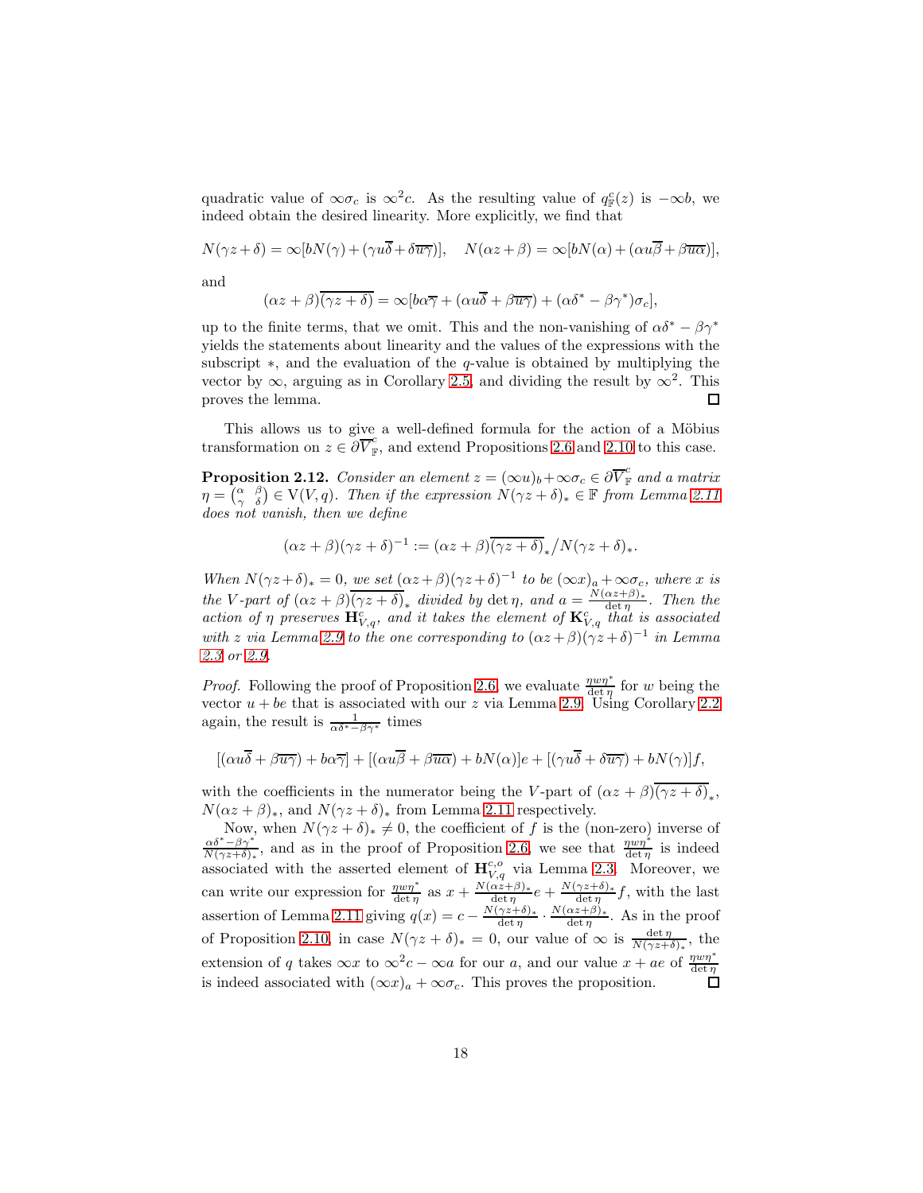quadratic value of $\infty\sigma_c$ is $\infty^2 c$. As the resulting value of $q_{\mathbb{F}}^c(z)$ is $-\infty b$, we indeed obtain the desired linearity. More explicitly, we find that

$$N(\gamma z+\delta)=\infty[bN(\gamma)+(\gamma u\overline{\delta}+\delta\overline{u\gamma})],\quad N(\alpha z+\beta)=\infty[bN(\alpha)+(\alpha u\overline{\beta}+\beta\overline{u\alpha})],$$

and

$$(\alpha z+\beta)\overline{(\gamma z+\delta)}=\infty[b\alpha\overline{\gamma}+(\alpha u\overline{\delta}+\beta\overline{u\gamma})+(\alpha\delta^*-\beta\gamma^*)\sigma_c],$$

up to the finite terms, that we omit. This and the non-vanishing of $\alpha\delta^*-\beta\gamma^*$ yields the statements about linearity and the values of the expressions with the subscript $*$, and the evaluation of the $q$-value is obtained by multiplying the vector by $\infty$, arguing as in Corollary 2.5, and dividing the result by $\infty^2$. This proves the lemma. $\square$

This allows us to give a well-defined formula for the action of a Möbius transformation on $z\in\partial\overline{V}_{\mathbb{F}}^c$, and extend Propositions 2.6 and 2.10 to this case.

**Proposition 2.12.** *Consider an element $z=(\infty u)_b+\infty\sigma_c\in\partial\overline{V}_{\mathbb{F}}^c$ and a matrix $\eta=\begin{pmatrix}\alpha & \beta\\ \gamma & \delta\end{pmatrix}\in\mathrm{V}(V,q)$. Then if the expression $N(\gamma z+\delta)_*\in\mathbb{F}$ from Lemma 2.11 does not vanish, then we define*

$$(\alpha z+\beta)(\gamma z+\delta)^{-1}:=(\alpha z+\beta)\overline{(\gamma z+\delta)}_*\big/N(\gamma z+\delta)_*.$$

*When $N(\gamma z+\delta)_*=0$, we set $(\alpha z+\beta)(\gamma z+\delta)^{-1}$ to be $(\infty x)_a+\infty\sigma_c$, where $x$ is the $V$-part of $(\alpha z+\beta)\overline{(\gamma z+\delta)}_*$ divided by $\det\eta$, and $a=\frac{N(\alpha z+\beta)_*}{\det\eta}$. Then the action of $\eta$ preserves $\mathbf{H}_{V,q}^c$, and it takes the element of $\mathbf{K}_{V,q}^c$ that is associated with $z$ via Lemma 2.9 to the one corresponding to $(\alpha z+\beta)(\gamma z+\delta)^{-1}$ in Lemma 2.3 or 2.9.*

*Proof.* Following the proof of Proposition 2.6, we evaluate $\frac{\eta w\eta^*}{\det\eta}$ for $w$ being the vector $u+be$ that is associated with our $z$ via Lemma 2.9. Using Corollary 2.2 again, the result is $\frac{1}{\alpha\delta^*-\beta\gamma^*}$ times

$$[(\alpha u\overline{\delta}+\beta\overline{u\gamma})+b\alpha\overline{\gamma}]+[(\alpha u\overline{\beta}+\beta\overline{u\alpha})+bN(\alpha)]e+[(\gamma u\overline{\delta}+\delta\overline{u\gamma})+bN(\gamma)]f,$$

with the coefficients in the numerator being the $V$-part of $(\alpha z+\beta)\overline{(\gamma z+\delta)}_*$, $N(\alpha z+\beta)_*$, and $N(\gamma z+\delta)_*$ from Lemma 2.11 respectively.

Now, when $N(\gamma z+\delta)_*\neq 0$, the coefficient of $f$ is the (non-zero) inverse of $\frac{\alpha\delta^*-\beta\gamma^*}{N(\gamma z+\delta)_*}$, and as in the proof of Proposition 2.6, we see that $\frac{\eta w\eta^*}{\det\eta}$ is indeed associated with the asserted element of $\mathbf{H}_{V,q}^{c,o}$ via Lemma 2.3. Moreover, we can write our expression for $\frac{\eta w\eta^*}{\det\eta}$ as $x+\frac{N(\alpha z+\beta)_*}{\det\eta}e+\frac{N(\gamma z+\delta)_*}{\det\eta}f$, with the last assertion of Lemma 2.11 giving $q(x)=c-\frac{N(\gamma z+\delta)_*}{\det\eta}\cdot\frac{N(\alpha z+\beta)_*}{\det\eta}$. As in the proof of Proposition 2.10, in case $N(\gamma z+\delta)_*=0$, our value of $\infty$ is $\frac{\det\eta}{N(\gamma z+\delta)_*}$, the extension of $q$ takes $\infty x$ to $\infty^2 c-\infty a$ for our $a$, and our value $x+ae$ of $\frac{\eta w\eta^*}{\det\eta}$ is indeed associated with $(\infty x)_a+\infty\sigma_c$. This proves the proposition. $\square$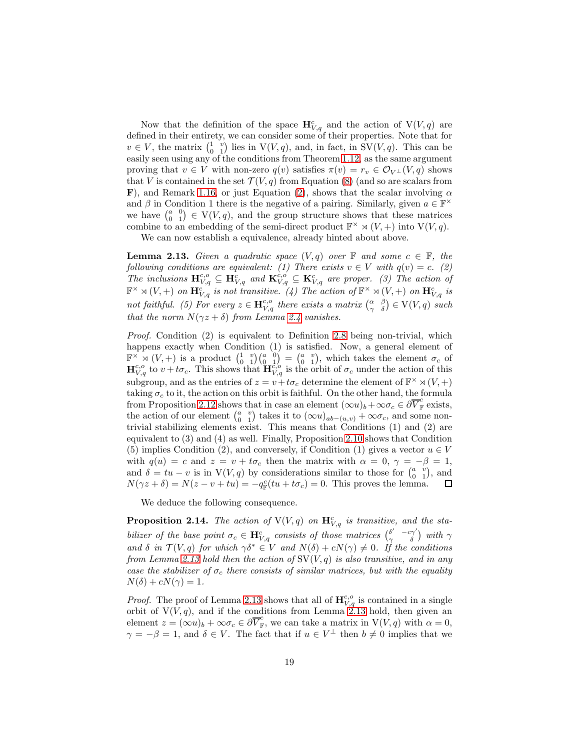Now that the definition of the space $\mathbf{H}^{c}_{V,q}$ and the action of $\mathrm{V}(V,q)$ are defined in their entirety, we can consider some of their properties. Note that for $v \in V$, the matrix $\begin{pmatrix} 1 & v \\ 0 & 1 \end{pmatrix}$ lies in $\mathrm{V}(V,q)$, and, in fact, in $\mathrm{SV}(V,q)$. This can be easily seen using any of the conditions from Theorem 1.12, as the same argument proving that $v \in V$ with non-zero $q(v)$ satisfies $\pi(v) = r_v \in \mathcal{O}_{V^\perp}(V,q)$ shows that $V$ is contained in the set $\mathcal{T}(V,q)$ from Equation (8) (and so are scalars from $\mathbf{F}$), and Remark 1.16, or just Equation (2), shows that the scalar involving $\alpha$ and $\beta$ in Condition 1 there is the negative of a pairing. Similarly, given $a \in \mathbb{F}^\times$ we have $\begin{pmatrix} a & 0 \\ 0 & 1 \end{pmatrix} \in \mathrm{V}(V,q)$, and the group structure shows that these matrices combine to an embedding of the semi-direct product $\mathbb{F}^\times \rtimes (V,+)$ into $\mathrm{V}(V,q)$.

We can now establish a equivalence, already hinted about above.

**Lemma 2.13.** *Given a quadratic space $(V,q)$ over $\mathbb{F}$ and some $c \in \mathbb{F}$, the following conditions are equivalent: (1) There exists $v \in V$ with $q(v) = c$. (2) The inclusions $\mathbf{H}^{c,o}_{V,q} \subseteq \mathbf{H}^{c}_{V,q}$ and $\mathbf{K}^{c,o}_{V,q} \subseteq \mathbf{K}^{c}_{V,q}$ are proper. (3) The action of $\mathbb{F}^\times \rtimes (V,+)$ on $\mathbf{H}^{c}_{V,q}$ is not transitive. (4) The action of $\mathbb{F}^\times \rtimes (V,+)$ on $\mathbf{H}^{c}_{V,q}$ is not faithful. (5) For every $z \in \mathbf{H}^{c,o}_{V,q}$ there exists a matrix $\begin{pmatrix} \alpha & \beta \\ \gamma & \delta \end{pmatrix} \in \mathrm{V}(V,q)$ such that the norm $N(\gamma z + \delta)$ from Lemma 2.4 vanishes.*

*Proof.* Condition (2) is equivalent to Definition 2.8 being non-trivial, which happens exactly when Condition (1) is satisfied. Now, a general element of $\mathbb{F}^\times \rtimes (V,+)$ is a product $\begin{pmatrix} 1 & v \\ 0 & 1 \end{pmatrix}\begin{pmatrix} a & 0 \\ 0 & 1 \end{pmatrix} = \begin{pmatrix} a & v \\ 0 & 1 \end{pmatrix}$, which takes the element $\sigma_c$ of $\mathbf{H}^{c,o}_{V,q}$ to $v + t\sigma_c$. This shows that $\mathbf{H}^{c,o}_{V,q}$ is the orbit of $\sigma_c$ under the action of this subgroup, and as the entries of $z = v + t\sigma_c$ determine the element of $\mathbb{F}^\times \rtimes (V,+)$ taking $\sigma_c$ to it, the action on this orbit is faithful. On the other hand, the formula from Proposition 2.12 shows that in case an element $(\infty u)_b + \infty\sigma_c \in \partial\overline{V}^{c}_{\mathbb{F}}$ exists, the action of our element $\begin{pmatrix} a & v \\ 0 & 1 \end{pmatrix}$ takes it to $(\infty u)_{ab-(u,v)} + \infty\sigma_c$, and some non-trivial stabilizing elements exist. This means that Conditions (1) and (2) are equivalent to (3) and (4) as well. Finally, Proposition 2.10 shows that Condition (5) implies Condition (2), and conversely, if Condition (1) gives a vector $u \in V$ with $q(u) = c$ and $z = v + t\sigma_c$ then the matrix with $\alpha = 0$, $\gamma = -\beta = 1$, and $\delta = tu - v$ is in $\mathrm{V}(V,q)$ by considerations similar to those for $\begin{pmatrix} a & v \\ 0 & 1 \end{pmatrix}$, and $N(\gamma z + \delta) = N(z - v + tu) = -q^{c}_{\mathbb{F}}(tu + t\sigma_c) = 0$. This proves the lemma. $\square$

We deduce the following consequence.

**Proposition 2.14.** *The action of $\mathrm{V}(V,q)$ on $\mathbf{H}^{c}_{V,q}$ is transitive, and the stabilizer of the base point $\sigma_c \in \mathbf{H}^{c}_{V,q}$ consists of those matrices $\begin{pmatrix} \delta' & -c\gamma' \\ \gamma & \delta \end{pmatrix}$ with $\gamma$ and $\delta$ in $\mathcal{T}(V,q)$ for which $\gamma\delta^* \in V$ and $N(\delta) + cN(\gamma) \neq 0$. If the conditions from Lemma 2.13 hold then the action of $\mathrm{SV}(V,q)$ is also transitive, and in any case the stabilizer of $\sigma_c$ there consists of similar matrices, but with the equality $N(\delta) + cN(\gamma) = 1$.*

*Proof.* The proof of Lemma 2.13 shows that all of $\mathbf{H}^{c,o}_{V,q}$ is contained in a single orbit of $\mathrm{V}(V,q)$, and if the conditions from Lemma 2.13 hold, then given an element $z = (\infty u)_b + \infty\sigma_c \in \partial\overline{V}^{c}_{\mathbb{F}}$, we can take a matrix in $\mathrm{V}(V,q)$ with $\alpha = 0$, $\gamma = -\beta = 1$, and $\delta \in V$. The fact that if $u \in V^\perp$ then $b \neq 0$ implies that we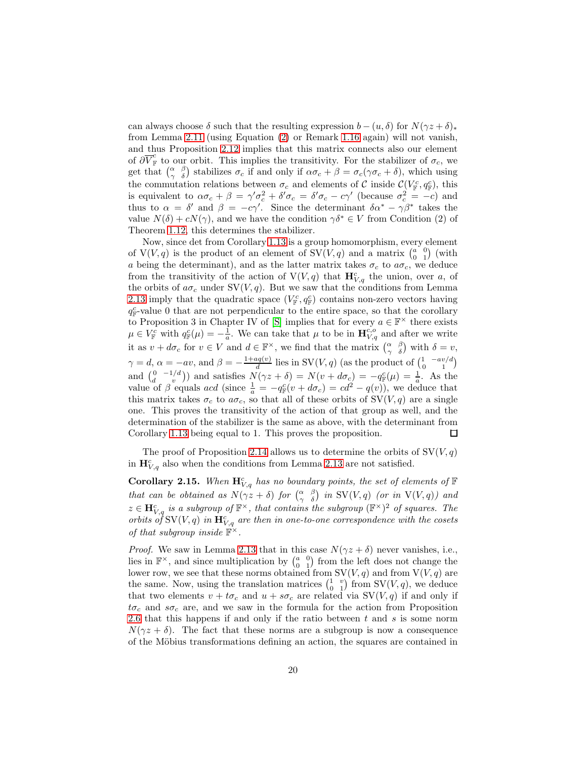can always choose $\delta$ such that the resulting expression $b-(u,\delta)$ for $N(\gamma z+\delta)_*$ from Lemma 2.11 (using Equation (2) or Remark 1.16 again) will not vanish, and thus Proposition 2.12 implies that this matrix connects also our element of $\partial\overline{V}_{\mathbb{F}}^{c}$ to our orbit. This implies the transitivity. For the stabilizer of $\sigma_c$, we get that $\begin{pmatrix}\alpha & \beta \\ \gamma & \delta\end{pmatrix}$ stabilizes $\sigma_c$ if and only if $\alpha\sigma_c+\beta=\sigma_c(\gamma\sigma_c+\delta)$, which using the commutation relations between $\sigma_c$ and elements of $\mathcal{C}$ inside $\mathcal{C}(V_{\mathbb{F}}^{c},q_{\mathbb{F}}^{c})$, this is equivalent to $\alpha\sigma_c+\beta=\gamma'\sigma_c^2+\delta'\sigma_c=\delta'\sigma_c-c\gamma'$ (because $\sigma_c^2=-c$) and thus to $\alpha=\delta'$ and $\beta=-c\gamma'$. Since the determinant $\delta\alpha^*-\gamma\beta^*$ takes the value $N(\delta)+cN(\gamma)$, and we have the condition $\gamma\delta^*\in V$ from Condition (2) of Theorem 1.12, this determines the stabilizer.

Now, since det from Corollary 1.13 is a group homomorphism, every element of $\mathrm{V}(V,q)$ is the product of an element of $\mathrm{SV}(V,q)$ and a matrix $\begin{pmatrix}a & 0 \\ 0 & 1\end{pmatrix}$ (with $a$ being the determinant), and as the latter matrix takes $\sigma_c$ to $a\sigma_c$, we deduce from the transitivity of the action of $\mathrm{V}(V,q)$ that $\mathbf{H}_{V,q}^{c}$ the union, over $a$, of the orbits of $a\sigma_c$ under $\mathrm{SV}(V,q)$. But we saw that the conditions from Lemma 2.13 imply that the quadratic space $(V_{\mathbb{F}}^{c},q_{\mathbb{F}}^{c})$ contains non-zero vectors having $q_{\mathbb{F}}^{c}$-value 0 that are not perpendicular to the entire space, so that the corollary to Proposition 3 in Chapter IV of [S] implies that for every $a\in\mathbb{F}^{\times}$ there exists $\mu\in V_{\mathbb{F}}^{c}$ with $q_{\mathbb{F}}^{c}(\mu)=-\frac{1}{a}$. We can take that $\mu$ to be in $\mathbf{H}_{V,q}^{c,o}$ and after we write it as $v+d\sigma_c$ for $v\in V$ and $d\in\mathbb{F}^{\times}$, we find that the matrix $\begin{pmatrix}\alpha & \beta \\ \gamma & \delta\end{pmatrix}$ with $\delta=v$, $\gamma=d$, $\alpha=-av$, and $\beta=-\frac{1+aq(v)}{d}$ lies in $\mathrm{SV}(V,q)$ (as the product of $\begin{pmatrix}1 & -av/d \\ 0 & 1\end{pmatrix}$ and $\begin{pmatrix}0 & -1/d \\ d & v\end{pmatrix}$) and satisfies $N(\gamma z+\delta)=N(v+d\sigma_c)=-q_{\mathbb{F}}^{c}(\mu)=\frac{1}{a}$. As the value of $\beta$ equals $acd$ (since $\frac{1}{a}=-q_{\mathbb{F}}^{c}(v+d\sigma_c)=cd^2-q(v)$), we deduce that this matrix takes $\sigma_c$ to $a\sigma_c$, so that all of these orbits of $\mathrm{SV}(V,q)$ are a single one. This proves the transitivity of the action of that group as well, and the determination of the stabilizer is the same as above, with the determinant from Corollary 1.13 being equal to 1. This proves the proposition. □

The proof of Proposition 2.14 allows us to determine the orbits of $\mathrm{SV}(V,q)$ in $\mathbf{H}_{V,q}^{c}$ also when the conditions from Lemma 2.13 are not satisfied.

**Corollary 2.15.** *When $\mathbf{H}_{V,q}^{c}$ has no boundary points, the set of elements of $\mathbb{F}$ that can be obtained as $N(\gamma z+\delta)$ for $\begin{pmatrix}\alpha & \beta \\ \gamma & \delta\end{pmatrix}$ in $\mathrm{SV}(V,q)$ (or in $\mathrm{V}(V,q)$) and $z\in\mathbf{H}_{V,q}^{c}$ is a subgroup of $\mathbb{F}^{\times}$, that contains the subgroup $(\mathbb{F}^{\times})^2$ of squares. The orbits of $\mathrm{SV}(V,q)$ in $\mathbf{H}_{V,q}^{c}$ are then in one-to-one correspondence with the cosets of that subgroup inside $\mathbb{F}^{\times}$.*

*Proof.* We saw in Lemma 2.13 that in this case $N(\gamma z+\delta)$ never vanishes, i.e., lies in $\mathbb{F}^{\times}$, and since multiplication by $\begin{pmatrix}a & 0 \\ 0 & 1\end{pmatrix}$ from the left does not change the lower row, we see that these norms obtained from $\mathrm{SV}(V,q)$ and from $\mathrm{V}(V,q)$ are the same. Now, using the translation matrices $\begin{pmatrix}1 & v \\ 0 & 1\end{pmatrix}$ from $\mathrm{SV}(V,q)$, we deduce that two elements $v+t\sigma_c$ and $u+s\sigma_c$ are related via $\mathrm{SV}(V,q)$ if and only if $t\sigma_c$ and $s\sigma_c$ are, and we saw in the formula for the action from Proposition 2.6 that this happens if and only if the ratio between $t$ and $s$ is some norm $N(\gamma z+\delta)$. The fact that these norms are a subgroup is now a consequence of the Möbius transformations defining an action, the squares are contained in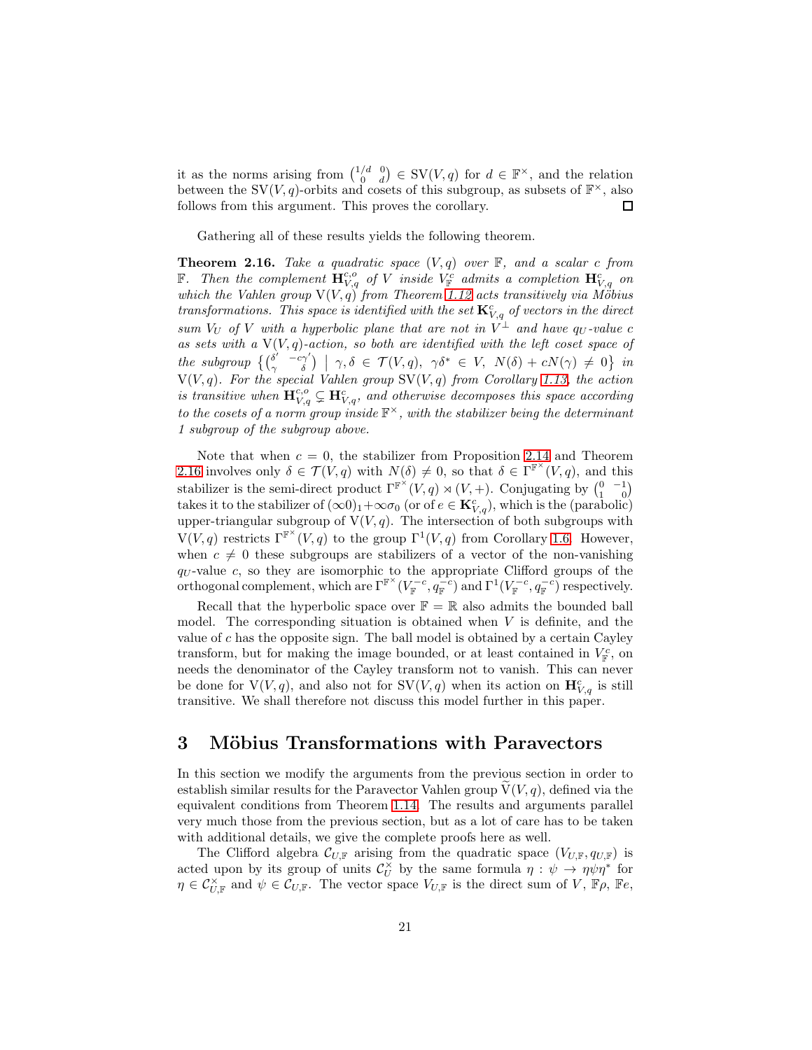it as the norms arising from $\begin{pmatrix} 1/d & 0 \\ 0 & d \end{pmatrix} \in \mathrm{SV}(V,q)$ for $d \in \mathbb{F}^{\times}$, and the relation between the $\mathrm{SV}(V,q)$-orbits and cosets of this subgroup, as subsets of $\mathbb{F}^{\times}$, also follows from this argument. This proves the corollary. □

Gathering all of these results yields the following theorem.

**Theorem 2.16.** *Take a quadratic space $(V,q)$ over $\mathbb{F}$, and a scalar $c$ from $\mathbb{F}$. Then the complement $\mathbf{H}_{V,q}^{c,o}$ of $V$ inside $V_{\mathbb{F}}^{c}$ admits a completion $\mathbf{H}_{V,q}^{c}$ on which the Vahlen group $\mathrm{V}(V,q)$ from Theorem 1.12 acts transitively via Möbius transformations. This space is identified with the set $\mathbf{K}_{V,q}^{c}$ of vectors in the direct sum $V_U$ of $V$ with a hyperbolic plane that are not in $V^{\perp}$ and have $q_U$-value $c$ as sets with a $\mathrm{V}(V,q)$-action, so both are identified with the left coset space of the subgroup $\left\{\begin{pmatrix} \delta' & -c\gamma' \\ \gamma & \delta \end{pmatrix} \;\middle|\; \gamma,\delta \in \mathcal{T}(V,q),\ \gamma\delta^{*} \in V,\ N(\delta)+cN(\gamma) \neq 0\right\}$ in $\mathrm{V}(V,q)$. For the special Vahlen group $\mathrm{SV}(V,q)$ from Corollary 1.13, the action is transitive when $\mathbf{H}_{V,q}^{c,o} \subsetneq \mathbf{H}_{V,q}^{c}$, and otherwise decomposes this space according to the cosets of a norm group inside $\mathbb{F}^{\times}$, with the stabilizer being the determinant 1 subgroup of the subgroup above.*

Note that when $c=0$, the stabilizer from Proposition 2.14 and Theorem 2.16 involves only $\delta \in \mathcal{T}(V,q)$ with $N(\delta) \neq 0$, so that $\delta \in \Gamma^{\mathbb{F}^{\times}}(V,q)$, and this stabilizer is the semi-direct product $\Gamma^{\mathbb{F}^{\times}}(V,q) \rtimes (V,+)$. Conjugating by $\begin{pmatrix} 0 & -1 \\ 1 & 0 \end{pmatrix}$ takes it to the stabilizer of $(\infty 0)_1 + \infty\sigma_0$ (or of $e \in \mathbf{K}_{V,q}^{c}$), which is the (parabolic) upper-triangular subgroup of $\mathrm{V}(V,q)$. The intersection of both subgroups with $\mathrm{V}(V,q)$ restricts $\Gamma^{\mathbb{F}^{\times}}(V,q)$ to the group $\Gamma^{1}(V,q)$ from Corollary 1.6. However, when $c \neq 0$ these subgroups are stabilizers of a vector of the non-vanishing $q_U$-value $c$, so they are isomorphic to the appropriate Clifford groups of the orthogonal complement, which are $\Gamma^{\mathbb{F}^{\times}}(V_{\mathbb{F}}^{-c}, q_{\mathbb{F}}^{-c})$ and $\Gamma^{1}(V_{\mathbb{F}}^{-c}, q_{\mathbb{F}}^{-c})$ respectively.

Recall that the hyperbolic space over $\mathbb{F}=\mathbb{R}$ also admits the bounded ball model. The corresponding situation is obtained when $V$ is definite, and the value of $c$ has the opposite sign. The ball model is obtained by a certain Cayley transform, but for making the image bounded, or at least contained in $V_{\mathbb{F}}^{c}$, on needs the denominator of the Cayley transform not to vanish. This can never be done for $\mathrm{V}(V,q)$, and also not for $\mathrm{SV}(V,q)$ when its action on $\mathbf{H}_{V,q}^{c}$ is still transitive. We shall therefore not discuss this model further in this paper.

## 3 Möbius Transformations with Paravectors

In this section we modify the arguments from the previous section in order to establish similar results for the Paravector Vahlen group $\widetilde{\mathrm{V}}(V,q)$, defined via the equivalent conditions from Theorem 1.14. The results and arguments parallel very much those from the previous section, but as a lot of care has to be taken with additional details, we give the complete proofs here as well.

The Clifford algebra $\mathcal{C}_{U,\mathbb{F}}$ arising from the quadratic space $(V_{U,\mathbb{F}}, q_{U,\mathbb{F}})$ is acted upon by its group of units $\mathcal{C}_U^{\times}$ by the same formula $\eta : \psi \to \eta\psi\eta^{*}$ for $\eta \in \mathcal{C}_{U,\mathbb{F}}^{\times}$ and $\psi \in \mathcal{C}_{U,\mathbb{F}}$. The vector space $V_{U,\mathbb{F}}$ is the direct sum of $V$, $\mathbb{F}\rho$, $\mathbb{F}e$,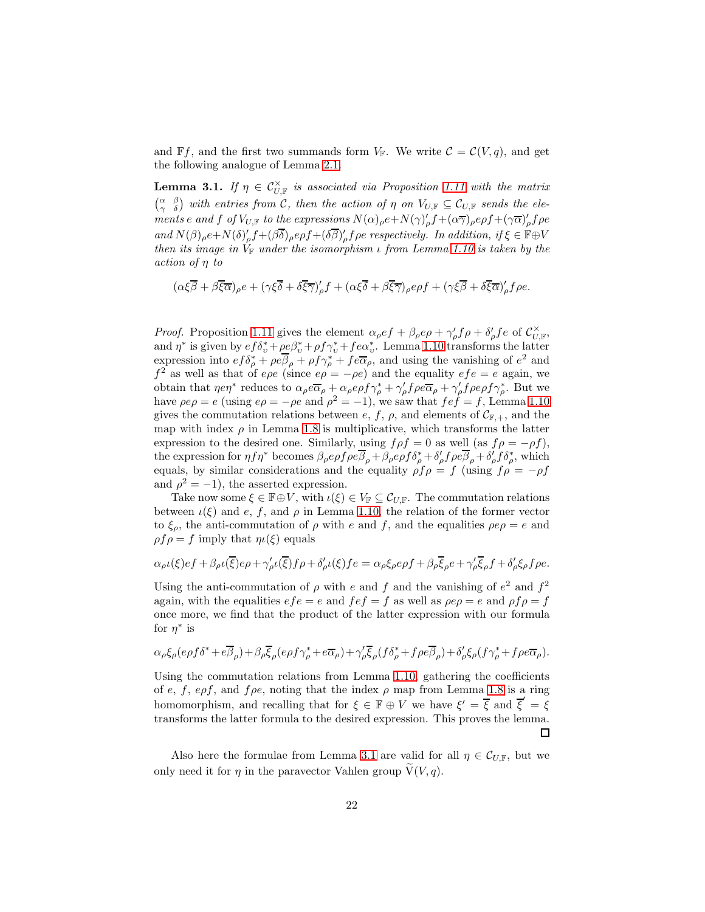and $\mathbb{F}f$, and the first two summands form $V_{\mathbb{F}}$. We write $\mathcal{C} = \mathcal{C}(V, q)$, and get the following analogue of Lemma 2.1.

**Lemma 3.1.** *If $\eta \in \mathcal{C}_{U,\mathbb{F}}^{\times}$ is associated via Proposition 1.11 with the matrix $\left(\begin{smallmatrix} \alpha & \beta \\ \gamma & \delta \end{smallmatrix}\right)$ with entries from $\mathcal{C}$, then the action of $\eta$ on $V_{U,\mathbb{F}} \subseteq \mathcal{C}_{U,\mathbb{F}}$ sends the elements $e$ and $f$ of $V_{U,\mathbb{F}}$ to the expressions $N(\alpha)_{\rho}e + N(\gamma)'_{\rho}f + (\alpha\overline{\gamma})_{\rho}e\rho f + (\gamma\overline{\alpha})'_{\rho}f\rho e$ and $N(\beta)_{\rho}e + N(\delta)'_{\rho}f + (\beta\overline{\delta})_{\rho}e\rho f + (\delta\overline{\beta})'_{\rho}f\rho e$ respectively. In addition, if $\xi \in \mathbb{F} \oplus V$ then its image in $V_{\mathbb{F}}$ under the isomorphism $\iota$ from Lemma 1.10 is taken by the action of $\eta$ to*

$$(\alpha\xi\overline{\beta} + \beta\overline{\xi}\overline{\alpha})_{\rho}e + (\gamma\xi\overline{\delta} + \delta\overline{\xi}\overline{\gamma})'_{\rho}f + (\alpha\xi\overline{\delta} + \beta\overline{\xi}\overline{\gamma})_{\rho}e\rho f + (\gamma\xi\overline{\beta} + \delta\overline{\xi}\overline{\alpha})'_{\rho}f\rho e.$$

*Proof.* Proposition 1.11 gives the element $\alpha_{\rho}ef + \beta_{\rho}e\rho + \gamma'_{\rho}f\rho + \delta'_{\rho}fe$ of $\mathcal{C}_{U,\mathbb{F}}^{\times}$, and $\eta^*$ is given by $ef\delta^*_{\upsilon} + \rho e\beta^*_{\upsilon} + \rho f\gamma^*_{\upsilon} + fe\alpha^*_{\upsilon}$. Lemma 1.10 transforms the latter expression into $ef\delta^*_{\rho} + \rho e\overline{\beta}_{\rho} + \rho f\gamma^*_{\rho} + fe\overline{\alpha}_{\rho}$, and using the vanishing of $e^2$ and $f^2$ as well as that of $e\rho e$ (since $e\rho = -\rho e$) and the equality $efe = e$ again, we obtain that $\eta e\eta^*$ reduces to $\alpha_{\rho}e\overline{\alpha}_{\rho} + \alpha_{\rho}e\rho f\gamma^*_{\rho} + \gamma'_{\rho}f\rho e\overline{\alpha}_{\rho} + \gamma'_{\rho}f\rho e\rho f\gamma^*_{\rho}$. But we have $\rho e\rho = e$ (using $e\rho = -\rho e$ and $\rho^2 = -1$), we saw that $fef = f$, Lemma 1.10 gives the commutation relations between $e$, $f$, $\rho$, and elements of $\mathcal{C}_{\mathbb{F},+}$, and the map with index $\rho$ in Lemma 1.8 is multiplicative, which transforms the latter expression to the desired one. Similarly, using $f\rho f = 0$ as well (as $f\rho = -\rho f$), the expression for $\eta f\eta^*$ becomes $\beta_{\rho}e\rho f\rho e\overline{\beta}_{\rho} + \beta_{\rho}e\rho f\delta^*_{\rho} + \delta'_{\rho}f\rho e\overline{\beta}_{\rho} + \delta'_{\rho}f\delta^*_{\rho}$, which equals, by similar considerations and the equality $\rho f\rho = f$ (using $f\rho = -\rho f$ and $\rho^2 = -1$), the asserted expression.

Take now some $\xi \in \mathbb{F} \oplus V$, with $\iota(\xi) \in V_{\mathbb{F}} \subseteq \mathcal{C}_{U,\mathbb{F}}$. The commutation relations between $\iota(\xi)$ and $e$, $f$, and $\rho$ in Lemma 1.10, the relation of the former vector to $\xi_{\rho}$, the anti-commutation of $\rho$ with $e$ and $f$, and the equalities $\rho e\rho = e$ and $\rho f\rho = f$ imply that $\eta\iota(\xi)$ equals

$$\alpha_{\rho}\iota(\xi)ef + \beta_{\rho}\iota(\overline{\xi})e\rho + \gamma'_{\rho}\iota(\overline{\xi})f\rho + \delta'_{\rho}\iota(\xi)fe = \alpha_{\rho}\xi_{\rho}e\rho f + \beta_{\rho}\overline{\xi}_{\rho}e + \gamma'_{\rho}\overline{\xi}_{\rho}f + \delta'_{\rho}\xi_{\rho}f\rho e.$$

Using the anti-commutation of $\rho$ with $e$ and $f$ and the vanishing of $e^2$ and $f^2$ again, with the equalities $efe = e$ and $fef = f$ as well as $\rho e\rho = e$ and $\rho f\rho = f$ once more, we find that the product of the latter expression with our formula for $\eta^*$ is

$$\alpha_{\rho}\xi_{\rho}(e\rho f\delta^* + e\overline{\beta}_{\rho}) + \beta_{\rho}\overline{\xi}_{\rho}(e\rho f\gamma^*_{\rho} + e\overline{\alpha}_{\rho}) + \gamma'_{\rho}\overline{\xi}_{\rho}(f\delta^*_{\rho} + f\rho e\overline{\beta}_{\rho}) + \delta'_{\rho}\xi_{\rho}(f\gamma^*_{\rho} + f\rho e\overline{\alpha}_{\rho}).$$

Using the commutation relations from Lemma 1.10, gathering the coefficients of $e$, $f$, $e\rho f$, and $f\rho e$, noting that the index $\rho$ map from Lemma 1.8 is a ring homomorphism, and recalling that for $\xi \in \mathbb{F} \oplus V$ we have $\xi' = \overline{\xi}$ and $\overline{\xi}' = \xi$ transforms the latter formula to the desired expression. This proves the lemma. $\square$

Also here the formulae from Lemma 3.1 are valid for all $\eta \in \mathcal{C}_{U,\mathbb{F}}$, but we only need it for $\eta$ in the paravector Vahlen group $\widetilde{\mathrm{V}}(V, q)$.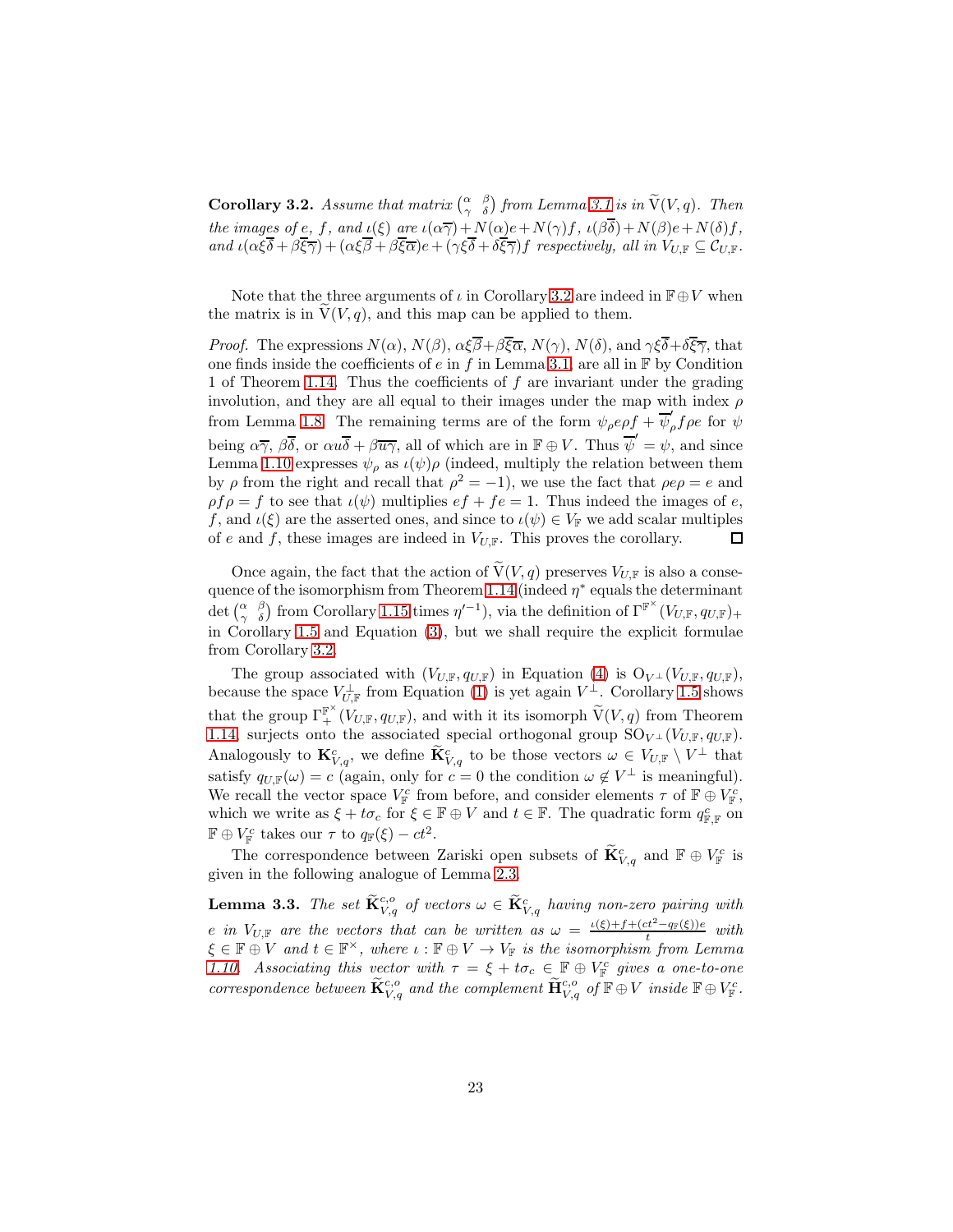**Corollary 3.2.** *Assume that matrix $\left(\begin{smallmatrix} \alpha & \beta \\ \gamma & \delta \end{smallmatrix}\right)$ from Lemma 3.1 is in $\widetilde{\mathrm{V}}(V,q)$. Then the images of $e$, $f$, and $\iota(\xi)$ are $\iota(\alpha\overline{\gamma})+N(\alpha)e+N(\gamma)f$, $\iota(\beta\overline{\delta})+N(\beta)e+N(\delta)f$, and $\iota(\alpha\xi\overline{\delta}+\beta\overline{\xi}\overline{\gamma})+(\alpha\xi\overline{\beta}+\beta\overline{\xi}\overline{\alpha})e+(\gamma\xi\overline{\delta}+\delta\overline{\xi}\overline{\gamma})f$ respectively, all in $V_{U,\mathbb{F}} \subseteq \mathcal{C}_{U,\mathbb{F}}$.*

Note that the three arguments of $\iota$ in Corollary 3.2 are indeed in $\mathbb{F}\oplus V$ when the matrix is in $\widetilde{\mathrm{V}}(V,q)$, and this map can be applied to them.

*Proof.* The expressions $N(\alpha)$, $N(\beta)$, $\alpha\xi\overline{\beta}+\beta\overline{\xi}\overline{\alpha}$, $N(\gamma)$, $N(\delta)$, and $\gamma\xi\overline{\delta}+\delta\overline{\xi}\overline{\gamma}$, that one finds inside the coefficients of $e$ in $f$ in Lemma 3.1, are all in $\mathbb{F}$ by Condition 1 of Theorem 1.14. Thus the coefficients of $f$ are invariant under the grading involution, and they are all equal to their images under the map with index $\rho$ from Lemma 1.8. The remaining terms are of the form $\psi_{\rho}e\rho f+\overline{\psi}'_{\rho}f\rho e$ for $\psi$ being $\alpha\overline{\gamma}$, $\beta\overline{\delta}$, or $\alpha u\overline{\delta}+\beta\overline{u}\overline{\gamma}$, all of which are in $\mathbb{F}\oplus V$. Thus $\overline{\psi}'=\psi$, and since Lemma 1.10 expresses $\psi_{\rho}$ as $\iota(\psi)\rho$ (indeed, multiply the relation between them by $\rho$ from the right and recall that $\rho^2=-1$), we use the fact that $\rho e\rho=e$ and $\rho f\rho=f$ to see that $\iota(\psi)$ multiplies $ef+fe=1$. Thus indeed the images of $e$, $f$, and $\iota(\xi)$ are the asserted ones, and since to $\iota(\psi)\in V_{\mathbb{F}}$ we add scalar multiples of $e$ and $f$, these images are indeed in $V_{U,\mathbb{F}}$. This proves the corollary. $\square$

Once again, the fact that the action of $\widetilde{\mathrm{V}}(V,q)$ preserves $V_{U,\mathbb{F}}$ is also a consequence of the isomorphism from Theorem 1.14 (indeed $\eta^*$ equals the determinant $\det\left(\begin{smallmatrix} \alpha & \beta \\ \gamma & \delta \end{smallmatrix}\right)$ from Corollary 1.15 times $\eta'^{-1}$), via the definition of $\Gamma^{\mathbb{F}^\times}(V_{U,\mathbb{F}},q_{U,\mathbb{F}})_+$ in Corollary 1.5 and Equation (3), but we shall require the explicit formulae from Corollary 3.2.

The group associated with $(V_{U,\mathbb{F}},q_{U,\mathbb{F}})$ in Equation (4) is $\mathrm{O}_{V^\perp}(V_{U,\mathbb{F}},q_{U,\mathbb{F}})$, because the space $V_{U,\mathbb{F}}^{\perp}$ from Equation (1) is yet again $V^\perp$. Corollary 1.5 shows that the group $\Gamma_+^{\mathbb{F}^\times}(V_{U,\mathbb{F}},q_{U,\mathbb{F}})$, and with it its isomorph $\widetilde{\mathrm{V}}(V,q)$ from Theorem 1.14, surjects onto the associated special orthogonal group $\mathrm{SO}_{V^\perp}(V_{U,\mathbb{F}},q_{U,\mathbb{F}})$. Analogously to $\mathbf{K}_{V,q}^{c}$, we define $\widetilde{\mathbf{K}}_{V,q}^{c}$ to be those vectors $\omega\in V_{U,\mathbb{F}}\setminus V^\perp$ that satisfy $q_{U,\mathbb{F}}(\omega)=c$ (again, only for $c=0$ the condition $\omega\notin V^\perp$ is meaningful). We recall the vector space $V_{\mathbb{F}}^{c}$ from before, and consider elements $\tau$ of $\mathbb{F}\oplus V_{\mathbb{F}}^{c}$, which we write as $\xi+t\sigma_c$ for $\xi\in\mathbb{F}\oplus V$ and $t\in\mathbb{F}$. The quadratic form $q_{\mathbb{F},\mathbb{F}}^{c}$ on $\mathbb{F}\oplus V_{\mathbb{F}}^{c}$ takes our $\tau$ to $q_{\mathbb{F}}(\xi)-ct^2$.

The correspondence between Zariski open subsets of $\widetilde{\mathbf{K}}_{V,q}^{c}$ and $\mathbb{F}\oplus V_{\mathbb{F}}^{c}$ is given in the following analogue of Lemma 2.3.

**Lemma 3.3.** *The set $\widetilde{\mathbf{K}}_{V,q}^{c,o}$ of vectors $\omega\in\widetilde{\mathbf{K}}_{V,q}^{c}$ having non-zero pairing with $e$ in $V_{U,\mathbb{F}}$ are the vectors that can be written as $\omega=\frac{\iota(\xi)+f+(ct^2-q_{\mathbb{F}}(\xi))e}{t}$ with $\xi\in\mathbb{F}\oplus V$ and $t\in\mathbb{F}^\times$, where $\iota:\mathbb{F}\oplus V\to V_{\mathbb{F}}$ is the isomorphism from Lemma 1.10. Associating this vector with $\tau=\xi+t\sigma_c\in\mathbb{F}\oplus V_{\mathbb{F}}^{c}$ gives a one-to-one correspondence between $\widetilde{\mathbf{K}}_{V,q}^{c,o}$ and the complement $\widetilde{\mathbf{H}}_{V,q}^{c,o}$ of $\mathbb{F}\oplus V$ inside $\mathbb{F}\oplus V_{\mathbb{F}}^{c}$.*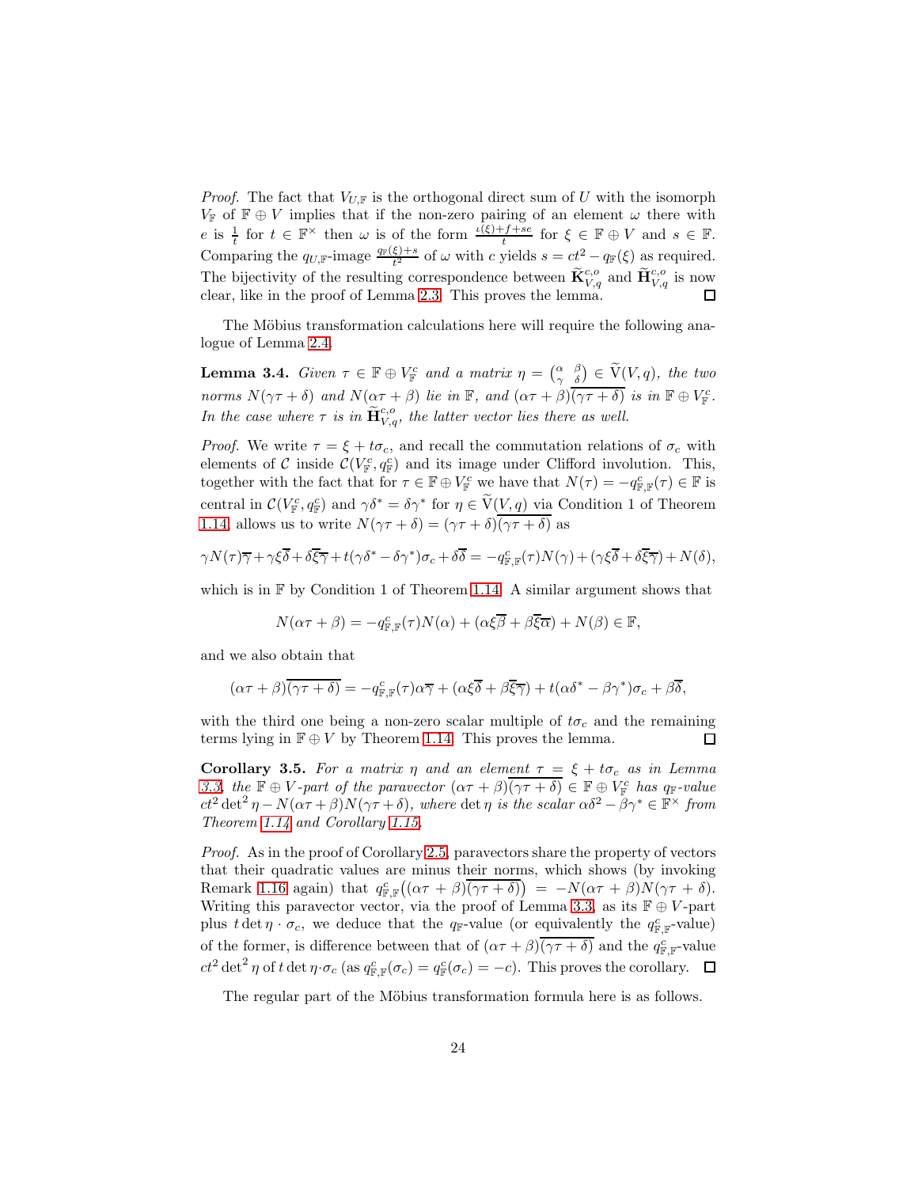*Proof.* The fact that $V_{U,\mathbb{F}}$ is the orthogonal direct sum of $U$ with the isomorph $V_{\mathbb{F}}$ of $\mathbb{F} \oplus V$ implies that if the non-zero pairing of an element $\omega$ there with $e$ is $\frac{1}{t}$ for $t \in \mathbb{F}^{\times}$ then $\omega$ is of the form $\frac{\iota(\xi)+f+se}{t}$ for $\xi \in \mathbb{F} \oplus V$ and $s \in \mathbb{F}$. Comparing the $q_{U,\mathbb{F}}$-image $\frac{q_{\mathbb{F}}(\xi)+s}{t^2}$ of $\omega$ with $c$ yields $s = ct^2 - q_{\mathbb{F}}(\xi)$ as required. The bijectivity of the resulting correspondence between $\widetilde{\mathbf{K}}_{V,q}^{c,o}$ and $\widetilde{\mathbf{H}}_{V,q}^{c,o}$ is now clear, like in the proof of Lemma 2.3. This proves the lemma. ◻

The Möbius transformation calculations here will require the following analogue of Lemma 2.4.

**Lemma 3.4.** *Given $\tau \in \mathbb{F} \oplus V_{\mathbb{F}}^c$ and a matrix $\eta = \left(\begin{smallmatrix} \alpha & \beta \\ \gamma & \delta \end{smallmatrix}\right) \in \widetilde{\mathrm{V}}(V,q)$, the two norms $N(\gamma\tau+\delta)$ and $N(\alpha\tau+\beta)$ lie in $\mathbb{F}$, and $(\alpha\tau+\beta)\overline{(\gamma\tau+\delta)}$ is in $\mathbb{F} \oplus V_{\mathbb{F}}^c$. In the case where $\tau$ is in $\widetilde{\mathbf{H}}_{V,q}^{c,o}$, the latter vector lies there as well.*

*Proof.* We write $\tau = \xi + t\sigma_c$, and recall the commutation relations of $\sigma_c$ with elements of $\mathcal{C}$ inside $\mathcal{C}(V_{\mathbb{F}}^c, q_{\mathbb{F}}^c)$ and its image under Clifford involution. This, together with the fact that for $\tau \in \mathbb{F} \oplus V_{\mathbb{F}}^c$ we have that $N(\tau) = -q_{\mathbb{F},\mathbb{F}}^c(\tau) \in \mathbb{F}$ is central in $\mathcal{C}(V_{\mathbb{F}}^c, q_{\mathbb{F}}^c)$ and $\gamma\delta^* = \delta\gamma^*$ for $\eta \in \widetilde{\mathrm{V}}(V,q)$ via Condition 1 of Theorem 1.14, allows us to write $N(\gamma\tau+\delta) = (\gamma\tau+\delta)\overline{(\gamma\tau+\delta)}$ as

$$\gamma N(\tau)\overline{\gamma} + \gamma\xi\overline{\delta} + \delta\overline{\xi}\overline{\gamma} + t(\gamma\delta^* - \delta\gamma^*)\sigma_c + \delta\overline{\delta} = -q_{\mathbb{F},\mathbb{F}}^c(\tau)N(\gamma) + (\gamma\xi\overline{\delta} + \delta\overline{\xi}\overline{\gamma}) + N(\delta),$$

which is in $\mathbb{F}$ by Condition 1 of Theorem 1.14. A similar argument shows that

$$N(\alpha\tau+\beta) = -q_{\mathbb{F},\mathbb{F}}^c(\tau)N(\alpha) + (\alpha\xi\overline{\beta} + \beta\overline{\xi}\overline{\alpha}) + N(\beta) \in \mathbb{F},$$

and we also obtain that

$$(\alpha\tau+\beta)\overline{(\gamma\tau+\delta)} = -q_{\mathbb{F},\mathbb{F}}^c(\tau)\alpha\overline{\gamma} + (\alpha\xi\overline{\delta} + \beta\overline{\xi}\overline{\gamma}) + t(\alpha\delta^* - \beta\gamma^*)\sigma_c + \beta\overline{\delta},$$

with the third one being a non-zero scalar multiple of $t\sigma_c$ and the remaining terms lying in $\mathbb{F} \oplus V$ by Theorem 1.14. This proves the lemma. ◻

**Corollary 3.5.** *For a matrix $\eta$ and an element $\tau = \xi + t\sigma_c$ as in Lemma 3.3, the $\mathbb{F} \oplus V$-part of the paravector $(\alpha\tau+\beta)\overline{(\gamma\tau+\delta)} \in \mathbb{F} \oplus V_{\mathbb{F}}^c$ has $q_{\mathbb{F}}$-value $ct^2\det^2\eta - N(\alpha\tau+\beta)N(\gamma\tau+\delta)$, where $\det\eta$ is the scalar $\alpha\delta^2 - \beta\gamma^* \in \mathbb{F}^{\times}$ from Theorem 1.14 and Corollary 1.15.*

*Proof.* As in the proof of Corollary 2.5, paravectors share the property of vectors that their quadratic values are minus their norms, which shows (by invoking Remark 1.16 again) that $q_{\mathbb{F},\mathbb{F}}^c\big((\alpha\tau+\beta)\overline{(\gamma\tau+\delta)}\big) = -N(\alpha\tau+\beta)N(\gamma\tau+\delta)$. Writing this paravector vector, via the proof of Lemma 3.3, as its $\mathbb{F} \oplus V$-part plus $t\det\eta\cdot\sigma_c$, we deduce that the $q_{\mathbb{F}}$-value (or equivalently the $q_{\mathbb{F},\mathbb{F}}^c$-value) of the former, is difference between that of $(\alpha\tau+\beta)\overline{(\gamma\tau+\delta)}$ and the $q_{\mathbb{F},\mathbb{F}}^c$-value $ct^2\det^2\eta$ of $t\det\eta\cdot\sigma_c$ (as $q_{\mathbb{F},\mathbb{F}}^c(\sigma_c) = q_{\mathbb{F}}^c(\sigma_c) = -c$). This proves the corollary. ◻

The regular part of the Möbius transformation formula here is as follows.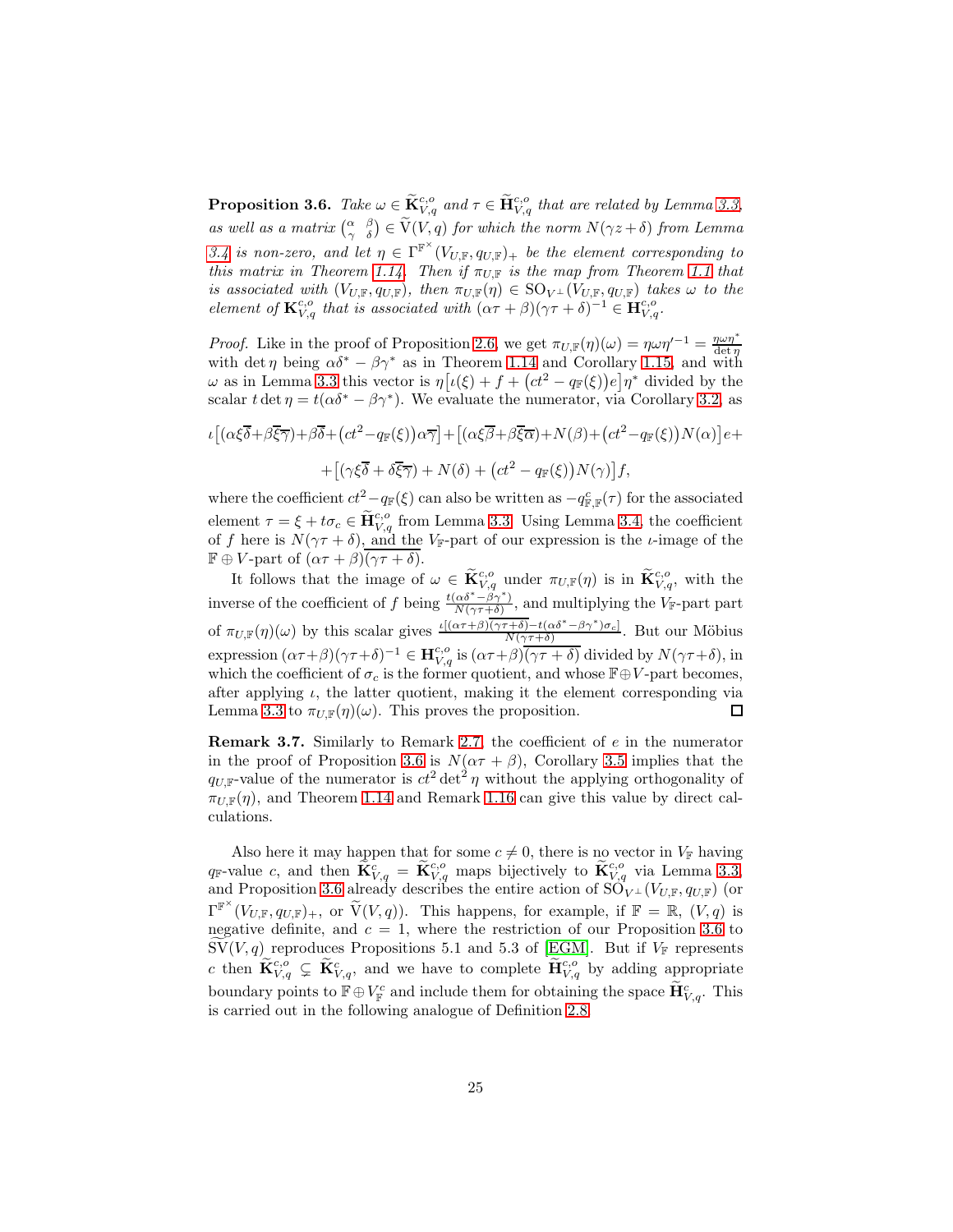**Proposition 3.6.** *Take $\omega \in \widetilde{\mathbf{K}}_{V,q}^{c,o}$ and $\tau \in \widetilde{\mathbf{H}}_{V,q}^{c,o}$ that are related by Lemma 3.3, as well as a matrix $\begin{pmatrix} \alpha & \beta \\ \gamma & \delta \end{pmatrix} \in \widetilde{\mathrm{V}}(V,q)$ for which the norm $N(\gamma z+\delta)$ from Lemma 3.4 is non-zero, and let $\eta \in \Gamma^{\mathbb{F}^{\times}}(V_{U,\mathbb{F}}, q_{U,\mathbb{F}})_{+}$ be the element corresponding to this matrix in Theorem 1.14. Then if $\pi_{U,\mathbb{F}}$ is the map from Theorem 1.1 that is associated with $(V_{U,\mathbb{F}}, q_{U,\mathbb{F}})$, then $\pi_{U,\mathbb{F}}(\eta) \in \mathrm{SO}_{V^{\perp}}(V_{U,\mathbb{F}}, q_{U,\mathbb{F}})$ takes $\omega$ to the element of $\mathbf{K}_{V,q}^{c,o}$ that is associated with $(\alpha\tau+\beta)(\gamma\tau+\delta)^{-1} \in \mathbf{H}_{V,q}^{c,o}$.*

*Proof.* Like in the proof of Proposition 2.6, we get $\pi_{U,\mathbb{F}}(\eta)(\omega) = \eta\omega\eta'^{-1} = \frac{\eta\omega\eta^{*}}{\det\eta}$ with $\det\eta$ being $\alpha\delta^{*}-\beta\gamma^{*}$ as in Theorem 1.14 and Corollary 1.15, and with $\omega$ as in Lemma 3.3 this vector is $\eta\big[\iota(\xi)+f+\big(ct^{2}-q_{\mathbb{F}}(\xi)\big)e\big]\eta^{*}$ divided by the scalar $t\det\eta = t(\alpha\delta^{*}-\beta\gamma^{*})$. We evaluate the numerator, via Corollary 3.2, as

$$\iota\big[(\alpha\xi\overline{\delta}+\beta\overline{\xi}\overline{\gamma})+\beta\overline{\delta}+\big(ct^{2}-q_{\mathbb{F}}(\xi)\big)\alpha\overline{\gamma}\big]+\big[(\alpha\xi\overline{\beta}+\beta\overline{\xi}\overline{\alpha})+N(\beta)+\big(ct^{2}-q_{\mathbb{F}}(\xi)\big)N(\alpha)\big]e+$$

$$+\big[(\gamma\xi\overline{\delta}+\delta\overline{\xi}\overline{\gamma})+N(\delta)+\big(ct^{2}-q_{\mathbb{F}}(\xi)\big)N(\gamma)\big]f,$$

where the coefficient $ct^{2}-q_{\mathbb{F}}(\xi)$ can also be written as $-q_{\mathbb{F},\mathbb{F}}^{c}(\tau)$ for the associated element $\tau = \xi+t\sigma_{c} \in \widetilde{\mathbf{H}}_{V,q}^{c,o}$ from Lemma 3.3. Using Lemma 3.4, the coefficient of $f$ here is $N(\gamma\tau+\delta)$, and the $V_{\mathbb{F}}$-part of our expression is the $\iota$-image of the $\mathbb{F}\oplus V$-part of $(\alpha\tau+\beta)\overline{(\gamma\tau+\delta)}$.

It follows that the image of $\omega \in \widetilde{\mathbf{K}}_{V,q}^{c,o}$ under $\pi_{U,\mathbb{F}}(\eta)$ is in $\widetilde{\mathbf{K}}_{V,q}^{c,o}$, with the inverse of the coefficient of $f$ being $\frac{t(\alpha\delta^{*}-\beta\gamma^{*})}{N(\gamma\tau+\delta)}$, and multiplying the $V_{\mathbb{F}}$-part part of $\pi_{U,\mathbb{F}}(\eta)(\omega)$ by this scalar gives $\frac{\iota[(\alpha\tau+\beta)\overline{(\gamma\tau+\delta)}-t(\alpha\delta^{*}-\beta\gamma^{*})\sigma_{c}]}{N(\gamma\tau+\delta)}$. But our Möbius expression $(\alpha\tau+\beta)(\gamma\tau+\delta)^{-1} \in \mathbf{H}_{V,q}^{c,o}$ is $(\alpha\tau+\beta)\overline{(\gamma\tau+\delta)}$ divided by $N(\gamma\tau+\delta)$, in which the coefficient of $\sigma_{c}$ is the former quotient, and whose $\mathbb{F}\oplus V$-part becomes, after applying $\iota$, the latter quotient, making it the element corresponding via Lemma 3.3 to $\pi_{U,\mathbb{F}}(\eta)(\omega)$. This proves the proposition. $\square$

**Remark 3.7.** Similarly to Remark 2.7, the coefficient of $e$ in the numerator in the proof of Proposition 3.6 is $N(\alpha\tau+\beta)$, Corollary 3.5 implies that the $q_{U,\mathbb{F}}$-value of the numerator is $ct^{2}\det^{2}\eta$ without the applying orthogonality of $\pi_{U,\mathbb{F}}(\eta)$, and Theorem 1.14 and Remark 1.16 can give this value by direct calculations.

Also here it may happen that for some $c \neq 0$, there is no vector in $V_{\mathbb{F}}$ having $q_{\mathbb{F}}$-value $c$, and then $\widetilde{\mathbf{K}}_{V,q}^{c} = \widetilde{\mathbf{K}}_{V,q}^{c,o}$ maps bijectively to $\widetilde{\mathbf{K}}_{V,q}^{c,o}$ via Lemma 3.3, and Proposition 3.6 already describes the entire action of $\mathrm{SO}_{V^{\perp}}(V_{U,\mathbb{F}}, q_{U,\mathbb{F}})$ (or $\Gamma^{\mathbb{F}^{\times}}(V_{U,\mathbb{F}}, q_{U,\mathbb{F}})_{+}$, or $\widetilde{\mathrm{V}}(V,q)$). This happens, for example, if $\mathbb{F}=\mathbb{R}$, $(V,q)$ is negative definite, and $c=1$, where the restriction of our Proposition 3.6 to $\widetilde{\mathrm{SV}}(V,q)$ reproduces Propositions 5.1 and 5.3 of [EGM]. But if $V_{\mathbb{F}}$ represents $c$ then $\widetilde{\mathbf{K}}_{V,q}^{c,o} \subsetneq \widetilde{\mathbf{K}}_{V,q}^{c}$, and we have to complete $\widetilde{\mathbf{H}}_{V,q}^{c,o}$ by adding appropriate boundary points to $\mathbb{F}\oplus V_{\mathbb{F}}^{c}$ and include them for obtaining the space $\widetilde{\mathbf{H}}_{V,q}^{c}$. This is carried out in the following analogue of Definition 2.8.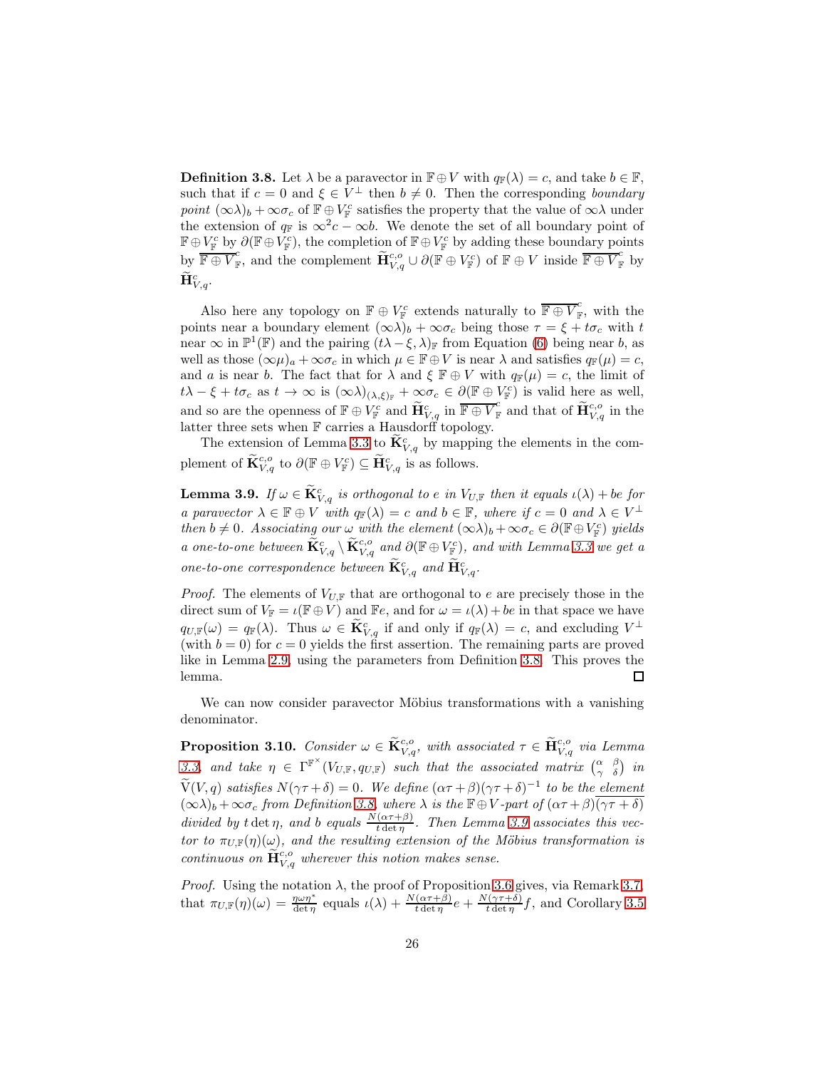**Definition 3.8.** Let $\lambda$ be a paravector in $\mathbb{F} \oplus V$ with $q_{\mathbb{F}}(\lambda) = c$, and take $b \in \mathbb{F}$, such that if $c = 0$ and $\xi \in V^{\perp}$ then $b \neq 0$. Then the corresponding *boundary point* $(\infty\lambda)_b + \infty\sigma_c$ of $\mathbb{F} \oplus V_{\mathbb{F}}^c$ satisfies the property that the value of $\infty\lambda$ under the extension of $q_{\mathbb{F}}$ is $\infty^2 c - \infty b$. We denote the set of all boundary point of $\mathbb{F} \oplus V_{\mathbb{F}}^c$ by $\partial(\mathbb{F} \oplus V_{\mathbb{F}}^c)$, the completion of $\mathbb{F} \oplus V_{\mathbb{F}}^c$ by adding these boundary points by $\overline{\mathbb{F} \oplus V}_{\mathbb{F}}^c$, and the complement $\widetilde{\mathbf{H}}_{V,q}^{c,o} \cup \partial(\mathbb{F} \oplus V_{\mathbb{F}}^c)$ of $\mathbb{F} \oplus V$ inside $\overline{\mathbb{F} \oplus V}_{\mathbb{F}}^c$ by $\widetilde{\mathbf{H}}_{V,q}^c$.

Also here any topology on $\mathbb{F} \oplus V_{\mathbb{F}}^c$ extends naturally to $\overline{\mathbb{F} \oplus V}_{\mathbb{F}}^c$, with the points near a boundary element $(\infty\lambda)_b + \infty\sigma_c$ being those $\tau = \xi + t\sigma_c$ with $t$ near $\infty$ in $\mathbb{P}^1(\mathbb{F})$ and the pairing $(t\lambda - \xi, \lambda)_{\mathbb{F}}$ from Equation (6) being near $b$, as well as those $(\infty\mu)_a + \infty\sigma_c$ in which $\mu \in \mathbb{F} \oplus V$ is near $\lambda$ and satisfies $q_{\mathbb{F}}(\mu) = c$, and $a$ is near $b$. The fact that for $\lambda$ and $\xi$ $\mathbb{F} \oplus V$ with $q_{\mathbb{F}}(\mu) = c$, the limit of $t\lambda - \xi + t\sigma_c$ as $t \to \infty$ is $(\infty\lambda)_{(\lambda,\xi)_{\mathbb{F}}} + \infty\sigma_c \in \partial(\mathbb{F} \oplus V_{\mathbb{F}}^c)$ is valid here as well, and so are the openness of $\mathbb{F} \oplus V_{\mathbb{F}}^c$ and $\widetilde{\mathbf{H}}_{V,q}^c$ in $\overline{\mathbb{F} \oplus V}_{\mathbb{F}}^c$ and that of $\widetilde{\mathbf{H}}_{V,q}^{c,o}$ in the latter three sets when $\mathbb{F}$ carries a Hausdorff topology.

The extension of Lemma 3.3 to $\widetilde{\mathbf{K}}_{V,q}^c$ by mapping the elements in the complement of $\widetilde{\mathbf{K}}_{V,q}^{c,o}$ to $\partial(\mathbb{F} \oplus V_{\mathbb{F}}^c) \subseteq \widetilde{\mathbf{H}}_{V,q}^c$ is as follows.

**Lemma 3.9.** *If $\omega \in \widetilde{\mathbf{K}}_{V,q}^c$ is orthogonal to $e$ in $V_{U,\mathbb{F}}$ then it equals $\iota(\lambda) + be$ for a paravector $\lambda \in \mathbb{F} \oplus V$ with $q_{\mathbb{F}}(\lambda) = c$ and $b \in \mathbb{F}$, where if $c = 0$ and $\lambda \in V^{\perp}$ then $b \neq 0$. Associating our $\omega$ with the element $(\infty\lambda)_b + \infty\sigma_c \in \partial(\mathbb{F} \oplus V_{\mathbb{F}}^c)$ yields a one-to-one between $\widetilde{\mathbf{K}}_{V,q}^c \setminus \widetilde{\mathbf{K}}_{V,q}^{c,o}$ and $\partial(\mathbb{F} \oplus V_{\mathbb{F}}^c)$, and with Lemma 3.3 we get a one-to-one correspondence between $\widetilde{\mathbf{K}}_{V,q}^c$ and $\widetilde{\mathbf{H}}_{V,q}^c$.*

*Proof.* The elements of $V_{U,\mathbb{F}}$ that are orthogonal to $e$ are precisely those in the direct sum of $V_{\mathbb{F}} = \iota(\mathbb{F} \oplus V)$ and $\mathbb{F}e$, and for $\omega = \iota(\lambda) + be$ in that space we have $q_{U,\mathbb{F}}(\omega) = q_{\mathbb{F}}(\lambda)$. Thus $\omega \in \widetilde{\mathbf{K}}_{V,q}^c$ if and only if $q_{\mathbb{F}}(\lambda) = c$, and excluding $V^{\perp}$ (with $b = 0$) for $c = 0$ yields the first assertion. The remaining parts are proved like in Lemma 2.9, using the parameters from Definition 3.8. This proves the lemma. $\square$

We can now consider paravector Möbius transformations with a vanishing denominator.

**Proposition 3.10.** *Consider $\omega \in \widetilde{\mathbf{K}}_{V,q}^{c,o}$, with associated $\tau \in \widetilde{\mathbf{H}}_{V,q}^{c,o}$ via Lemma 3.3, and take $\eta \in \Gamma^{\mathbb{F}^\times}(V_{U,\mathbb{F}}, q_{U,\mathbb{F}})$ such that the associated matrix $\begin{pmatrix} \alpha & \beta \\ \gamma & \delta \end{pmatrix}$ in $\widetilde{\mathrm{V}}(V,q)$ satisfies $N(\gamma\tau + \delta) = 0$. We define $(\alpha\tau + \beta)(\gamma\tau + \delta)^{-1}$ to be the element $(\infty\lambda)_b + \infty\sigma_c$ from Definition 3.8, where $\lambda$ is the $\mathbb{F} \oplus V$-part of $(\alpha\tau + \beta)\overline{(\gamma\tau + \delta)}$ divided by $t\det\eta$, and $b$ equals $\frac{N(\alpha\tau+\beta)}{t\det\eta}$. Then Lemma 3.9 associates this vector to $\pi_{U,\mathbb{F}}(\eta)(\omega)$, and the resulting extension of the Möbius transformation is continuous on $\widetilde{\mathbf{H}}_{V,q}^{c,o}$ wherever this notion makes sense.*

*Proof.* Using the notation $\lambda$, the proof of Proposition 3.6 gives, via Remark 3.7, that $\pi_{U,\mathbb{F}}(\eta)(\omega) = \frac{\eta\omega\eta^*}{\det\eta}$ equals $\iota(\lambda) + \frac{N(\alpha\tau+\beta)}{t\det\eta}e + \frac{N(\gamma\tau+\delta)}{t\det\eta}f$, and Corollary 3.5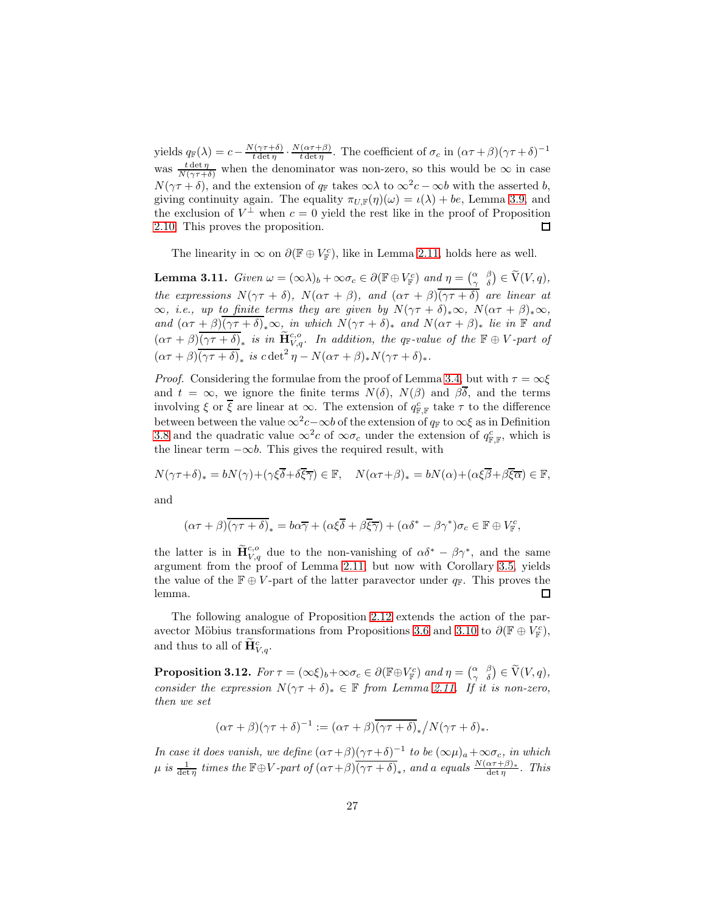yields $q_{\mathbb{F}}(\lambda) = c - \frac{N(\gamma\tau+\delta)}{t\det\eta} \cdot \frac{N(\alpha\tau+\beta)}{t\det\eta}$. The coefficient of $\sigma_c$ in $(\alpha\tau+\beta)(\gamma\tau+\delta)^{-1}$ was $\frac{t\det\eta}{N(\gamma\tau+\delta)}$ when the denominator was non-zero, so this would be $\infty$ in case $N(\gamma\tau+\delta)$, and the extension of $q_{\mathbb{F}}$ takes $\infty\lambda$ to $\infty^2 c - \infty b$ with the asserted $b$, giving continuity again. The equality $\pi_{U,\mathbb{F}}(\eta)(\omega) = \iota(\lambda) + be$, Lemma 3.9, and the exclusion of $V^{\perp}$ when $c = 0$ yield the rest like in the proof of Proposition 2.10. This proves the proposition. □

The linearity in $\infty$ on $\partial(\mathbb{F} \oplus V_{\mathbb{F}}^c)$, like in Lemma 2.11, holds here as well.

**Lemma 3.11.** *Given $\omega = (\infty\lambda)_b + \infty\sigma_c \in \partial(\mathbb{F} \oplus V_{\mathbb{F}}^c)$ and $\eta = \left(\begin{smallmatrix}\alpha & \beta \\ \gamma & \delta\end{smallmatrix}\right) \in \widetilde{\mathrm{V}}(V,q)$, the expressions $N(\gamma\tau+\delta)$, $N(\alpha\tau+\beta)$, and $(\alpha\tau+\beta)\overline{(\gamma\tau+\delta)}$ are linear at $\infty$, i.e., up to finite terms they are given by $N(\gamma\tau+\delta)_*\infty$, $N(\alpha\tau+\beta)_*\infty$, and $(\alpha\tau+\beta)\overline{(\gamma\tau+\delta)}_*\infty$, in which $N(\gamma\tau+\delta)_*$ and $N(\alpha\tau+\beta)_*$ lie in $\mathbb{F}$ and $(\alpha\tau+\beta)\overline{(\gamma\tau+\delta)}_*$ is in $\widetilde{\mathbf{H}}_{V,q}^{c,o}$. In addition, the $q_{\mathbb{F}}$-value of the $\mathbb{F} \oplus V$-part of $(\alpha\tau+\beta)\overline{(\gamma\tau+\delta)}_*$ is $c\det^2\eta - N(\alpha\tau+\beta)_* N(\gamma\tau+\delta)_*$.*

*Proof.* Considering the formulae from the proof of Lemma 3.4, but with $\tau = \infty\xi$ and $t = \infty$, we ignore the finite terms $N(\delta)$, $N(\beta)$ and $\beta\overline{\delta}$, and the terms involving $\xi$ or $\overline{\xi}$ are linear at $\infty$. The extension of $q_{\mathbb{F},\mathbb{F}}^c$ take $\tau$ to the difference between between the value $\infty^2 c - \infty b$ of the extension of $q_{\mathbb{F}}$ to $\infty\xi$ as in Definition 3.8 and the quadratic value $\infty^2 c$ of $\infty\sigma_c$ under the extension of $q_{\mathbb{F},\mathbb{F}}^c$, which is the linear term $-\infty b$. This gives the required result, with

$$N(\gamma\tau+\delta)_* = bN(\gamma) + (\gamma\xi\overline{\delta} + \delta\overline{\xi}\overline{\gamma}) \in \mathbb{F}, \quad N(\alpha\tau+\beta)_* = bN(\alpha) + (\alpha\xi\overline{\beta} + \beta\overline{\xi}\overline{\alpha}) \in \mathbb{F},$$

and

$$(\alpha\tau+\beta)\overline{(\gamma\tau+\delta)}_* = b\alpha\overline{\gamma} + (\alpha\xi\overline{\delta} + \beta\overline{\xi}\overline{\gamma}) + (\alpha\delta^* - \beta\gamma^*)\sigma_c \in \mathbb{F} \oplus V_{\mathbb{F}}^c,$$

the latter is in $\widetilde{\mathbf{H}}_{V,q}^{c,o}$ due to the non-vanishing of $\alpha\delta^* - \beta\gamma^*$, and the same argument from the proof of Lemma 2.11, but now with Corollary 3.5, yields the value of the $\mathbb{F} \oplus V$-part of the latter paravector under $q_{\mathbb{F}}$. This proves the lemma. □

The following analogue of Proposition 2.12 extends the action of the paravector Möbius transformations from Propositions 3.6 and 3.10 to $\partial(\mathbb{F} \oplus V_{\mathbb{F}}^c)$, and thus to all of $\widetilde{\mathbf{H}}_{V,q}^c$.

**Proposition 3.12.** *For $\tau = (\infty\xi)_b + \infty\sigma_c \in \partial(\mathbb{F} \oplus V_{\mathbb{F}}^c)$ and $\eta = \left(\begin{smallmatrix}\alpha & \beta \\ \gamma & \delta\end{smallmatrix}\right) \in \widetilde{\mathrm{V}}(V,q)$, consider the expression $N(\gamma\tau+\delta)_* \in \mathbb{F}$ from Lemma 2.11. If it is non-zero, then we set*

$$(\alpha\tau+\beta)(\gamma\tau+\delta)^{-1} := (\alpha\tau+\beta)\overline{(\gamma\tau+\delta)}_* \big/ N(\gamma\tau+\delta)_*.$$

*In case it does vanish, we define $(\alpha\tau+\beta)(\gamma\tau+\delta)^{-1}$ to be $(\infty\mu)_a + \infty\sigma_c$, in which $\mu$ is $\frac{1}{\det\eta}$ times the $\mathbb{F} \oplus V$-part of $(\alpha\tau+\beta)\overline{(\gamma\tau+\delta)}_*$, and $a$ equals $\frac{N(\alpha\tau+\beta)_*}{\det\eta}$. This*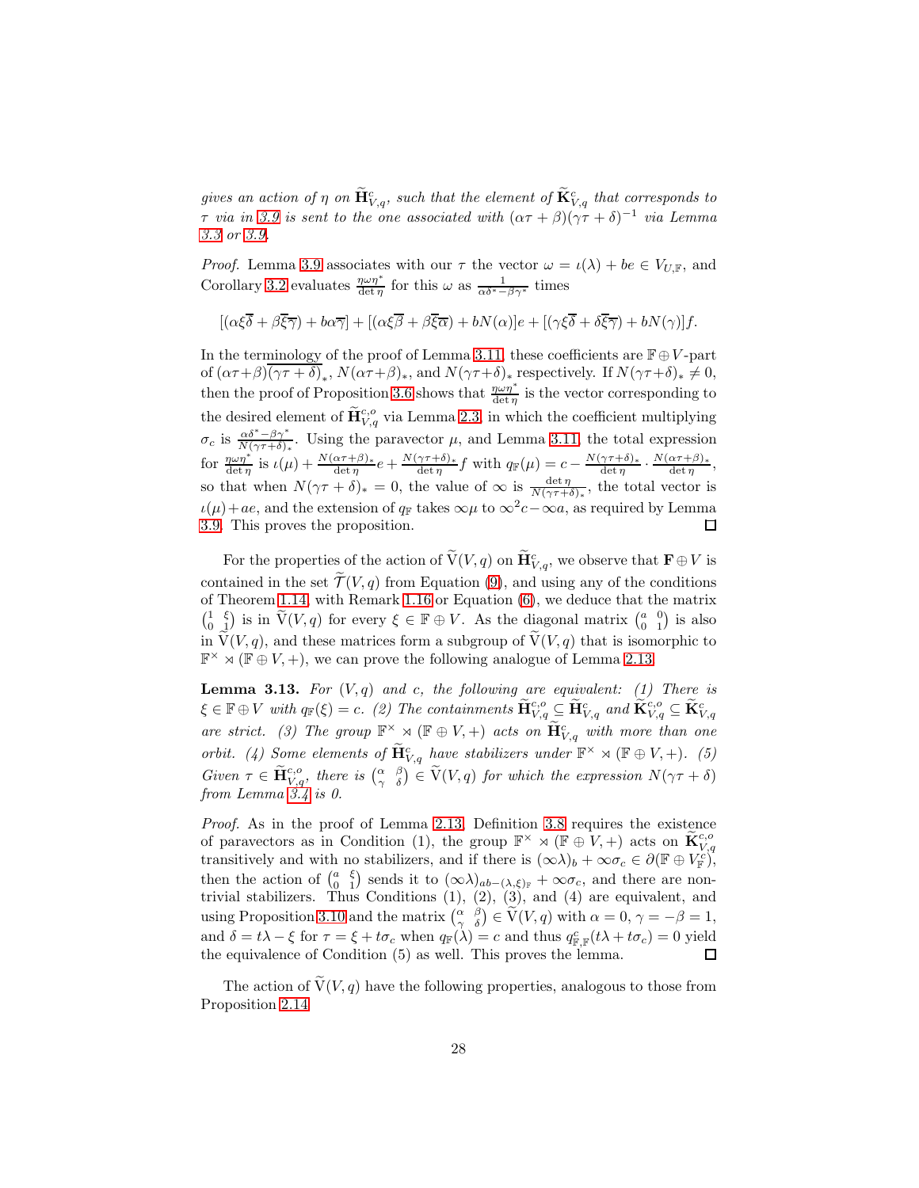*gives an action of $\eta$ on $\widetilde{\mathbf{H}}^{c}_{V,q}$, such that the element of $\widetilde{\mathbf{K}}^{c}_{V,q}$ that corresponds to $\tau$ via in 3.9 is sent to the one associated with $(\alpha\tau+\beta)(\gamma\tau+\delta)^{-1}$ via Lemma 3.3 or 3.9.*

*Proof.* Lemma 3.9 associates with our $\tau$ the vector $\omega = \iota(\lambda) + be \in V_{U,\mathbb{F}}$, and Corollary 3.2 evaluates $\frac{\eta\omega\eta^{*}}{\det\eta}$ for this $\omega$ as $\frac{1}{\alpha\delta^{*}-\beta\gamma^{*}}$ times

$$[(\alpha\xi\overline{\delta}+\beta\overline{\xi}\overline{\gamma})+b\alpha\overline{\gamma}]+[(\alpha\xi\overline{\beta}+\beta\overline{\xi}\overline{\alpha})+bN(\alpha)]e+[(\gamma\xi\overline{\delta}+\delta\overline{\xi}\overline{\gamma})+bN(\gamma)]f.$$

In the terminology of the proof of Lemma 3.11, these coefficients are $\mathbb{F}\oplus V$-part of $(\alpha\tau+\beta)\overline{(\gamma\tau+\delta)}_{*}$, $N(\alpha\tau+\beta)_{*}$, and $N(\gamma\tau+\delta)_{*}$ respectively. If $N(\gamma\tau+\delta)_{*}\neq 0$, then the proof of Proposition 3.6 shows that $\frac{\eta\omega\eta^{*}}{\det\eta}$ is the vector corresponding to the desired element of $\widetilde{\mathbf{H}}^{c,o}_{V,q}$ via Lemma 2.3, in which the coefficient multiplying $\sigma_c$ is $\frac{\alpha\delta^{*}-\beta\gamma^{*}}{N(\gamma\tau+\delta)_{*}}$. Using the paravector $\mu$, and Lemma 3.11, the total expression for $\frac{\eta\omega\eta^{*}}{\det\eta}$ is $\iota(\mu)+\frac{N(\alpha\tau+\beta)_{*}}{\det\eta}e+\frac{N(\gamma\tau+\delta)_{*}}{\det\eta}f$ with $q_{\mathbb{F}}(\mu)=c-\frac{N(\gamma\tau+\delta)_{*}}{\det\eta}\cdot\frac{N(\alpha\tau+\beta)_{*}}{\det\eta}$, so that when $N(\gamma\tau+\delta)_{*}=0$, the value of $\infty$ is $\frac{\det\eta}{N(\gamma\tau+\delta)_{*}}$, the total vector is $\iota(\mu)+ae$, and the extension of $q_{\mathbb{F}}$ takes $\infty\mu$ to $\infty^{2}c-\infty a$, as required by Lemma 3.9. This proves the proposition. ◻

For the properties of the action of $\widetilde{\mathrm{V}}(V,q)$ on $\widetilde{\mathbf{H}}^{c}_{V,q}$, we observe that $\mathbf{F}\oplus V$ is contained in the set $\widetilde{\mathcal{T}}(V,q)$ from Equation (9), and using any of the conditions of Theorem 1.14 with Remark 1.16 or Equation (6), we deduce that the matrix $\begin{pmatrix}1 & \xi \\ 0 & 1\end{pmatrix}$ is in $\widetilde{\mathrm{V}}(V,q)$ for every $\xi\in\mathbb{F}\oplus V$. As the diagonal matrix $\begin{pmatrix}a & 0 \\ 0 & 1\end{pmatrix}$ is also in $\widetilde{\mathrm{V}}(V,q)$, and these matrices form a subgroup of $\widetilde{\mathrm{V}}(V,q)$ that is isomorphic to $\mathbb{F}^{\times}\rtimes(\mathbb{F}\oplus V,+)$, we can prove the following analogue of Lemma 2.13.

**Lemma 3.13.** *For $(V,q)$ and $c$, the following are equivalent: (1) There is $\xi\in\mathbb{F}\oplus V$ with $q_{\mathbb{F}}(\xi)=c$. (2) The containments $\widetilde{\mathbf{H}}^{c,o}_{V,q}\subseteq\widetilde{\mathbf{H}}^{c}_{V,q}$ and $\widetilde{\mathbf{K}}^{c,o}_{V,q}\subseteq\widetilde{\mathbf{K}}^{c}_{V,q}$ are strict. (3) The group $\mathbb{F}^{\times}\rtimes(\mathbb{F}\oplus V,+)$ acts on $\widetilde{\mathbf{H}}^{c}_{V,q}$ with more than one orbit. (4) Some elements of $\widetilde{\mathbf{H}}^{c}_{V,q}$ have stabilizers under $\mathbb{F}^{\times}\rtimes(\mathbb{F}\oplus V,+)$. (5) Given $\tau\in\widetilde{\mathbf{H}}^{c,o}_{V,q}$, there is $\begin{pmatrix}\alpha & \beta \\ \gamma & \delta\end{pmatrix}\in\widetilde{\mathrm{V}}(V,q)$ for which the expression $N(\gamma\tau+\delta)$ from Lemma 3.4 is 0.*

*Proof.* As in the proof of Lemma 2.13, Definition 3.8 requires the existence of paravectors as in Condition (1), the group $\mathbb{F}^{\times}\rtimes(\mathbb{F}\oplus V,+)$ acts on $\widetilde{\mathbf{K}}^{c,o}_{V,q}$ transitively and with no stabilizers, and if there is $(\infty\lambda)_{b}+\infty\sigma_{c}\in\partial(\mathbb{F}\oplus V^{c}_{\mathbb{F}})$, then the action of $\begin{pmatrix}a & \xi \\ 0 & 1\end{pmatrix}$ sends it to $(\infty\lambda)_{ab-(\lambda,\xi)_{\mathbb{F}}}+\infty\sigma_{c}$, and there are non-trivial stabilizers. Thus Conditions (1), (2), (3), and (4) are equivalent, and using Proposition 3.10 and the matrix $\begin{pmatrix}\alpha & \beta \\ \gamma & \delta\end{pmatrix}\in\widetilde{\mathrm{V}}(V,q)$ with $\alpha=0$, $\gamma=-\beta=1$, and $\delta=t\lambda-\xi$ for $\tau=\xi+t\sigma_{c}$ when $q_{\mathbb{F}}(\lambda)=c$ and thus $q^{c}_{\mathbb{F},\mathbb{F}}(t\lambda+t\sigma_{c})=0$ yield the equivalence of Condition (5) as well. This proves the lemma. ◻

The action of $\widetilde{\mathrm{V}}(V,q)$ have the following properties, analogous to those from Proposition 2.14.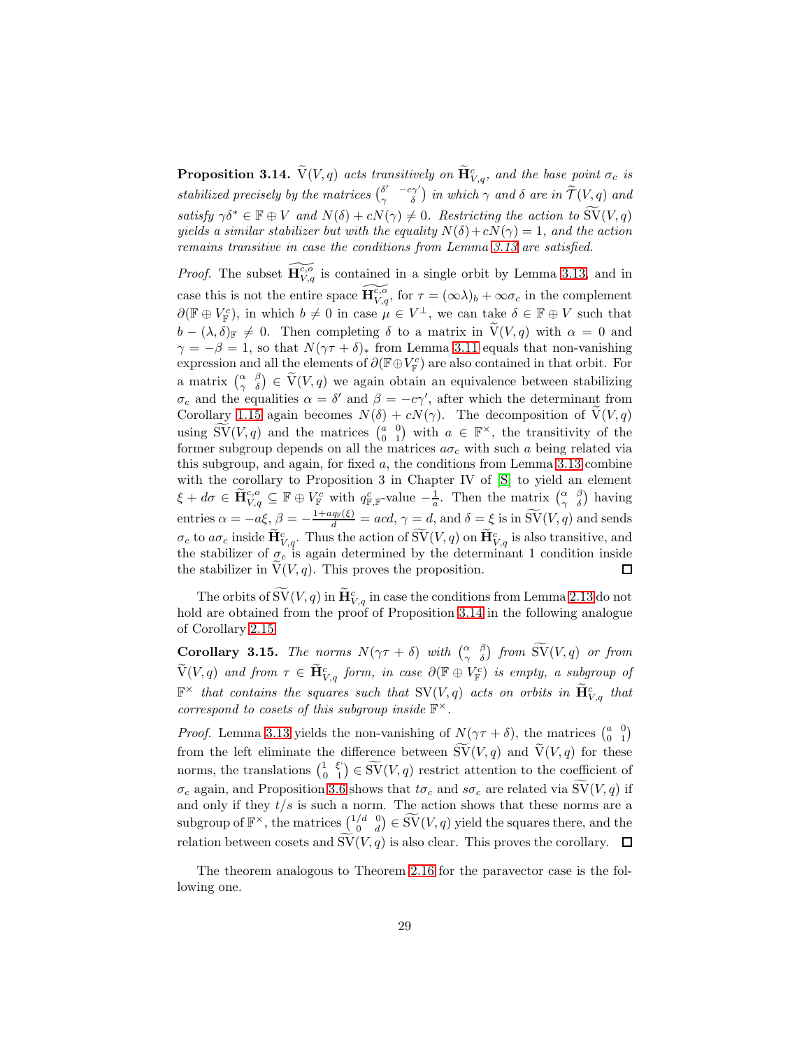**Proposition 3.14.** *$\widetilde{\mathrm{V}}(V,q)$ acts transitively on $\widetilde{\mathbf{H}}^{c}_{V,q}$, and the base point $\sigma_c$ is stabilized precisely by the matrices $\begin{pmatrix} \delta' & -c\gamma' \\ \gamma & \delta \end{pmatrix}$ in which $\gamma$ and $\delta$ are in $\widetilde{\mathcal{T}}(V,q)$ and satisfy $\gamma\delta^* \in \mathbb{F} \oplus V$ and $N(\delta)+cN(\gamma) \neq 0$. Restricting the action to $\widetilde{\mathrm{SV}}(V,q)$ yields a similar stabilizer but with the equality $N(\delta)+cN(\gamma)=1$, and the action remains transitive in case the conditions from Lemma 3.13 are satisfied.*

*Proof.* The subset $\widetilde{\mathbf{H}^{c,o}_{V,q}}$ is contained in a single orbit by Lemma 3.13, and in case this is not the entire space $\widetilde{\mathbf{H}^{c,o}_{V,q}}$, for $\tau = (\infty\lambda)_b + \infty\sigma_c$ in the complement $\partial(\mathbb{F} \oplus V^c_{\mathbb{F}})$, in which $b \neq 0$ in case $\mu \in V^\perp$, we can take $\delta \in \mathbb{F} \oplus V$ such that $b - (\lambda,\delta)_{\mathbb{F}} \neq 0$. Then completing $\delta$ to a matrix in $\widetilde{\mathrm{V}}(V,q)$ with $\alpha = 0$ and $\gamma = -\beta = 1$, so that $N(\gamma\tau+\delta)_*$ from Lemma 3.11 equals that non-vanishing expression and all the elements of $\partial(\mathbb{F} \oplus V^c_{\mathbb{F}})$ are also contained in that orbit. For a matrix $\begin{pmatrix} \alpha & \beta \\ \gamma & \delta \end{pmatrix} \in \widetilde{\mathrm{V}}(V,q)$ we again obtain an equivalence between stabilizing $\sigma_c$ and the equalities $\alpha = \delta'$ and $\beta = -c\gamma'$, after which the determinant from Corollary 1.15 again becomes $N(\delta)+cN(\gamma)$. The decomposition of $\widetilde{\mathrm{V}}(V,q)$ using $\widetilde{\mathrm{SV}}(V,q)$ and the matrices $\begin{pmatrix} a & 0 \\ 0 & 1 \end{pmatrix}$ with $a \in \mathbb{F}^\times$, the transitivity of the former subgroup depends on all the matrices $a\sigma_c$ with such $a$ being related via this subgroup, and again, for fixed $a$, the conditions from Lemma 3.13 combine with the corollary to Proposition 3 in Chapter IV of [S] to yield an element $\xi + d\sigma \in \widetilde{\mathbf{H}}^{c,o}_{V,q} \subseteq \mathbb{F} \oplus V^c_{\mathbb{F}}$ with $q^c_{\mathbb{F},\mathbb{F}}$-value $-\frac{1}{a}$. Then the matrix $\begin{pmatrix} \alpha & \beta \\ \gamma & \delta \end{pmatrix}$ having entries $\alpha = -a\xi$, $\beta = -\frac{1+aq_{\mathbb{F}}(\xi)}{d} = acd$, $\gamma = d$, and $\delta = \xi$ is in $\widetilde{\mathrm{SV}}(V,q)$ and sends $\sigma_c$ to $a\sigma_c$ inside $\widetilde{\mathbf{H}}^{c}_{V,q}$. Thus the action of $\widetilde{\mathrm{SV}}(V,q)$ on $\widetilde{\mathbf{H}}^{c}_{V,q}$ is also transitive, and the stabilizer of $\sigma_c$ is again determined by the determinant 1 condition inside the stabilizer in $\widetilde{\mathrm{V}}(V,q)$. This proves the proposition. $\square$

The orbits of $\widetilde{\mathrm{SV}}(V,q)$ in $\widetilde{\mathbf{H}}^{c}_{V,q}$ in case the conditions from Lemma 2.13 do not hold are obtained from the proof of Proposition 3.14 in the following analogue of Corollary 2.15.

**Corollary 3.15.** *The norms $N(\gamma\tau+\delta)$ with $\begin{pmatrix} \alpha & \beta \\ \gamma & \delta \end{pmatrix}$ from $\widetilde{\mathrm{SV}}(V,q)$ or from $\widetilde{\mathrm{V}}(V,q)$ and from $\tau \in \widetilde{\mathbf{H}}^{c}_{V,q}$ form, in case $\partial(\mathbb{F} \oplus V^c_{\mathbb{F}})$ is empty, a subgroup of $\mathbb{F}^\times$ that contains the squares such that $\mathrm{SV}(V,q)$ acts on orbits in $\widetilde{\mathbf{H}}^{c}_{V,q}$ that correspond to cosets of this subgroup inside $\mathbb{F}^\times$.*

*Proof.* Lemma 3.13 yields the non-vanishing of $N(\gamma\tau+\delta)$, the matrices $\begin{pmatrix} a & 0 \\ 0 & 1 \end{pmatrix}$ from the left eliminate the difference between $\widetilde{\mathrm{SV}}(V,q)$ and $\widetilde{\mathrm{V}}(V,q)$ for these norms, the translations $\begin{pmatrix} 1 & \xi \\ 0 & 1 \end{pmatrix} \in \widetilde{\mathrm{SV}}(V,q)$ restrict attention to the coefficient of $\sigma_c$ again, and Proposition 3.6 shows that $t\sigma_c$ and $s\sigma_c$ are related via $\widetilde{\mathrm{SV}}(V,q)$ if and only if they $t/s$ is such a norm. The action shows that these norms are a subgroup of $\mathbb{F}^\times$, the matrices $\begin{pmatrix} 1/d & 0 \\ 0 & d \end{pmatrix} \in \widetilde{\mathrm{SV}}(V,q)$ yield the squares there, and the relation between cosets and $\widetilde{\mathrm{SV}}(V,q)$ is also clear. This proves the corollary. $\square$

The theorem analogous to Theorem 2.16 for the paravector case is the following one.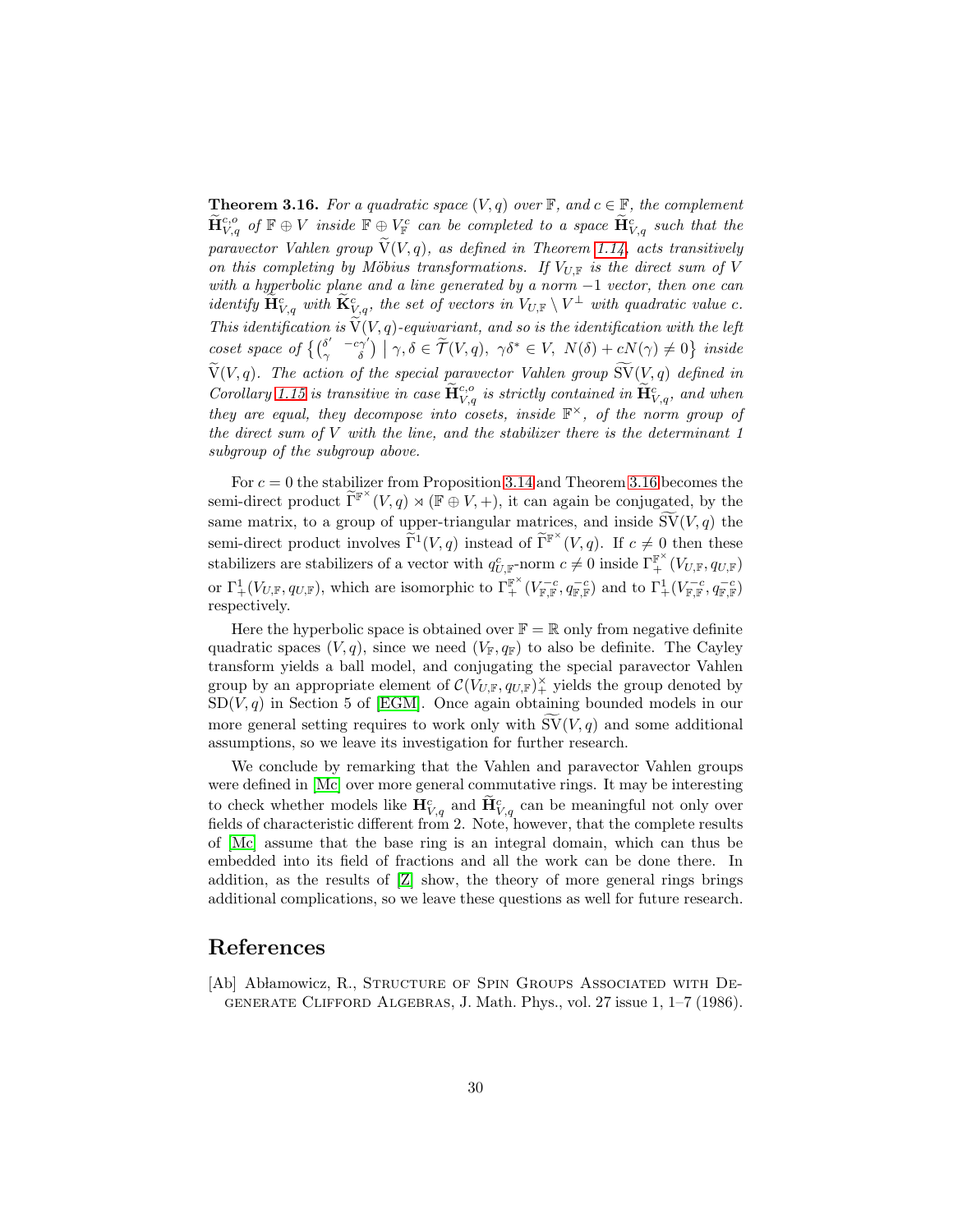**Theorem 3.16.** *For a quadratic space $(V,q)$ over $\mathbb{F}$, and $c \in \mathbb{F}$, the complement $\widetilde{\mathbf{H}}_{V,q}^{c,o}$ of $\mathbb{F} \oplus V$ inside $\mathbb{F} \oplus V_{\mathbb{F}}^{c}$ can be completed to a space $\widetilde{\mathbf{H}}_{V,q}^{c}$ such that the paravector Vahlen group $\widetilde{\mathrm{V}}(V,q)$, as defined in Theorem 1.14, acts transitively on this completing by Möbius transformations. If $V_{U,\mathbb{F}}$ is the direct sum of $V$ with a hyperbolic plane and a line generated by a norm $-1$ vector, then one can identify $\widetilde{\mathbf{H}}_{V,q}^{c}$ with $\widetilde{\mathbf{K}}_{V,q}^{c}$, the set of vectors in $V_{U,\mathbb{F}} \setminus V^{\perp}$ with quadratic value $c$. This identification is $\widetilde{\mathrm{V}}(V,q)$-equivariant, and so is the identification with the left coset space of $\left\{\begin{pmatrix} \delta' & -c\gamma' \\ \gamma & \delta \end{pmatrix} \,\middle|\, \gamma,\delta \in \widetilde{\mathcal{T}}(V,q),\ \gamma\delta^{*} \in V,\ N(\delta)+cN(\gamma) \neq 0\right\}$ inside $\widetilde{\mathrm{V}}(V,q)$. The action of the special paravector Vahlen group $\widetilde{\mathrm{SV}}(V,q)$ defined in Corollary 1.15 is transitive in case $\widetilde{\mathbf{H}}_{V,q}^{c,o}$ is strictly contained in $\widetilde{\mathbf{H}}_{V,q}^{c}$, and when they are equal, they decompose into cosets, inside $\mathbb{F}^{\times}$, of the norm group of the direct sum of $V$ with the line, and the stabilizer there is the determinant 1 subgroup of the subgroup above.*

For $c=0$ the stabilizer from Proposition 3.14 and Theorem 3.16 becomes the semi-direct product $\widetilde{\Gamma}^{\mathbb{F}^{\times}}(V,q) \rtimes (\mathbb{F} \oplus V,+)$, it can again be conjugated, by the same matrix, to a group of upper-triangular matrices, and inside $\widetilde{\mathrm{SV}}(V,q)$ the semi-direct product involves $\widetilde{\Gamma}^{1}(V,q)$ instead of $\widetilde{\Gamma}^{\mathbb{F}^{\times}}(V,q)$. If $c \neq 0$ then these stabilizers are stabilizers of a vector with $q_{U,\mathbb{F}}^{c}$-norm $c \neq 0$ inside $\Gamma_{+}^{\mathbb{F}^{\times}}(V_{U,\mathbb{F}},q_{U,\mathbb{F}})$ or $\Gamma_{+}^{1}(V_{U,\mathbb{F}},q_{U,\mathbb{F}})$, which are isomorphic to $\Gamma_{+}^{\mathbb{F}^{\times}}(V_{\mathbb{F},\mathbb{F}}^{-c},q_{\mathbb{F},\mathbb{F}}^{-c})$ and to $\Gamma_{+}^{1}(V_{\mathbb{F},\mathbb{F}}^{-c},q_{\mathbb{F},\mathbb{F}}^{-c})$ respectively.

Here the hyperbolic space is obtained over $\mathbb{F}=\mathbb{R}$ only from negative definite quadratic spaces $(V,q)$, since we need $(V_{\mathbb{F}},q_{\mathbb{F}})$ to also be definite. The Cayley transform yields a ball model, and conjugating the special paravector Vahlen group by an appropriate element of $\mathcal{C}(V_{U,\mathbb{F}},q_{U,\mathbb{F}})_{+}^{\times}$ yields the group denoted by $\mathrm{SD}(V,q)$ in Section 5 of [EGM]. Once again obtaining bounded models in our more general setting requires to work only with $\widetilde{\mathrm{SV}}(V,q)$ and some additional assumptions, so we leave its investigation for further research.

We conclude by remarking that the Vahlen and paravector Vahlen groups were defined in [Mc] over more general commutative rings. It may be interesting to check whether models like $\mathbf{H}_{V,q}^{c}$ and $\widetilde{\mathbf{H}}_{V,q}^{c}$ can be meaningful not only over fields of characteristic different from 2. Note, however, that the complete results of [Mc] assume that the base ring is an integral domain, which can thus be embedded into its field of fractions and all the work can be done there. In addition, as the results of [Z] show, the theory of more general rings brings additional complications, so we leave these questions as well for future research.

# References

[Ab] Abłamowicz, R., Structure of Spin Groups Associated with Degenerate Clifford Algebras, J. Math. Phys., vol. 27 issue 1, 1–7 (1986).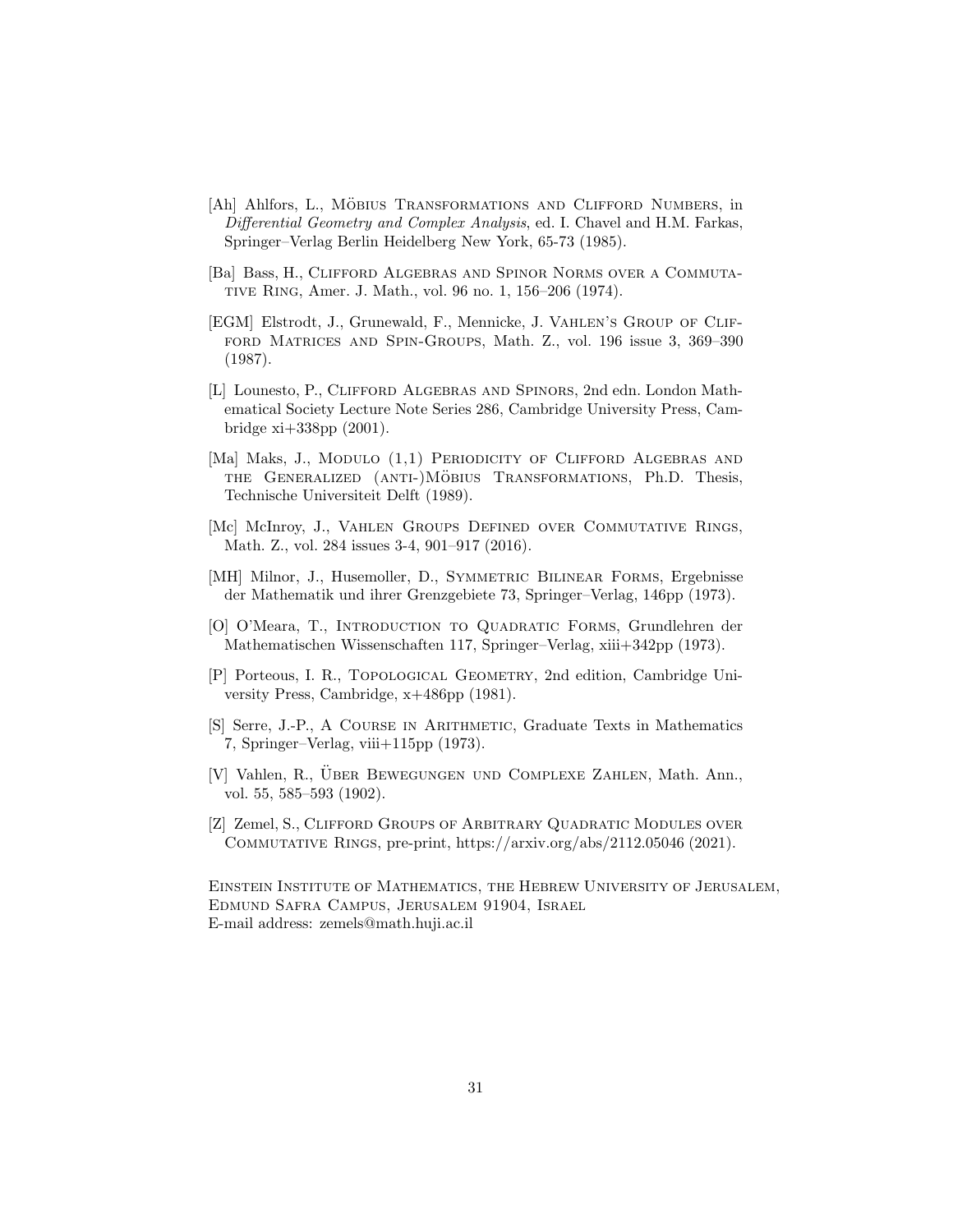[Ah] Ahlfors, L., Möbius Transformations and Clifford Numbers, in *Differential Geometry and Complex Analysis*, ed. I. Chavel and H.M. Farkas, Springer–Verlag Berlin Heidelberg New York, 65-73 (1985).

[Ba] Bass, H., Clifford Algebras and Spinor Norms over a Commutative Ring, Amer. J. Math., vol. 96 no. 1, 156–206 (1974).

[EGM] Elstrodt, J., Grunewald, F., Mennicke, J. Vahlen's Group of Clifford Matrices and Spin-Groups, Math. Z., vol. 196 issue 3, 369–390 (1987).

[L] Lounesto, P., Clifford Algebras and Spinors, 2nd edn. London Mathematical Society Lecture Note Series 286, Cambridge University Press, Cambridge xi+338pp (2001).

[Ma] Maks, J., Modulo (1,1) Periodicity of Clifford Algebras and the Generalized (anti-)Möbius Transformations, Ph.D. Thesis, Technische Universiteit Delft (1989).

[Mc] McInroy, J., Vahlen Groups Defined over Commutative Rings, Math. Z., vol. 284 issues 3-4, 901–917 (2016).

[MH] Milnor, J., Husemoller, D., Symmetric Bilinear Forms, Ergebnisse der Mathematik und ihrer Grenzgebiete 73, Springer–Verlag, 146pp (1973).

[O] O'Meara, T., Introduction to Quadratic Forms, Grundlehren der Mathematischen Wissenschaften 117, Springer–Verlag, xiii+342pp (1973).

[P] Porteous, I. R., Topological Geometry, 2nd edition, Cambridge University Press, Cambridge, x+486pp (1981).

[S] Serre, J.-P., A Course in Arithmetic, Graduate Texts in Mathematics 7, Springer–Verlag, viii+115pp (1973).

[V] Vahlen, R., Über Bewegungen und Complexe Zahlen, Math. Ann., vol. 55, 585–593 (1902).

[Z] Zemel, S., Clifford Groups of Arbitrary Quadratic Modules over Commutative Rings, pre-print, https://arxiv.org/abs/2112.05046 (2021).

Einstein Institute of Mathematics, the Hebrew University of Jerusalem, Edmund Safra Campus, Jerusalem 91904, Israel
E-mail address: zemels@math.huji.ac.il